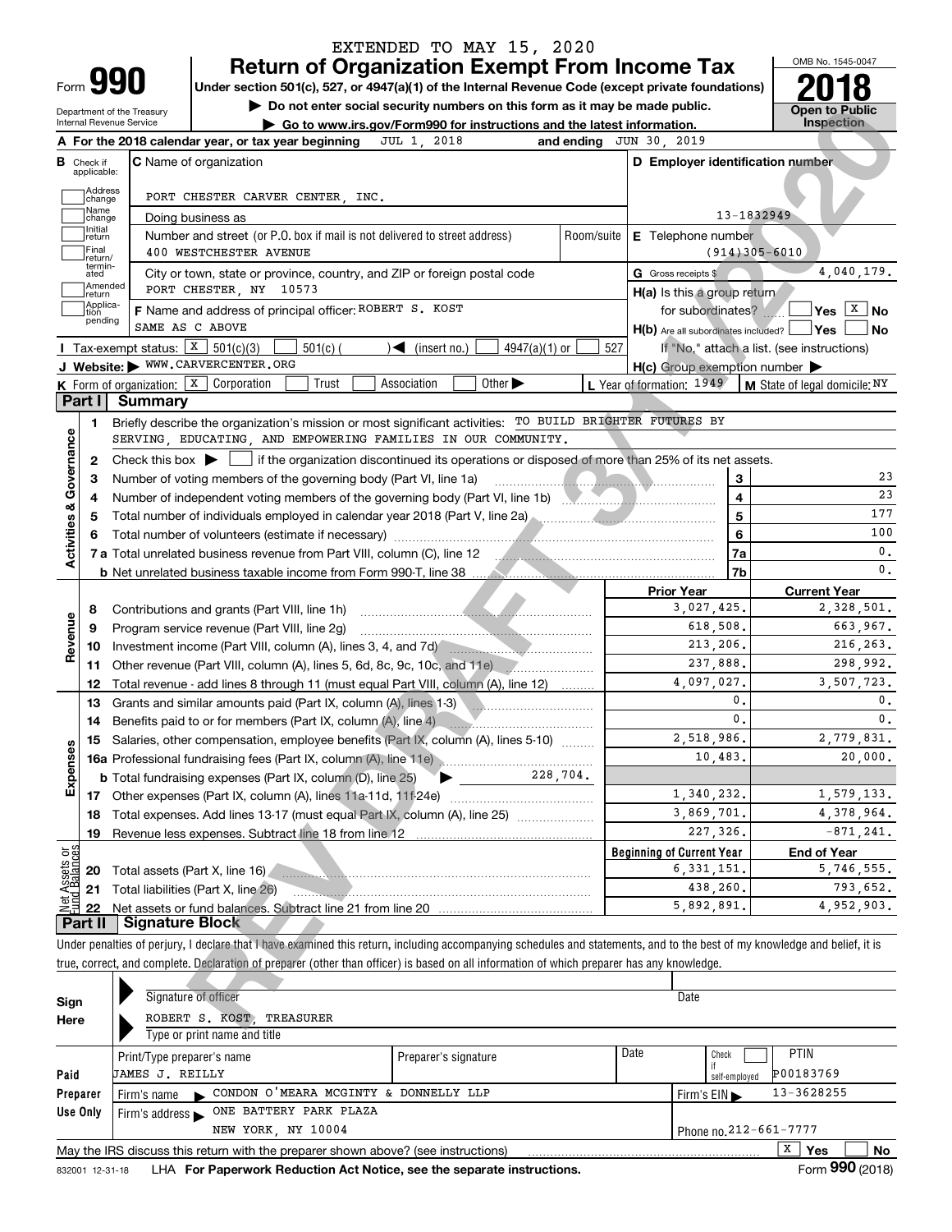EXTENDED TO MAY 15, 2020

# Form 990 — Return of Organization Exempt From Income Tax — 2018

Under section 501(c), 527, or 4947(a)(1) of the Internal Revenue Code (except private foundations)

▶ Do not enter social security numbers on this form as it may be made public.

▶ Go to www.irs.gov/Form990 for instructions and the latest information.

Department of the Treasury
Internal Revenue Service

OMB No. 1545-0047

**Open to Public Inspection**

**A** For the 2018 calendar year, or tax year beginning JUL 1, 2018 and ending JUN 30, 2019

**B** Check if applicable: Address change, Name change, Initial return, Final return/terminated, Amended return, Application pending

**C** Name of organization: PORT CHESTER CARVER CENTER, INC.

Doing business as

Number and street (or P.O. box if mail is not delivered to street address): 400 WESTCHESTER AVENUE — Room/suite

City or town, state or province, country, and ZIP or foreign postal code: PORT CHESTER, NY 10573

**D** Employer identification number: 13-1832949

**E** Telephone number: (914)305-6010

**G** Gross receipts $ 4,040,179.

**F** Name and address of principal officer: ROBERT S. KOST, SAME AS C ABOVE

**H(a)** Is this a group return for subordinates? ☐ Yes ☒ No

**H(b)** Are all subordinates included? ☐ Yes ☐ No — If "No," attach a list. (see instructions)

**H(c)** Group exemption number ▶

**I** Tax-exempt status: ☒ 501(c)(3) ☐ 501(c) ( ) ◀ (insert no.) ☐ 4947(a)(1) or ☐ 527

**J** Website: ▶ WWW.CARVERCENTER.ORG

**K** Form of organization: ☒ Corporation ☐ Trust ☐ Association ☐ Other ▶

**L** Year of formation: 1949 **M** State of legal domicile: NY

## Part I Summary

### Activities & Governance

1 Briefly describe the organization's mission or most significant activities: TO BUILD BRIGHTER FUTURES BY SERVING, EDUCATING, AND EMPOWERING FAMILIES IN OUR COMMUNITY.

2 Check this box ▶ ☐ if the organization discontinued its operations or disposed of more than 25% of its net assets.

| | | | |
|---|---|---|---|
| 3 | Number of voting members of the governing body (Part VI, line 1a) | 3 | 23 |
| 4 | Number of independent voting members of the governing body (Part VI, line 1b) | 4 | 23 |
| 5 | Total number of individuals employed in calendar year 2018 (Part V, line 2a) | 5 | 177 |
| 6 | Total number of volunteers (estimate if necessary) | 6 | 100 |
| 7a | Total unrelated business revenue from Part VIII, column (C), line 12 | 7a | 0. |
| b | Net unrelated business taxable income from Form 990-T, line 38 | 7b | 0. |

### Revenue / Expenses

| | | Prior Year | Current Year |
|---|---|---|---|
| 8 | Contributions and grants (Part VIII, line 1h) | 3,027,425. | 2,328,501. |
| 9 | Program service revenue (Part VIII, line 2g) | 618,508. | 663,967. |
| 10 | Investment income (Part VIII, column (A), lines 3, 4, and 7d) | 213,206. | 216,263. |
| 11 | Other revenue (Part VIII, column (A), lines 5, 6d, 8c, 9c, 10c, and 11e) | 237,888. | 298,992. |
| 12 | Total revenue - add lines 8 through 11 (must equal Part VIII, column (A), line 12) | 4,097,027. | 3,507,723. |
| 13 | Grants and similar amounts paid (Part IX, column (A), lines 1-3) | 0. | 0. |
| 14 | Benefits paid to or for members (Part IX, column (A), line 4) | 0. | 0. |
| 15 | Salaries, other compensation, employee benefits (Part IX, column (A), lines 5-10) | 2,518,986. | 2,779,831. |
| 16a | Professional fundraising fees (Part IX, column (A), line 11e) | 10,483. | 20,000. |
| b | Total fundraising expenses (Part IX, column (D), line 25) ▶ 228,704. | | |
| 17 | Other expenses (Part IX, column (A), lines 11a-11d, 11f-24e) | 1,340,232. | 1,579,133. |
| 18 | Total expenses. Add lines 13-17 (must equal Part IX, column (A), line 25) | 3,869,701. | 4,378,964. |
| 19 | Revenue less expenses. Subtract line 18 from line 12 | 227,326. | -871,241. |

### Net Assets or Fund Balances

| | | Beginning of Current Year | End of Year |
|---|---|---|---|
| 20 | Total assets (Part X, line 16) | 6,331,151. | 5,746,555. |
| 21 | Total liabilities (Part X, line 26) | 438,260. | 793,652. |
| 22 | Net assets or fund balances. Subtract line 21 from line 20 | 5,892,891. | 4,952,903. |

## Part II Signature Block

Under penalties of perjury, I declare that I have examined this return, including accompanying schedules and statements, and to the best of my knowledge and belief, it is true, correct, and complete. Declaration of preparer (other than officer) is based on all information of which preparer has any knowledge.

**Sign Here**

Signature of officer — Date

ROBERT S. KOST, TREASURER
Type or print name and title

**Paid Preparer Use Only**

| Print/Type preparer's name | Preparer's signature | Date | Check ☐ if self-employed | PTIN |
|---|---|---|---|---|
| JAMES J. REILLY | | | | P00183769 |

Firm's name ▶ CONDON O'MEARA MCGINTY & DONNELLY LLP — Firm's EIN ▶ 13-3628255

Firm's address ▶ ONE BATTERY PARK PLAZA, NEW YORK, NY 10004 — Phone no. 212-661-7777

May the IRS discuss this return with the preparer shown above? (see instructions) ☒ Yes ☐ No

832001 12-31-18 LHA For Paperwork Reduction Act Notice, see the separate instructions. Form 990 (2018)

REVIEW DRAFT 3/11/2020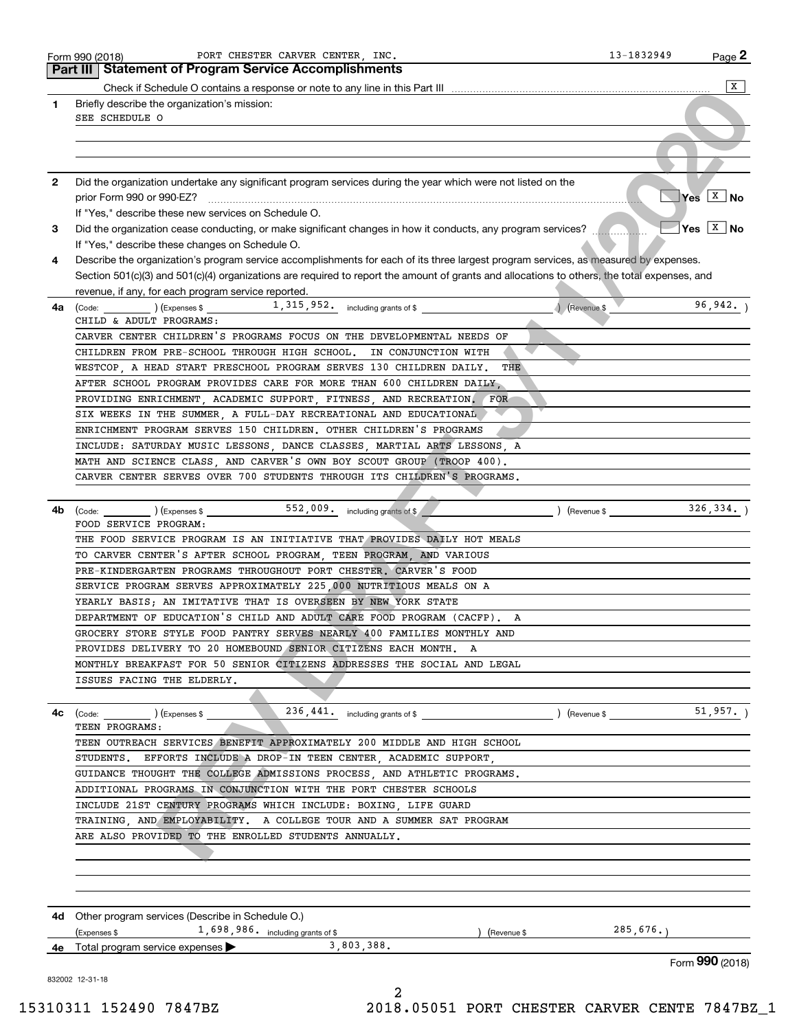Form 990 (2018) PORT CHESTER CARVER CENTER, INC. 13-1832949

## Part III | Statement of Program Service Accomplishments

Check if Schedule O contains a response or note to any line in this Part III .......... [X]

**1** Briefly describe the organization's mission:

SEE SCHEDULE O

**2** Did the organization undertake any significant program services during the year which were not listed on the prior Form 990 or 990-EZ? .......... [ ] Yes [X] No

If "Yes," describe these new services on Schedule O.

**3** Did the organization cease conducting, or make significant changes in how it conducts, any program services? .......... [ ] Yes [X] No

If "Yes," describe these changes on Schedule O.

**4** Describe the organization's program service accomplishments for each of its three largest program services, as measured by expenses. Section 501(c)(3) and 501(c)(4) organizations are required to report the amount of grants and allocations to others, the total expenses, and revenue, if any, for each program service reported.

**4a** (Code: ) (Expenses $ 1,315,952. including grants of $ ) (Revenue $ 96,942. )

CHILD & ADULT PROGRAMS:

CARVER CENTER CHILDREN'S PROGRAMS FOCUS ON THE DEVELOPMENTAL NEEDS OF CHILDREN FROM PRE-SCHOOL THROUGH HIGH SCHOOL. IN CONJUNCTION WITH WESTCOP, A HEAD START PRESCHOOL PROGRAM SERVES 130 CHILDREN DAILY. THE AFTER SCHOOL PROGRAM PROVIDES CARE FOR MORE THAN 600 CHILDREN DAILY, PROVIDING ENRICHMENT, ACADEMIC SUPPORT, FITNESS, AND RECREATION. FOR SIX WEEKS IN THE SUMMER, A FULL-DAY RECREATIONAL AND EDUCATIONAL ENRICHMENT PROGRAM SERVES 150 CHILDREN. OTHER CHILDREN'S PROGRAMS INCLUDE: SATURDAY MUSIC LESSONS, DANCE CLASSES, MARTIAL ARTS LESSONS, A MATH AND SCIENCE CLASS, AND CARVER'S OWN BOY SCOUT GROUP (TROOP 400). CARVER CENTER SERVES OVER 700 STUDENTS THROUGH ITS CHILDREN'S PROGRAMS.

**4b** (Code: ) (Expenses $ 552,009. including grants of $ ) (Revenue $ 326,334. )

FOOD SERVICE PROGRAM:

THE FOOD SERVICE PROGRAM IS AN INITIATIVE THAT PROVIDES DAILY HOT MEALS TO CARVER CENTER'S AFTER SCHOOL PROGRAM, TEEN PROGRAM, AND VARIOUS PRE-KINDERGARTEN PROGRAMS THROUGHOUT PORT CHESTER. CARVER'S FOOD SERVICE PROGRAM SERVES APPROXIMATELY 225,000 NUTRITIOUS MEALS ON A YEARLY BASIS; AN IMITATIVE THAT IS OVERSEEN BY NEW YORK STATE DEPARTMENT OF EDUCATION'S CHILD AND ADULT CARE FOOD PROGRAM (CACFP). A GROCERY STORE STYLE FOOD PANTRY SERVES NEARLY 400 FAMILIES MONTHLY AND PROVIDES DELIVERY TO 20 HOMEBOUND SENIOR CITIZENS EACH MONTH. A MONTHLY BREAKFAST FOR 50 SENIOR CITIZENS ADDRESSES THE SOCIAL AND LEGAL ISSUES FACING THE ELDERLY.

**4c** (Code: ) (Expenses $ 236,441. including grants of $ ) (Revenue $ 51,957. )

TEEN PROGRAMS:

TEEN OUTREACH SERVICES BENEFIT APPROXIMATELY 200 MIDDLE AND HIGH SCHOOL STUDENTS. EFFORTS INCLUDE A DROP-IN TEEN CENTER, ACADEMIC SUPPORT, GUIDANCE THOUGHT THE COLLEGE ADMISSIONS PROCESS, AND ATHLETIC PROGRAMS. ADDITIONAL PROGRAMS IN CONJUNCTION WITH THE PORT CHESTER SCHOOLS INCLUDE 21ST CENTURY PROGRAMS WHICH INCLUDE: BOXING, LIFE GUARD TRAINING, AND EMPLOYABILITY. A COLLEGE TOUR AND A SUMMER SAT PROGRAM ARE ALSO PROVIDED TO THE ENROLLED STUDENTS ANNUALLY.

**4d** Other program services (Describe in Schedule O.)

(Expenses $ 1,698,986. including grants of $ ) (Revenue $ 285,676.)

**4e** Total program service expenses ▶ 3,803,388.

Form **990** (2018)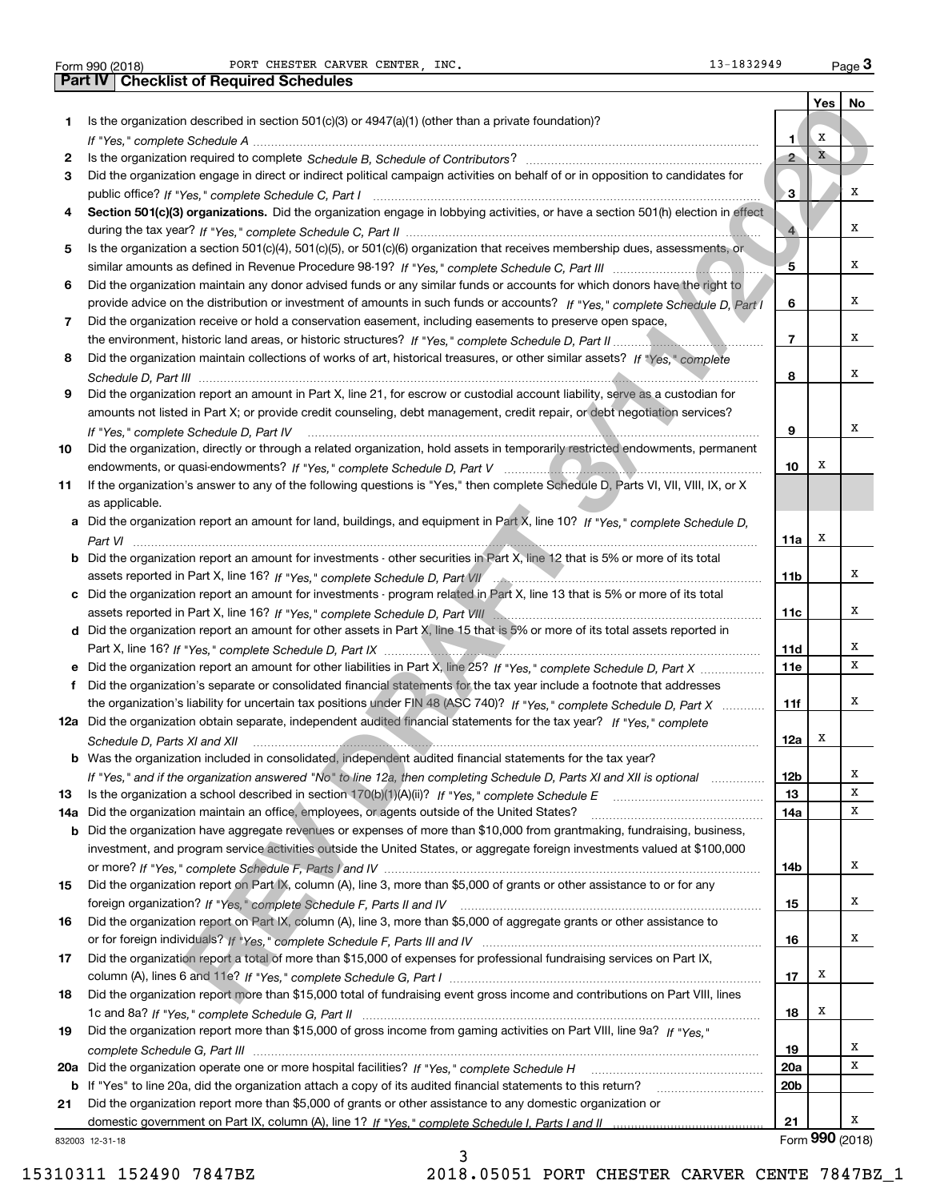Form 990 (2018) PORT CHESTER CARVER CENTER, INC. 13-1832949 Page 3

## Part IV | Checklist of Required Schedules

| | | | Yes | No |
|---|---|---|---|---|
| 1 | Is the organization described in section 501(c)(3) or 4947(a)(1) (other than a private foundation)? *If "Yes," complete Schedule A* | 1 | X | |
| 2 | Is the organization required to complete *Schedule B, Schedule of Contributors*? | 2 | X | |
| 3 | Did the organization engage in direct or indirect political campaign activities on behalf of or in opposition to candidates for public office? *If "Yes," complete Schedule C, Part I* | 3 | | X |
| 4 | **Section 501(c)(3) organizations.** Did the organization engage in lobbying activities, or have a section 501(h) election in effect during the tax year? *If "Yes," complete Schedule C, Part II* | 4 | | X |
| 5 | Is the organization a section 501(c)(4), 501(c)(5), or 501(c)(6) organization that receives membership dues, assessments, or similar amounts as defined in Revenue Procedure 98-19? *If "Yes," complete Schedule C, Part III* | 5 | | X |
| 6 | Did the organization maintain any donor advised funds or any similar funds or accounts for which donors have the right to provide advice on the distribution or investment of amounts in such funds or accounts? *If "Yes," complete Schedule D, Part I* | 6 | | X |
| 7 | Did the organization receive or hold a conservation easement, including easements to preserve open space, the environment, historic land areas, or historic structures? *If "Yes," complete Schedule D, Part II* | 7 | | X |
| 8 | Did the organization maintain collections of works of art, historical treasures, or other similar assets? *If "Yes," complete Schedule D, Part III* | 8 | | X |
| 9 | Did the organization report an amount in Part X, line 21, for escrow or custodial account liability, serve as a custodian for amounts not listed in Part X; or provide credit counseling, debt management, credit repair, or debt negotiation services? *If "Yes," complete Schedule D, Part IV* | 9 | | X |
| 10 | Did the organization, directly or through a related organization, hold assets in temporarily restricted endowments, permanent endowments, or quasi-endowments? *If "Yes," complete Schedule D, Part V* | 10 | X | |
| 11 | If the organization's answer to any of the following questions is "Yes," then complete Schedule D, Parts VI, VII, VIII, IX, or X as applicable. | | | |
| a | Did the organization report an amount for land, buildings, and equipment in Part X, line 10? *If "Yes," complete Schedule D, Part VI* | 11a | X | |
| b | Did the organization report an amount for investments - other securities in Part X, line 12 that is 5% or more of its total assets reported in Part X, line 16? *If "Yes," complete Schedule D, Part VII* | 11b | | X |
| c | Did the organization report an amount for investments - program related in Part X, line 13 that is 5% or more of its total assets reported in Part X, line 16? *If "Yes," complete Schedule D, Part VIII* | 11c | | X |
| d | Did the organization report an amount for other assets in Part X, line 15 that is 5% or more of its total assets reported in Part X, line 16? *If "Yes," complete Schedule D, Part IX* | 11d | | X |
| e | Did the organization report an amount for other liabilities in Part X, line 25? *If "Yes," complete Schedule D, Part X* | 11e | | X |
| f | Did the organization's separate or consolidated financial statements for the tax year include a footnote that addresses the organization's liability for uncertain tax positions under FIN 48 (ASC 740)? *If "Yes," complete Schedule D, Part X* | 11f | | X |
| 12a | Did the organization obtain separate, independent audited financial statements for the tax year? *If "Yes," complete Schedule D, Parts XI and XII* | 12a | X | |
| b | Was the organization included in consolidated, independent audited financial statements for the tax year? *If "Yes," and if the organization answered "No" to line 12a, then completing Schedule D, Parts XI and XII is optional* | 12b | | X |
| 13 | Is the organization a school described in section 170(b)(1)(A)(ii)? *If "Yes," complete Schedule E* | 13 | | X |
| 14a | Did the organization maintain an office, employees, or agents outside of the United States? | 14a | | X |
| b | Did the organization have aggregate revenues or expenses of more than $10,000 from grantmaking, fundraising, business, investment, and program service activities outside the United States, or aggregate foreign investments valued at $100,000 or more? *If "Yes," complete Schedule F, Parts I and IV* | 14b | | X |
| 15 | Did the organization report on Part IX, column (A), line 3, more than $5,000 of grants or other assistance to or for any foreign organization? *If "Yes," complete Schedule F, Parts II and IV* | 15 | | X |
| 16 | Did the organization report on Part IX, column (A), line 3, more than $5,000 of aggregate grants or other assistance to or for foreign individuals? *If "Yes," complete Schedule F, Parts III and IV* | 16 | | X |
| 17 | Did the organization report a total of more than $15,000 of expenses for professional fundraising services on Part IX, column (A), lines 6 and 11e? *If "Yes," complete Schedule G, Part I* | 17 | X | |
| 18 | Did the organization report more than $15,000 total of fundraising event gross income and contributions on Part VIII, lines 1c and 8a? *If "Yes," complete Schedule G, Part II* | 18 | X | |
| 19 | Did the organization report more than $15,000 of gross income from gaming activities on Part VIII, line 9a? *If "Yes," complete Schedule G, Part III* | 19 | | X |
| 20a | Did the organization operate one or more hospital facilities? *If "Yes," complete Schedule H* | 20a | | X |
| b | If "Yes" to line 20a, did the organization attach a copy of its audited financial statements to this return? | 20b | | |
| 21 | Did the organization report more than $5,000 of grants or other assistance to any domestic organization or domestic government on Part IX, column (A), line 1? *If "Yes," complete Schedule I, Parts I and II* | 21 | | X |

832003 12-31-18 Form **990** (2018)

15310311 152490 7847BZ 2018.05051 PORT CHESTER CARVER CENTE 7847BZ_1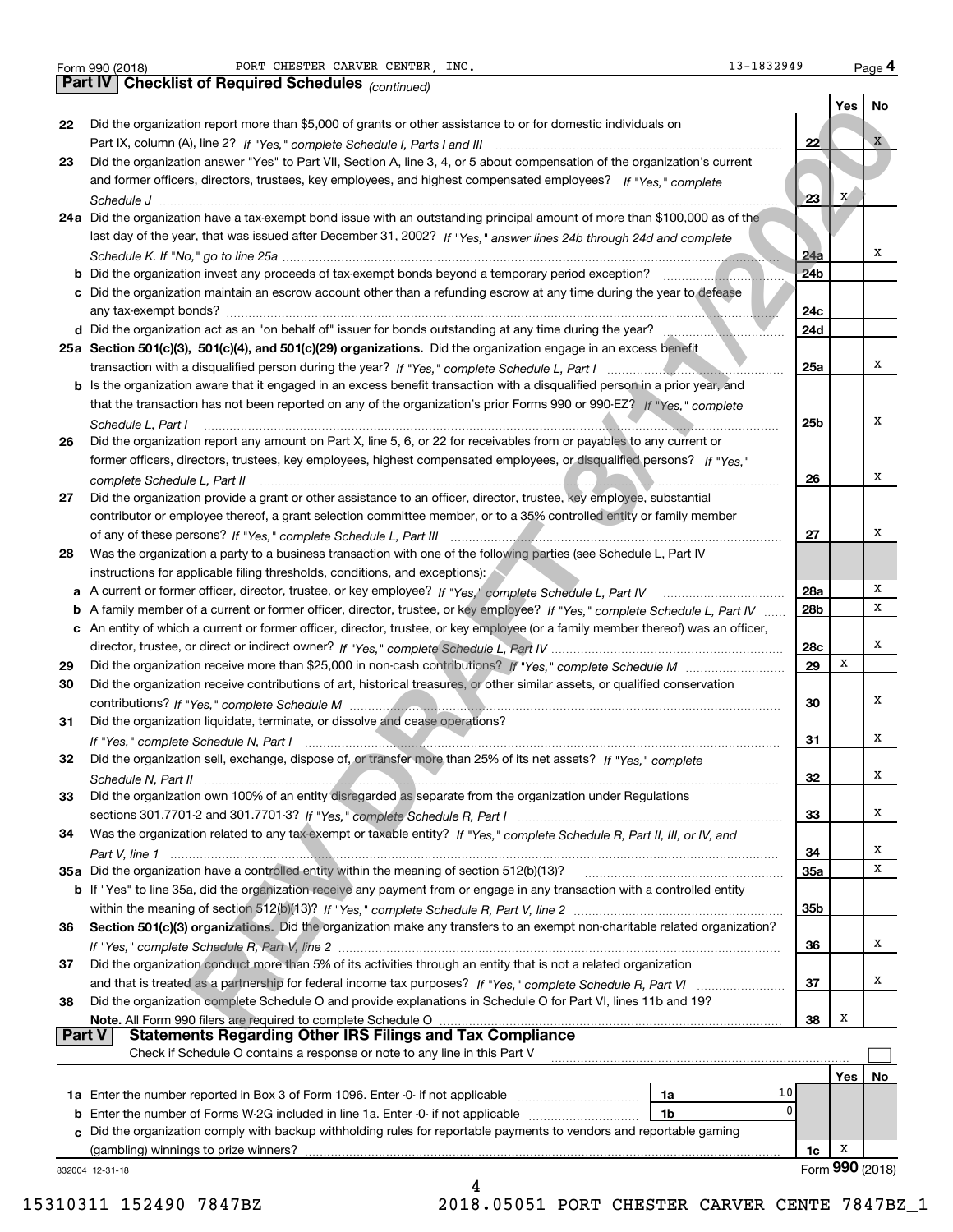Form 990 (2018) PORT CHESTER CARVER CENTER, INC. 13-1832949

## Part IV Checklist of Required Schedules *(continued)*

| | | | Yes | No |
|---|---|---|---|---|
| 22 | Did the organization report more than $5,000 of grants or other assistance to or for domestic individuals on Part IX, column (A), line 2? *If "Yes," complete Schedule I, Parts I and III* | 22 | | X |
| 23 | Did the organization answer "Yes" to Part VII, Section A, line 3, 4, or 5 about compensation of the organization's current and former officers, directors, trustees, key employees, and highest compensated employees? *If "Yes," complete Schedule J* | 23 | X | |
| 24a | Did the organization have a tax-exempt bond issue with an outstanding principal amount of more than $100,000 as of the last day of the year, that was issued after December 31, 2002? *If "Yes," answer lines 24b through 24d and complete Schedule K. If "No," go to line 25a* | 24a | | X |
| b | Did the organization invest any proceeds of tax-exempt bonds beyond a temporary period exception? | 24b | | |
| c | Did the organization maintain an escrow account other than a refunding escrow at any time during the year to defease any tax-exempt bonds? | 24c | | |
| d | Did the organization act as an "on behalf of" issuer for bonds outstanding at any time during the year? | 24d | | |
| 25a | **Section 501(c)(3), 501(c)(4), and 501(c)(29) organizations.** Did the organization engage in an excess benefit transaction with a disqualified person during the year? *If "Yes," complete Schedule L, Part I* | 25a | | X |
| b | Is the organization aware that it engaged in an excess benefit transaction with a disqualified person in a prior year, and that the transaction has not been reported on any of the organization's prior Forms 990 or 990-EZ? *If "Yes," complete Schedule L, Part I* | 25b | | X |
| 26 | Did the organization report any amount on Part X, line 5, 6, or 22 for receivables from or payables to any current or former officers, directors, trustees, key employees, highest compensated employees, or disqualified persons? *If "Yes," complete Schedule L, Part II* | 26 | | X |
| 27 | Did the organization provide a grant or other assistance to an officer, director, trustee, key employee, substantial contributor or employee thereof, a grant selection committee member, or to a 35% controlled entity or family member of any of these persons? *If "Yes," complete Schedule L, Part III* | 27 | | X |
| 28 | Was the organization a party to a business transaction with one of the following parties (see Schedule L, Part IV instructions for applicable filing thresholds, conditions, and exceptions): | | | |
| a | A current or former officer, director, trustee, or key employee? *If "Yes," complete Schedule L, Part IV* | 28a | | X |
| b | A family member of a current or former officer, director, trustee, or key employee? *If "Yes," complete Schedule L, Part IV* | 28b | | X |
| c | An entity of which a current or former officer, director, trustee, or key employee (or a family member thereof) was an officer, director, trustee, or direct or indirect owner? *If "Yes," complete Schedule L, Part IV* | 28c | | X |
| 29 | Did the organization receive more than $25,000 in non-cash contributions? *If "Yes," complete Schedule M* | 29 | X | |
| 30 | Did the organization receive contributions of art, historical treasures, or other similar assets, or qualified conservation contributions? *If "Yes," complete Schedule M* | 30 | | X |
| 31 | Did the organization liquidate, terminate, or dissolve and cease operations? *If "Yes," complete Schedule N, Part I* | 31 | | X |
| 32 | Did the organization sell, exchange, dispose of, or transfer more than 25% of its net assets? *If "Yes," complete Schedule N, Part II* | 32 | | X |
| 33 | Did the organization own 100% of an entity disregarded as separate from the organization under Regulations sections 301.7701-2 and 301.7701-3? *If "Yes," complete Schedule R, Part I* | 33 | | X |
| 34 | Was the organization related to any tax-exempt or taxable entity? *If "Yes," complete Schedule R, Part II, III, or IV, and Part V, line 1* | 34 | | X |
| 35a | Did the organization have a controlled entity within the meaning of section 512(b)(13)? | 35a | | X |
| b | If "Yes" to line 35a, did the organization receive any payment from or engage in any transaction with a controlled entity within the meaning of section 512(b)(13)? *If "Yes," complete Schedule R, Part V, line 2* | 35b | | |
| 36 | **Section 501(c)(3) organizations.** Did the organization make any transfers to an exempt non-charitable related organization? *If "Yes," complete Schedule R, Part V, line 2* | 36 | | X |
| 37 | Did the organization conduct more than 5% of its activities through an entity that is not a related organization and that is treated as a partnership for federal income tax purposes? *If "Yes," complete Schedule R, Part VI* | 37 | | X |
| 38 | Did the organization complete Schedule O and provide explanations in Schedule O for Part VI, lines 11b and 19? **Note.** All Form 990 filers are required to complete Schedule O | 38 | X | |

## Part V Statements Regarding Other IRS Filings and Tax Compliance

Check if Schedule O contains a response or note to any line in this Part V ☐

| | | | | | Yes | No |
|---|---|---|---|---|---|---|
| 1a | Enter the number reported in Box 3 of Form 1096. Enter -0- if not applicable | 1a | 10 | | | |
| b | Enter the number of Forms W-2G included in line 1a. Enter -0- if not applicable | 1b | 0 | | | |
| c | Did the organization comply with backup withholding rules for reportable payments to vendors and reportable gaming (gambling) winnings to prize winners? | | | 1c | X | |

832004 12-31-18 Form **990** (2018)

15310311 152490 7847BZ 2018.05051 PORT CHESTER CARVER CENTE 7847BZ_1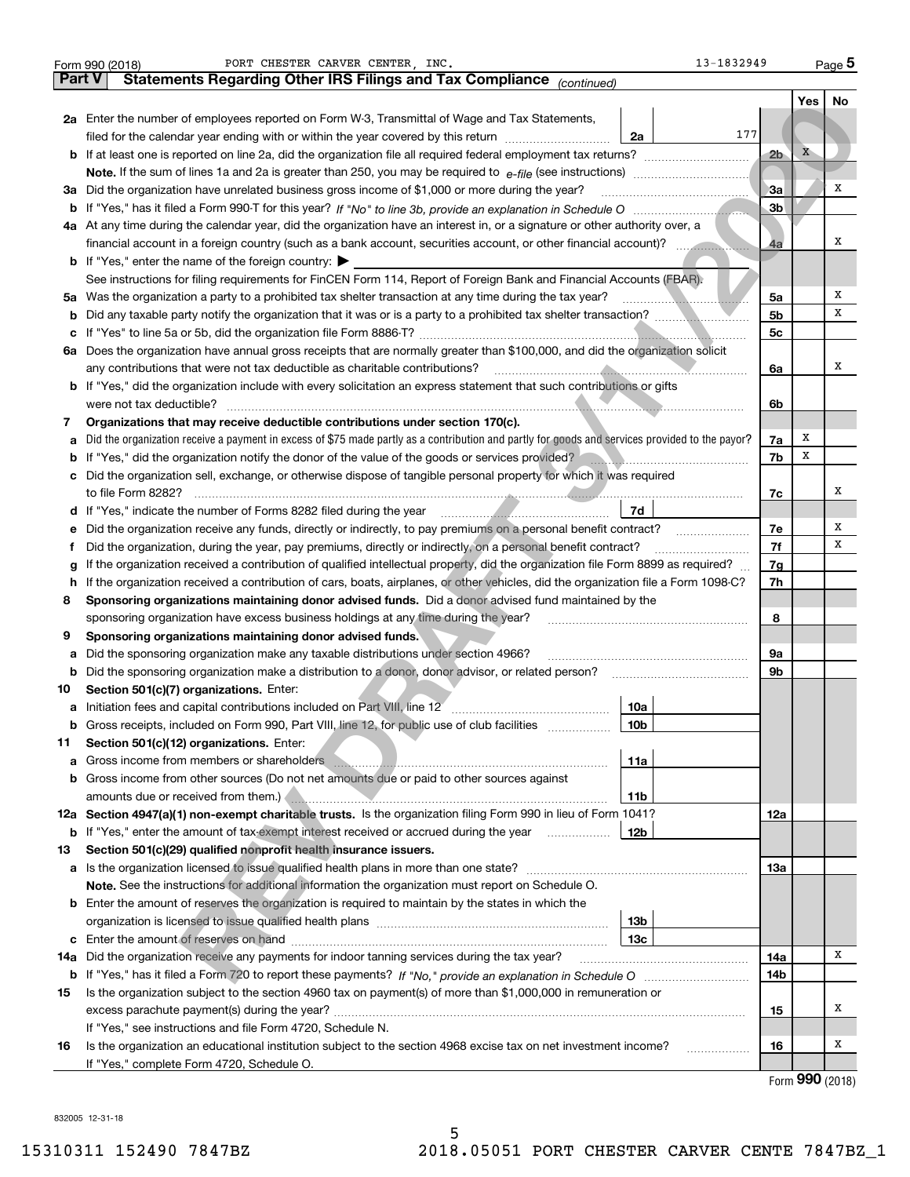Form 990 (2018) PORT CHESTER CARVER CENTER, INC. 13-1832949 Page 5

## Part V Statements Regarding Other IRS Filings and Tax Compliance *(continued)*

| | | | | | Yes | No |
|---|---|---|---|---|---|---|
| **2a** | Enter the number of employees reported on Form W-3, Transmittal of Wage and Tax Statements, filed for the calendar year ending with or within the year covered by this return | 2a | 177 | | | |
| **b** | If at least one is reported on line 2a, did the organization file all required federal employment tax returns? | | | 2b | X | |
| | **Note.** If the sum of lines 1a and 2a is greater than 250, you may be required to *e-file* (see instructions) | | | | | |
| **3a** | Did the organization have unrelated business gross income of $1,000 or more during the year? | | | 3a | | X |
| **b** | If "Yes," has it filed a Form 990-T for this year? *If "No" to line 3b, provide an explanation in Schedule O* | | | 3b | | |
| **4a** | At any time during the calendar year, did the organization have an interest in, or a signature or other authority over, a financial account in a foreign country (such as a bank account, securities account, or other financial account)? | | | 4a | | X |
| **b** | If "Yes," enter the name of the foreign country: ▶ | | | | | |
| | See instructions for filing requirements for FinCEN Form 114, Report of Foreign Bank and Financial Accounts (FBAR). | | | | | |
| **5a** | Was the organization a party to a prohibited tax shelter transaction at any time during the tax year? | | | 5a | | X |
| **b** | Did any taxable party notify the organization that it was or is a party to a prohibited tax shelter transaction? | | | 5b | | X |
| **c** | If "Yes" to line 5a or 5b, did the organization file Form 8886-T? | | | 5c | | |
| **6a** | Does the organization have annual gross receipts that are normally greater than $100,000, and did the organization solicit any contributions that were not tax deductible as charitable contributions? | | | 6a | | X |
| **b** | If "Yes," did the organization include with every solicitation an express statement that such contributions or gifts were not tax deductible? | | | 6b | | |
| **7** | **Organizations that may receive deductible contributions under section 170(c).** | | | | | |
| **a** | Did the organization receive a payment in excess of $75 made partly as a contribution and partly for goods and services provided to the payor? | | | 7a | X | |
| **b** | If "Yes," did the organization notify the donor of the value of the goods or services provided? | | | 7b | X | |
| **c** | Did the organization sell, exchange, or otherwise dispose of tangible personal property for which it was required to file Form 8282? | | | 7c | | X |
| **d** | If "Yes," indicate the number of Forms 8282 filed during the year | 7d | | | | |
| **e** | Did the organization receive any funds, directly or indirectly, to pay premiums on a personal benefit contract? | | | 7e | | X |
| **f** | Did the organization, during the year, pay premiums, directly or indirectly, on a personal benefit contract? | | | 7f | | X |
| **g** | If the organization received a contribution of qualified intellectual property, did the organization file Form 8899 as required? | | | 7g | | |
| **h** | If the organization received a contribution of cars, boats, airplanes, or other vehicles, did the organization file a Form 1098-C? | | | 7h | | |
| **8** | **Sponsoring organizations maintaining donor advised funds.** Did a donor advised fund maintained by the sponsoring organization have excess business holdings at any time during the year? | | | 8 | | |
| **9** | **Sponsoring organizations maintaining donor advised funds.** | | | | | |
| **a** | Did the sponsoring organization make any taxable distributions under section 4966? | | | 9a | | |
| **b** | Did the sponsoring organization make a distribution to a donor, donor advisor, or related person? | | | 9b | | |
| **10** | **Section 501(c)(7) organizations.** Enter: | | | | | |
| **a** | Initiation fees and capital contributions included on Part VIII, line 12 | 10a | | | | |
| **b** | Gross receipts, included on Form 990, Part VIII, line 12, for public use of club facilities | 10b | | | | |
| **11** | **Section 501(c)(12) organizations.** Enter: | | | | | |
| **a** | Gross income from members or shareholders | 11a | | | | |
| **b** | Gross income from other sources (Do not net amounts due or paid to other sources against amounts due or received from them.) | 11b | | | | |
| **12a** | **Section 4947(a)(1) non-exempt charitable trusts.** Is the organization filing Form 990 in lieu of Form 1041? | | | 12a | | |
| **b** | If "Yes," enter the amount of tax-exempt interest received or accrued during the year | 12b | | | | |
| **13** | **Section 501(c)(29) qualified nonprofit health insurance issuers.** | | | | | |
| **a** | Is the organization licensed to issue qualified health plans in more than one state? | | | 13a | | |
| | **Note.** See the instructions for additional information the organization must report on Schedule O. | | | | | |
| **b** | Enter the amount of reserves the organization is required to maintain by the states in which the organization is licensed to issue qualified health plans | 13b | | | | |
| **c** | Enter the amount of reserves on hand | 13c | | | | |
| **14a** | Did the organization receive any payments for indoor tanning services during the tax year? | | | 14a | | X |
| **b** | If "Yes," has it filed a Form 720 to report these payments? *If "No," provide an explanation in Schedule O* | | | 14b | | |
| **15** | Is the organization subject to the section 4960 tax on payment(s) of more than $1,000,000 in remuneration or excess parachute payment(s) during the year? | | | 15 | | X |
| | If "Yes," see instructions and file Form 4720, Schedule N. | | | | | |
| **16** | Is the organization an educational institution subject to the section 4968 excise tax on net investment income? | | | 16 | | X |
| | If "Yes," complete Form 4720, Schedule O. | | | | | |

Form **990** (2018)

832005 12-31-18

15310311 152490 7847BZ 2018.05051 PORT CHESTER CARVER CENTE 7847BZ_1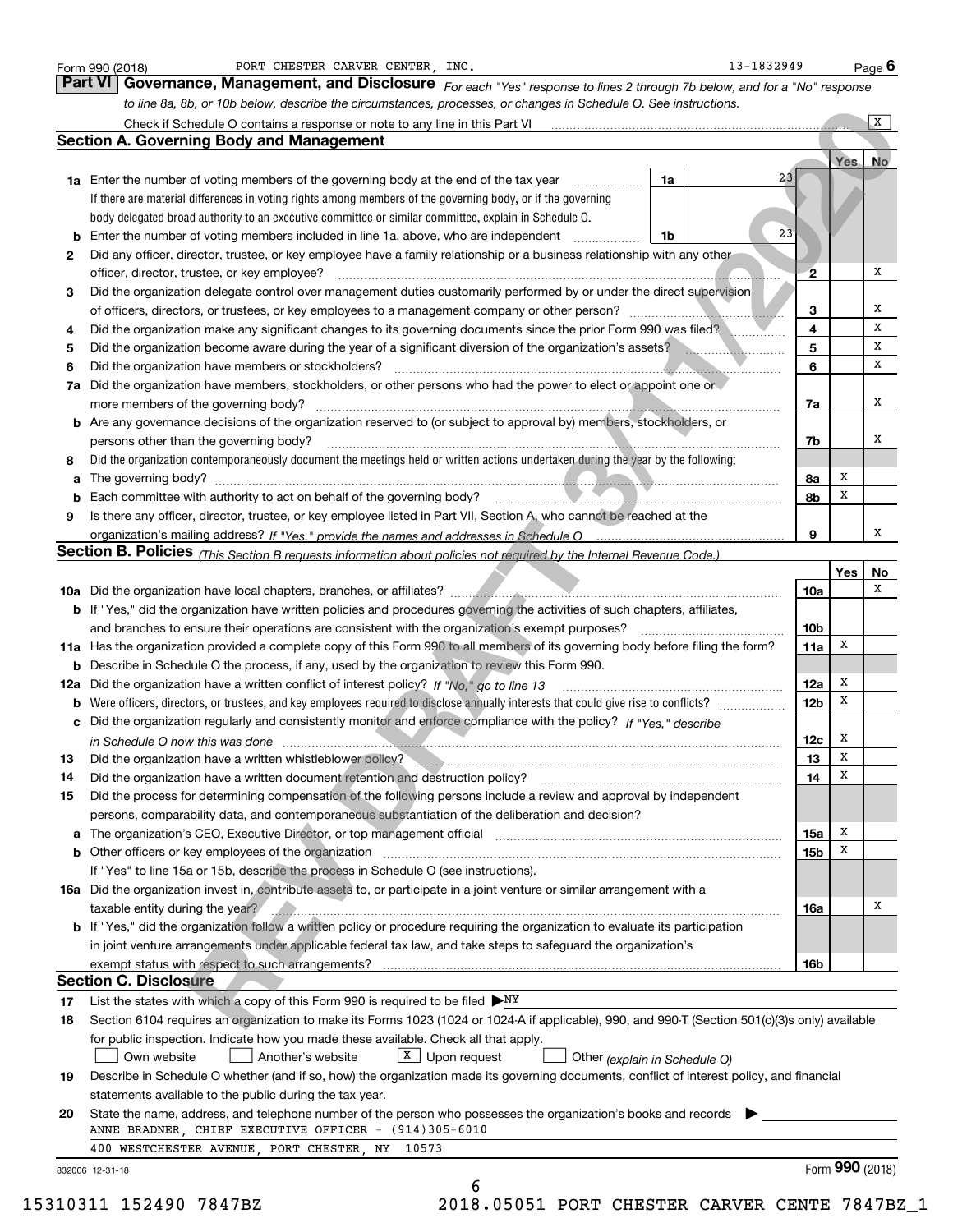Form 990 (2018) PORT CHESTER CARVER CENTER, INC. 13-1832949

## Part VI Governance, Management, and Disclosure

*For each "Yes" response to lines 2 through 7b below, and for a "No" response to line 8a, 8b, or 10b below, describe the circumstances, processes, or changes in Schedule O. See instructions.*

Check if Schedule O contains a response or note to any line in this Part VI ..... X

### Section A. Governing Body and Management

| | | | Yes | No |
|---|---|---|---|---|
| **1a** | Enter the number of voting members of the governing body at the end of the tax year ..... **1a** 23<br>If there are material differences in voting rights among members of the governing body, or if the governing body delegated broad authority to an executive committee or similar committee, explain in Schedule O. | | | |
| **b** | Enter the number of voting members included in line 1a, above, who are independent ..... **1b** 23 | | | |
| **2** | Did any officer, director, trustee, or key employee have a family relationship or a business relationship with any other officer, director, trustee, or key employee? | 2 | | X |
| **3** | Did the organization delegate control over management duties customarily performed by or under the direct supervision of officers, directors, or trustees, or key employees to a management company or other person? | 3 | | X |
| **4** | Did the organization make any significant changes to its governing documents since the prior Form 990 was filed? | 4 | | X |
| **5** | Did the organization become aware during the year of a significant diversion of the organization's assets? | 5 | | X |
| **6** | Did the organization have members or stockholders? | 6 | | X |
| **7a** | Did the organization have members, stockholders, or other persons who had the power to elect or appoint one or more members of the governing body? | 7a | | X |
| **b** | Are any governance decisions of the organization reserved to (or subject to approval by) members, stockholders, or persons other than the governing body? | 7b | | X |
| **8** | Did the organization contemporaneously document the meetings held or written actions undertaken during the year by the following: | | | |
| **a** | The governing body? | 8a | X | |
| **b** | Each committee with authority to act on behalf of the governing body? | 8b | X | |
| **9** | Is there any officer, director, trustee, or key employee listed in Part VII, Section A, who cannot be reached at the organization's mailing address? *If "Yes," provide the names and addresses in Schedule O* | 9 | | X |

### Section B. Policies *(This Section B requests information about policies not required by the Internal Revenue Code.)*

| | | | Yes | No |
|---|---|---|---|---|
| **10a** | Did the organization have local chapters, branches, or affiliates? | 10a | | X |
| **b** | If "Yes," did the organization have written policies and procedures governing the activities of such chapters, affiliates, and branches to ensure their operations are consistent with the organization's exempt purposes? | 10b | | |
| **11a** | Has the organization provided a complete copy of this Form 990 to all members of its governing body before filing the form? | 11a | X | |
| **b** | Describe in Schedule O the process, if any, used by the organization to review this Form 990. | | | |
| **12a** | Did the organization have a written conflict of interest policy? *If "No," go to line 13* | 12a | X | |
| **b** | Were officers, directors, or trustees, and key employees required to disclose annually interests that could give rise to conflicts? | 12b | X | |
| **c** | Did the organization regularly and consistently monitor and enforce compliance with the policy? *If "Yes," describe in Schedule O how this was done* | 12c | X | |
| **13** | Did the organization have a written whistleblower policy? | 13 | X | |
| **14** | Did the organization have a written document retention and destruction policy? | 14 | X | |
| **15** | Did the process for determining compensation of the following persons include a review and approval by independent persons, comparability data, and contemporaneous substantiation of the deliberation and decision? | | | |
| **a** | The organization's CEO, Executive Director, or top management official | 15a | X | |
| **b** | Other officers or key employees of the organization | 15b | X | |
| | If "Yes" to line 15a or 15b, describe the process in Schedule O (see instructions). | | | |
| **16a** | Did the organization invest in, contribute assets to, or participate in a joint venture or similar arrangement with a taxable entity during the year? | 16a | | X |
| **b** | If "Yes," did the organization follow a written policy or procedure requiring the organization to evaluate its participation in joint venture arrangements under applicable federal tax law, and take steps to safeguard the organization's exempt status with respect to such arrangements? | 16b | | |

### Section C. Disclosure

**17** List the states with which a copy of this Form 990 is required to be filed ▶ NY

**18** Section 6104 requires an organization to make its Forms 1023 (1024 or 1024-A if applicable), 990, and 990-T (Section 501(c)(3)s only) available for public inspection. Indicate how you made these available. Check all that apply.

☐ Own website ☐ Another's website ☒ Upon request ☐ Other *(explain in Schedule O)*

**19** Describe in Schedule O whether (and if so, how) the organization made its governing documents, conflict of interest policy, and financial statements available to the public during the tax year.

**20** State the name, address, and telephone number of the person who possesses the organization's books and records ▶

ANNE BRADNER, CHIEF EXECUTIVE OFFICER - (914)305-6010
400 WESTCHESTER AVENUE, PORT CHESTER, NY 10573

Form **990** (2018)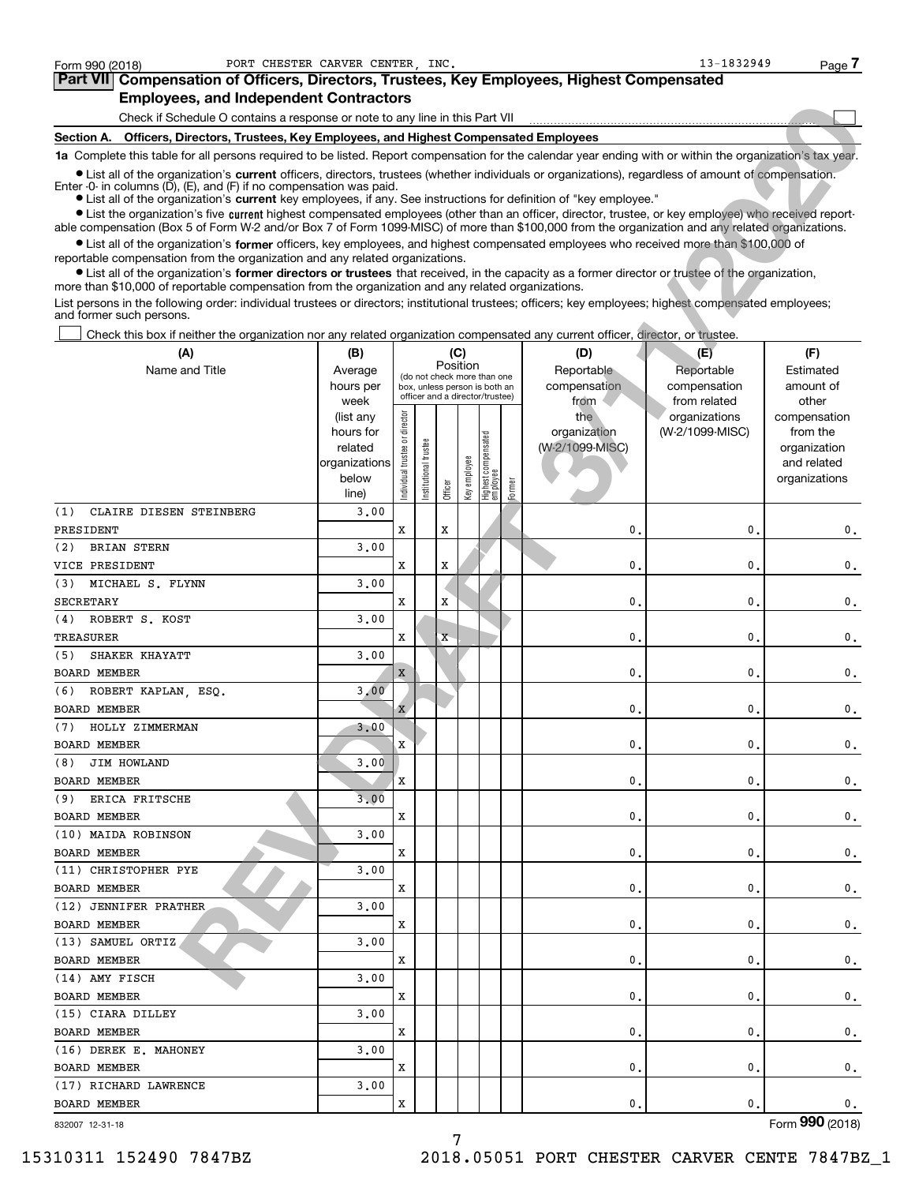Form 990 (2018) PORT CHESTER CARVER CENTER, INC. 13-1832949 Page 7

## Part VII Compensation of Officers, Directors, Trustees, Key Employees, Highest Compensated Employees, and Independent Contractors

Check if Schedule O contains a response or note to any line in this Part VII

### Section A. Officers, Directors, Trustees, Key Employees, and Highest Compensated Employees

**1a** Complete this table for all persons required to be listed. Report compensation for the calendar year ending with or within the organization's tax year.

- List all of the organization's **current** officers, directors, trustees (whether individuals or organizations), regardless of amount of compensation. Enter -0- in columns (D), (E), and (F) if no compensation was paid.
- List all of the organization's **current** key employees, if any. See instructions for definition of "key employee."
- List the organization's five **current** highest compensated employees (other than an officer, director, trustee, or key employee) who received reportable compensation (Box 5 of Form W-2 and/or Box 7 of Form 1099-MISC) of more than $100,000 from the organization and any related organizations.
- List all of the organization's **former** officers, key employees, and highest compensated employees who received more than $100,000 of reportable compensation from the organization and any related organizations.
- List all of the organization's **former directors or trustees** that received, in the capacity as a former director or trustee of the organization, more than $10,000 of reportable compensation from the organization and any related organizations.

List persons in the following order: individual trustees or directors; institutional trustees; officers; key employees; highest compensated employees; and former such persons.

☐ Check this box if neither the organization nor any related organization compensated any current officer, director, or trustee.

| (A) Name and Title | (B) Average hours per week (list any hours for related organizations below line) | (C) Position (do not check more than one box, unless person is both an officer and a director/trustee) | | | | | | (D) Reportable compensation from the organization (W-2/1099-MISC) | (E) Reportable compensation from related organizations (W-2/1099-MISC) | (F) Estimated amount of other compensation from the organization and related organizations |
|---|---|---|---|---|---|---|---|---|---|---|
| | | Individual trustee or director | Institutional trustee | Officer | Key employee | Highest compensated employee | Former | | | |
| (1) CLAIRE DIESEN STEINBERG<br>PRESIDENT | 3.00 | X | | X | | | | 0. | 0. | 0. |
| (2) BRIAN STERN<br>VICE PRESIDENT | 3.00 | X | | X | | | | 0. | 0. | 0. |
| (3) MICHAEL S. FLYNN<br>SECRETARY | 3.00 | X | | X | | | | 0. | 0. | 0. |
| (4) ROBERT S. KOST<br>TREASURER | 3.00 | X | | X | | | | 0. | 0. | 0. |
| (5) SHAKER KHAYATT<br>BOARD MEMBER | 3.00 | X | | | | | | 0. | 0. | 0. |
| (6) ROBERT KAPLAN, ESQ.<br>BOARD MEMBER | 3.00 | X | | | | | | 0. | 0. | 0. |
| (7) HOLLY ZIMMERMAN<br>BOARD MEMBER | 3.00 | X | | | | | | 0. | 0. | 0. |
| (8) JIM HOWLAND<br>BOARD MEMBER | 3.00 | X | | | | | | 0. | 0. | 0. |
| (9) ERICA FRITSCHE<br>BOARD MEMBER | 3.00 | X | | | | | | 0. | 0. | 0. |
| (10) MAIDA ROBINSON<br>BOARD MEMBER | 3.00 | X | | | | | | 0. | 0. | 0. |
| (11) CHRISTOPHER PYE<br>BOARD MEMBER | 3.00 | X | | | | | | 0. | 0. | 0. |
| (12) JENNIFER PRATHER<br>BOARD MEMBER | 3.00 | X | | | | | | 0. | 0. | 0. |
| (13) SAMUEL ORTIZ<br>BOARD MEMBER | 3.00 | X | | | | | | 0. | 0. | 0. |
| (14) AMY FISCH<br>BOARD MEMBER | 3.00 | X | | | | | | 0. | 0. | 0. |
| (15) CIARA DILLEY<br>BOARD MEMBER | 3.00 | X | | | | | | 0. | 0. | 0. |
| (16) DEREK E. MAHONEY<br>BOARD MEMBER | 3.00 | X | | | | | | 0. | 0. | 0. |
| (17) RICHARD LAWRENCE<br>BOARD MEMBER | 3.00 | X | | | | | | 0. | 0. | 0. |

832007 12-31-18 Form 990 (2018)

REV DRAFT 3/11/2020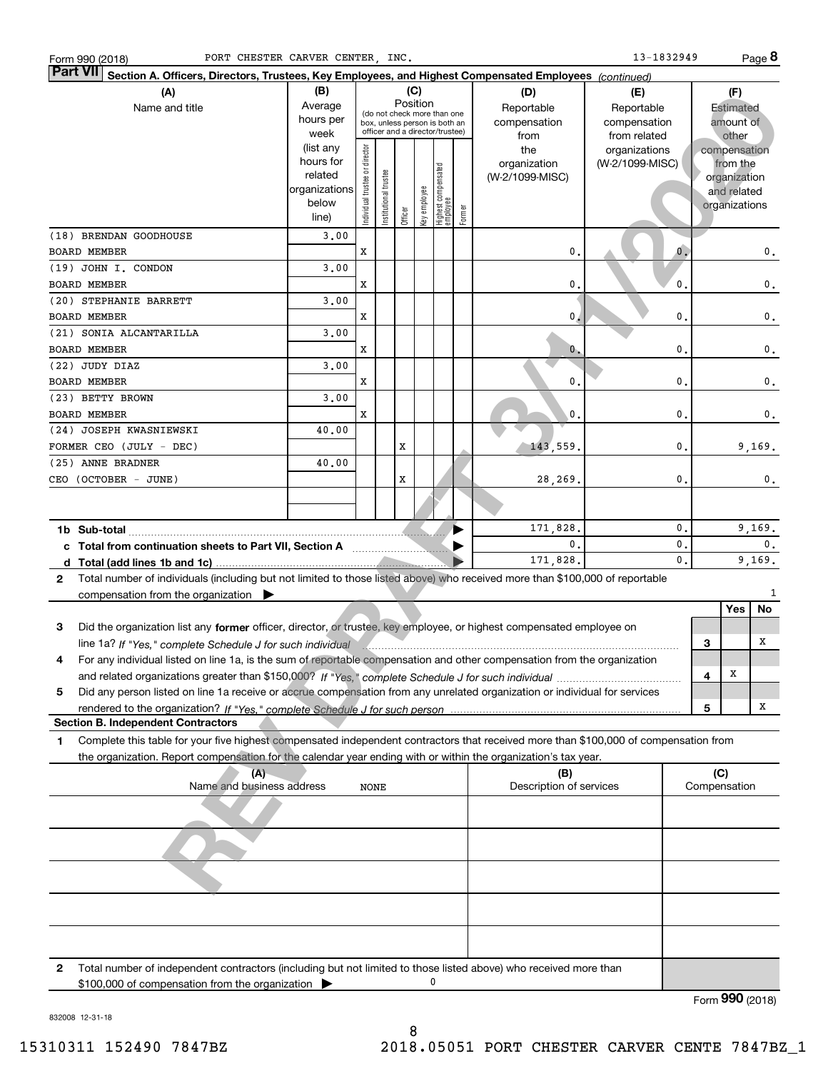Form 990 (2018) PORT CHESTER CARVER CENTER, INC. 13-1832949 Page 8

**Part VII** **Section A. Officers, Directors, Trustees, Key Employees, and Highest Compensated Employees** *(continued)*

| (A) Name and title | (B) Average hours per week (list any hours for related organizations below line) | (C) Position: Individual trustee or director | Institutional trustee | Officer | Key employee | Highest compensated employee | Former | (D) Reportable compensation from the organization (W-2/1099-MISC) | (E) Reportable compensation from related organizations (W-2/1099-MISC) | (F) Estimated amount of other compensation from the organization and related organizations |
|---|---|---|---|---|---|---|---|---|---|---|
| (18) BRENDAN GOODHOUSE<br>BOARD MEMBER | 3.00 | X | | | | | | 0. | 0. | 0. |
| (19) JOHN I. CONDON<br>BOARD MEMBER | 3.00 | X | | | | | | 0. | 0. | 0. |
| (20) STEPHANIE BARRETT<br>BOARD MEMBER | 3.00 | X | | | | | | 0. | 0. | 0. |
| (21) SONIA ALCANTARILLA<br>BOARD MEMBER | 3.00 | X | | | | | | 0. | 0. | 0. |
| (22) JUDY DIAZ<br>BOARD MEMBER | 3.00 | X | | | | | | 0. | 0. | 0. |
| (23) BETTY BROWN<br>BOARD MEMBER | 3.00 | X | | | | | | 0. | 0. | 0. |
| (24) JOSEPH KWASNIEWSKI<br>FORMER CEO (JULY - DEC) | 40.00 | | | X | | | | 143,559. | 0. | 9,169. |
| (25) ANNE BRADNER<br>CEO (OCTOBER - JUNE) | 40.00 | | | X | | | | 28,269. | 0. | 0. |
| | | | | | | | | | | |
| **1b Sub-total** | | | | | | | | 171,828. | 0. | 9,169. |
| **c Total from continuation sheets to Part VII, Section A** | | | | | | | | 0. | 0. | 0. |
| **d Total (add lines 1b and 1c)** | | | | | | | | 171,828. | 0. | 9,169. |

**2** Total number of individuals (including but not limited to those listed above) who received more than $100,000 of reportable compensation from the organization ▶ 1

| | | Yes | No |
|---|---|---|---|
| **3** Did the organization list any **former** officer, director, or trustee, key employee, or highest compensated employee on line 1a? *If "Yes," complete Schedule J for such individual* | 3 | | X |
| **4** For any individual listed on line 1a, is the sum of reportable compensation and other compensation from the organization and related organizations greater than $150,000? *If "Yes," complete Schedule J for such individual* | 4 | X | |
| **5** Did any person listed on line 1a receive or accrue compensation from any unrelated organization or individual for services rendered to the organization? *If "Yes," complete Schedule J for such person* | 5 | | X |

**Section B. Independent Contractors**

**1** Complete this table for your five highest compensated independent contractors that received more than $100,000 of compensation from the organization. Report compensation for the calendar year ending with or within the organization's tax year.

| (A) Name and business address | (B) Description of services | (C) Compensation |
|---|---|---|
| NONE | | |
| | | |
| | | |
| | | |
| | | |

**2** Total number of independent contractors (including but not limited to those listed above) who received more than $100,000 of compensation from the organization ▶ 0

Form **990** (2018)

832008 12-31-18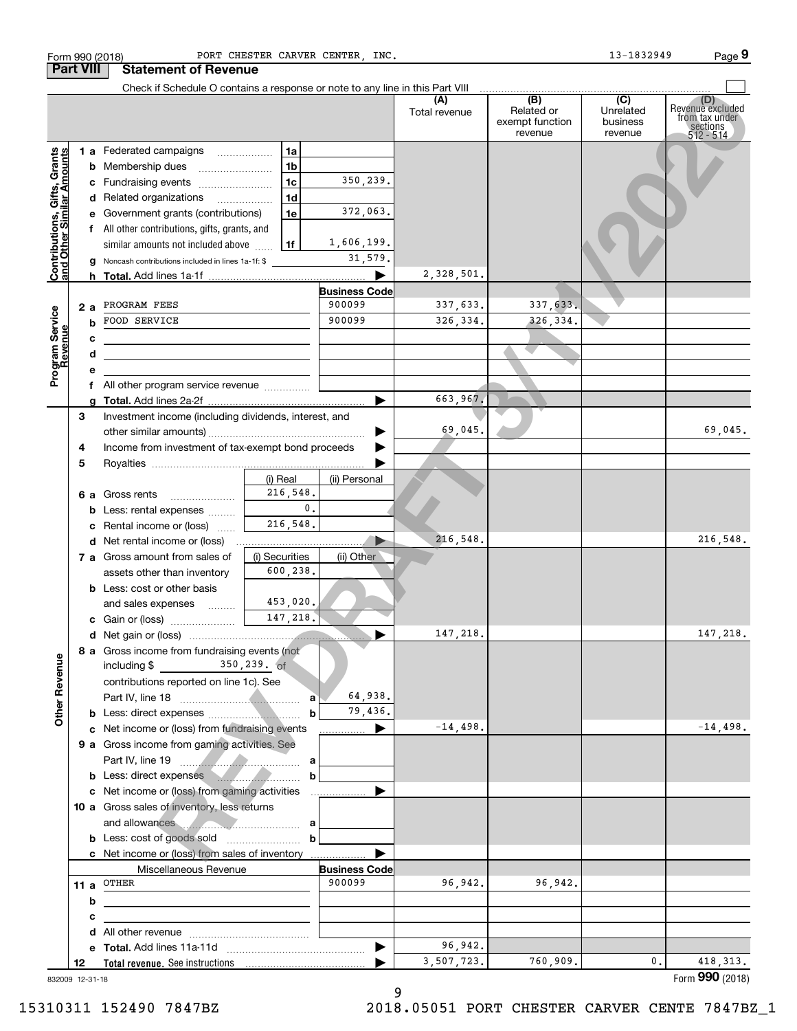Form 990 (2018) PORT CHESTER CARVER CENTER, INC. 13-1832949 Page 9

## Part VIII Statement of Revenue

Check if Schedule O contains a response or note to any line in this Part VIII

| | | | | (A) Total revenue | (B) Related or exempt function revenue | (C) Unrelated business revenue | (D) Revenue excluded from tax under sections 512 - 514 |
|---|---|---|---|---|---|---|---|
| **Contributions, Gifts, Grants and Other Similar Amounts** | 1a Federated campaigns | 1a | | | | | |
| | b Membership dues | 1b | | | | | |
| | c Fundraising events | 1c | 350,239. | | | | |
| | d Related organizations | 1d | | | | | |
| | e Government grants (contributions) | 1e | 372,063. | | | | |
| | f All other contributions, gifts, grants, and similar amounts not included above | 1f | 1,606,199. | | | | |
| | g Noncash contributions included in lines 1a-1f: $ | | 31,579. | | | | |
| | h **Total.** Add lines 1a-1f | | ▶ | 2,328,501. | | | |
| **Program Service Revenue** | | | **Business Code** | | | | |
| | 2a PROGRAM FEES | | 900099 | 337,633. | 337,633. | | |
| | b FOOD SERVICE | | 900099 | 326,334. | 326,334. | | |
| | c | | | | | | |
| | d | | | | | | |
| | e | | | | | | |
| | f All other program service revenue | | | | | | |
| | g **Total.** Add lines 2a-2f | | ▶ | 663,967. | | | |
| | 3 Investment income (including dividends, interest, and other similar amounts) | | ▶ | 69,045. | | | 69,045. |
| | 4 Income from investment of tax-exempt bond proceeds | | ▶ | | | | |
| | 5 Royalties | | ▶ | | | | |
| | | (i) Real | (ii) Personal | | | | |
| | 6a Gross rents | 216,548. | | | | | |
| | b Less: rental expenses | 0. | | | | | |
| | c Rental income or (loss) | 216,548. | | | | | |
| | d Net rental income or (loss) | | ▶ | 216,548. | | | 216,548. |
| | 7a Gross amount from sales of assets other than inventory | (i) Securities 600,238. | (ii) Other | | | | |
| | b Less: cost or other basis and sales expenses | 453,020. | | | | | |
| | c Gain or (loss) | 147,218. | | | | | |
| | d Net gain or (loss) | | ▶ | 147,218. | | | 147,218. |
| **Other Revenue** | 8a Gross income from fundraising events (not including $ 350,239. of contributions reported on line 1c). See Part IV, line 18 | a | 64,938. | | | | |
| | b Less: direct expenses | b | 79,436. | | | | |
| | c Net income or (loss) from fundraising events | | ▶ | -14,498. | | | -14,498. |
| | 9a Gross income from gaming activities. See Part IV, line 19 | a | | | | | |
| | b Less: direct expenses | b | | | | | |
| | c Net income or (loss) from gaming activities | | ▶ | | | | |
| | 10a Gross sales of inventory, less returns and allowances | a | | | | | |
| | b Less: cost of goods sold | b | | | | | |
| | c Net income or (loss) from sales of inventory | | ▶ | | | | |
| | Miscellaneous Revenue | | **Business Code** | | | | |
| | 11a OTHER | | 900099 | 96,942. | 96,942. | | |
| | b | | | | | | |
| | c | | | | | | |
| | d All other revenue | | | | | | |
| | e **Total.** Add lines 11a-11d | | ▶ | 96,942. | | | |
| | 12 **Total revenue.** See instructions | | ▶ | 3,507,723. | 760,909. | 0. | 418,313. |

832009 12-31-18

Form **990** (2018)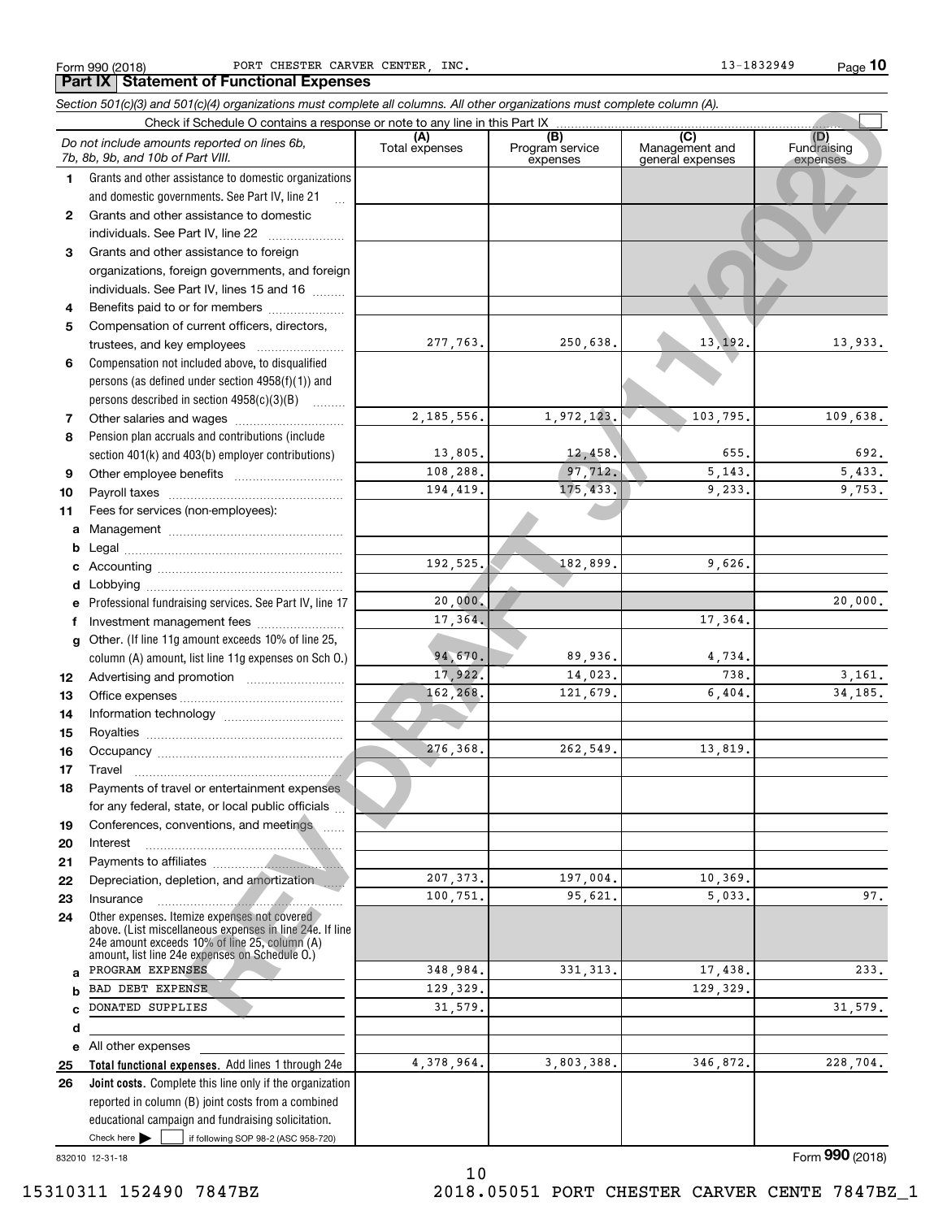Form 990 (2018) PORT CHESTER CARVER CENTER, INC. 13-1832949

## Part IX Statement of Functional Expenses

*Section 501(c)(3) and 501(c)(4) organizations must complete all columns. All other organizations must complete column (A).*

Check if Schedule O contains a response or note to any line in this Part IX

| *Do not include amounts reported on lines 6b, 7b, 8b, 9b, and 10b of Part VIII.* | (A) Total expenses | (B) Program service expenses | (C) Management and general expenses | (D) Fundraising expenses |
|---|---|---|---|---|
| 1 Grants and other assistance to domestic organizations and domestic governments. See Part IV, line 21 | | | | |
| 2 Grants and other assistance to domestic individuals. See Part IV, line 22 | | | | |
| 3 Grants and other assistance to foreign organizations, foreign governments, and foreign individuals. See Part IV, lines 15 and 16 | | | | |
| 4 Benefits paid to or for members | | | | |
| 5 Compensation of current officers, directors, trustees, and key employees | 277,763. | 250,638. | 13,192. | 13,933. |
| 6 Compensation not included above, to disqualified persons (as defined under section 4958(f)(1)) and persons described in section 4958(c)(3)(B) | | | | |
| 7 Other salaries and wages | 2,185,556. | 1,972,123. | 103,795. | 109,638. |
| 8 Pension plan accruals and contributions (include section 401(k) and 403(b) employer contributions) | 13,805. | 12,458. | 655. | 692. |
| 9 Other employee benefits | 108,288. | 97,712. | 5,143. | 5,433. |
| 10 Payroll taxes | 194,419. | 175,433. | 9,233. | 9,753. |
| 11 Fees for services (non-employees): | | | | |
| a Management | | | | |
| b Legal | | | | |
| c Accounting | 192,525. | 182,899. | 9,626. | |
| d Lobbying | | | | |
| e Professional fundraising services. See Part IV, line 17 | 20,000. | | | 20,000. |
| f Investment management fees | 17,364. | | 17,364. | |
| g Other. (If line 11g amount exceeds 10% of line 25, column (A) amount, list line 11g expenses on Sch O.) | 94,670. | 89,936. | 4,734. | |
| 12 Advertising and promotion | 17,922. | 14,023. | 738. | 3,161. |
| 13 Office expenses | 162,268. | 121,679. | 6,404. | 34,185. |
| 14 Information technology | | | | |
| 15 Royalties | | | | |
| 16 Occupancy | 276,368. | 262,549. | 13,819. | |
| 17 Travel | | | | |
| 18 Payments of travel or entertainment expenses for any federal, state, or local public officials | | | | |
| 19 Conferences, conventions, and meetings | | | | |
| 20 Interest | | | | |
| 21 Payments to affiliates | | | | |
| 22 Depreciation, depletion, and amortization | 207,373. | 197,004. | 10,369. | |
| 23 Insurance | 100,751. | 95,621. | 5,033. | 97. |
| 24 Other expenses. Itemize expenses not covered above. (List miscellaneous expenses in line 24e. If line 24e amount exceeds 10% of line 25, column (A) amount, list line 24e expenses on Schedule O.) | | | | |
| a PROGRAM EXPENSES | 348,984. | 331,313. | 17,438. | 233. |
| b BAD DEBT EXPENSE | 129,329. | | 129,329. | |
| c DONATED SUPPLIES | 31,579. | | | 31,579. |
| d | | | | |
| e All other expenses | | | | |
| 25 **Total functional expenses.** Add lines 1 through 24e | 4,378,964. | 3,803,388. | 346,872. | 228,704. |
| 26 **Joint costs.** Complete this line only if the organization reported in column (B) joint costs from a combined educational campaign and fundraising solicitation. Check here ☐ if following SOP 98-2 (ASC 958-720) | | | | |

REV DRAFT 3/11/2020

832010 12-31-18

Form **990** (2018)

15310311 152490 7847BZ 2018.05051 PORT CHESTER CARVER CENTE 7847BZ_1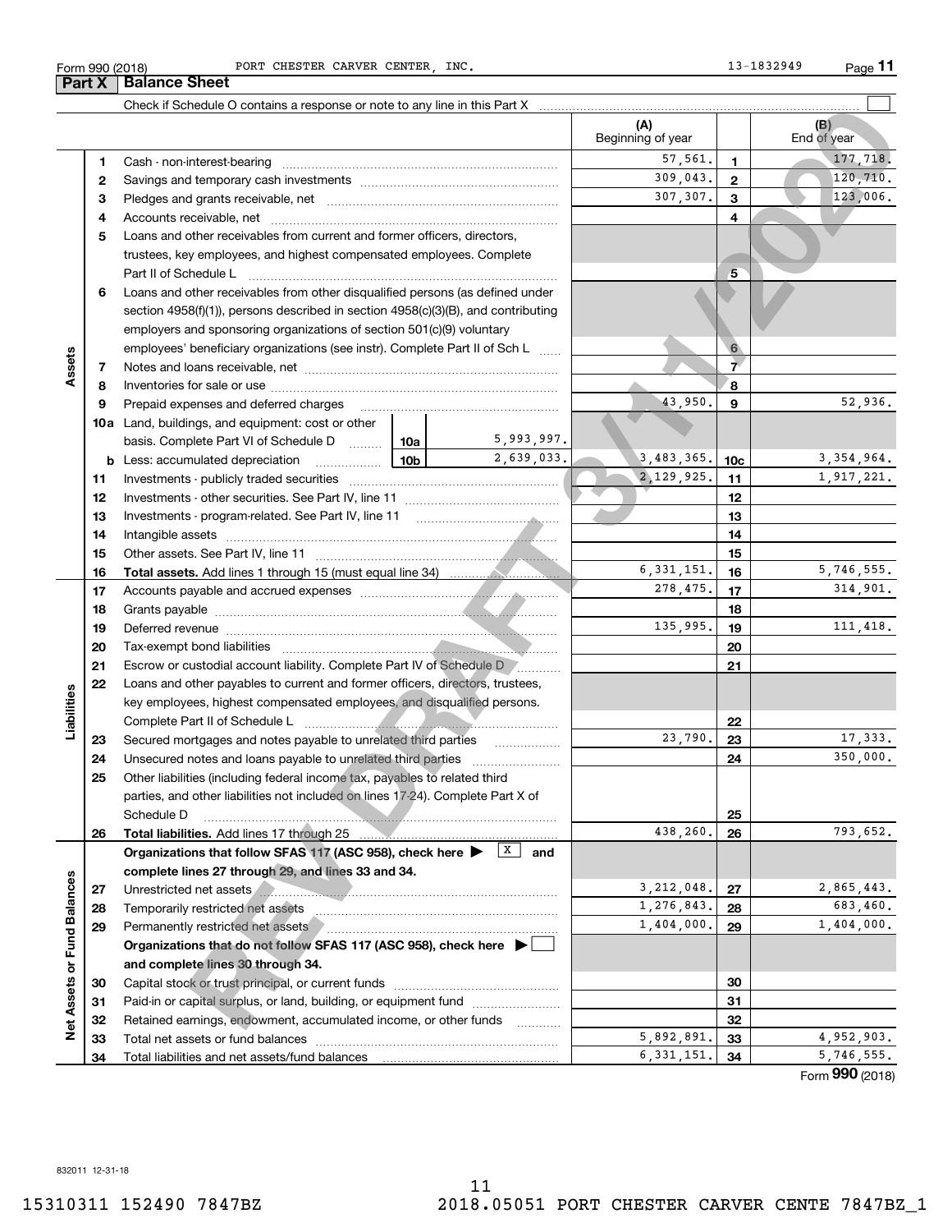Form 990 (2018) PORT CHESTER CARVER CENTER, INC. 13-1832949

## Part X Balance Sheet

Check if Schedule O contains a response or note to any line in this Part X

| | | | | | (A) Beginning of year | | (B) End of year |
|---|---|---|---|---|---|---|---|
| Assets | 1 | Cash - non-interest-bearing | | | 57,561. | 1 | 177,718. |
| | 2 | Savings and temporary cash investments | | | 309,043. | 2 | 120,710. |
| | 3 | Pledges and grants receivable, net | | | 307,307. | 3 | 123,006. |
| | 4 | Accounts receivable, net | | | | 4 | |
| | 5 | Loans and other receivables from current and former officers, directors, trustees, key employees, and highest compensated employees. Complete Part II of Schedule L | | | | 5 | |
| | 6 | Loans and other receivables from other disqualified persons (as defined under section 4958(f)(1)), persons described in section 4958(c)(3)(B), and contributing employers and sponsoring organizations of section 501(c)(9) voluntary employees' beneficiary organizations (see instr). Complete Part II of Sch L | | | | 6 | |
| | 7 | Notes and loans receivable, net | | | | 7 | |
| | 8 | Inventories for sale or use | | | | 8 | |
| | 9 | Prepaid expenses and deferred charges | | | 43,950. | 9 | 52,936. |
| | 10a | Land, buildings, and equipment: cost or other basis. Complete Part VI of Schedule D | 10a | 5,993,997. | | | |
| | b | Less: accumulated depreciation | 10b | 2,639,033. | 3,483,365. | 10c | 3,354,964. |
| | 11 | Investments - publicly traded securities | | | 2,129,925. | 11 | 1,917,221. |
| | 12 | Investments - other securities. See Part IV, line 11 | | | | 12 | |
| | 13 | Investments - program-related. See Part IV, line 11 | | | | 13 | |
| | 14 | Intangible assets | | | | 14 | |
| | 15 | Other assets. See Part IV, line 11 | | | | 15 | |
| | 16 | **Total assets.** Add lines 1 through 15 (must equal line 34) | | | 6,331,151. | 16 | 5,746,555. |
| Liabilities | 17 | Accounts payable and accrued expenses | | | 278,475. | 17 | 314,901. |
| | 18 | Grants payable | | | | 18 | |
| | 19 | Deferred revenue | | | 135,995. | 19 | 111,418. |
| | 20 | Tax-exempt bond liabilities | | | | 20 | |
| | 21 | Escrow or custodial account liability. Complete Part IV of Schedule D | | | | 21 | |
| | 22 | Loans and other payables to current and former officers, directors, trustees, key employees, highest compensated employees, and disqualified persons. Complete Part II of Schedule L | | | | 22 | |
| | 23 | Secured mortgages and notes payable to unrelated third parties | | | 23,790. | 23 | 17,333. |
| | 24 | Unsecured notes and loans payable to unrelated third parties | | | | 24 | 350,000. |
| | 25 | Other liabilities (including federal income tax, payables to related third parties, and other liabilities not included on lines 17-24). Complete Part X of Schedule D | | | | 25 | |
| | 26 | **Total liabilities.** Add lines 17 through 25 | | | 438,260. | 26 | 793,652. |
| Net Assets or Fund Balances | | **Organizations that follow SFAS 117 (ASC 958), check here ▶ [X] and complete lines 27 through 29, and lines 33 and 34.** | | | | | |
| | 27 | Unrestricted net assets | | | 3,212,048. | 27 | 2,865,443. |
| | 28 | Temporarily restricted net assets | | | 1,276,843. | 28 | 683,460. |
| | 29 | Permanently restricted net assets | | | 1,404,000. | 29 | 1,404,000. |
| | | **Organizations that do not follow SFAS 117 (ASC 958), check here ▶ [ ] and complete lines 30 through 34.** | | | | | |
| | 30 | Capital stock or trust principal, or current funds | | | | 30 | |
| | 31 | Paid-in or capital surplus, or land, building, or equipment fund | | | | 31 | |
| | 32 | Retained earnings, endowment, accumulated income, or other funds | | | | 32 | |
| | 33 | Total net assets or fund balances | | | 5,892,891. | 33 | 4,952,903. |
| | 34 | Total liabilities and net assets/fund balances | | | 6,331,151. | 34 | 5,746,555. |

Form **990** (2018)

832011 12-31-18

15310311 152490 7847BZ 2018.05051 PORT CHESTER CARVER CENTE 7847BZ_1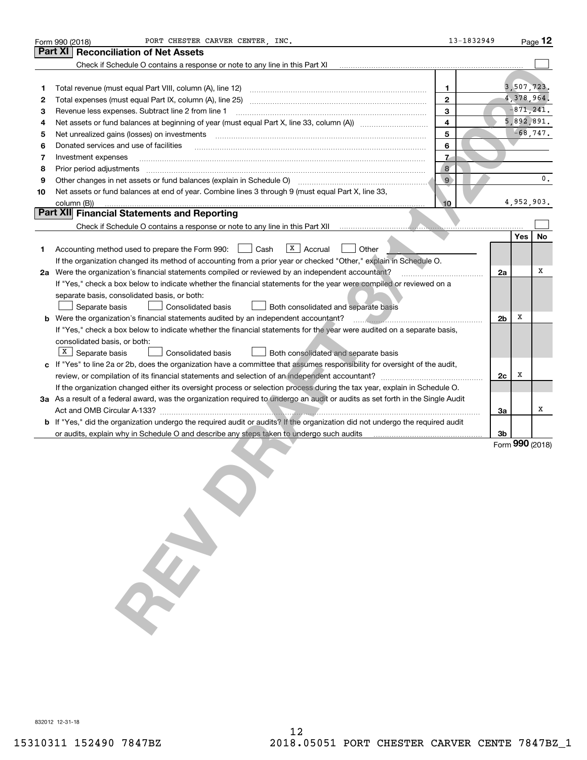Form 990 (2018) PORT CHESTER CARVER CENTER, INC. 13-1832949 Page 12

## Part XI Reconciliation of Net Assets

Check if Schedule O contains a response or note to any line in this Part XI ☐

| | | | |
|---|---|---|---|
| 1 | Total revenue (must equal Part VIII, column (A), line 12) | 1 | 3,507,723. |
| 2 | Total expenses (must equal Part IX, column (A), line 25) | 2 | 4,378,964. |
| 3 | Revenue less expenses. Subtract line 2 from line 1 | 3 | -871,241. |
| 4 | Net assets or fund balances at beginning of year (must equal Part X, line 33, column (A)) | 4 | 5,892,891. |
| 5 | Net unrealized gains (losses) on investments | 5 | -68,747. |
| 6 | Donated services and use of facilities | 6 | |
| 7 | Investment expenses | 7 | |
| 8 | Prior period adjustments | 8 | |
| 9 | Other changes in net assets or fund balances (explain in Schedule O) | 9 | 0. |
| 10 | Net assets or fund balances at end of year. Combine lines 3 through 9 (must equal Part X, line 33, column (B)) | 10 | 4,952,903. |

## Part XII Financial Statements and Reporting

Check if Schedule O contains a response or note to any line in this Part XII ☐

| | | | Yes | No |
|---|---|---|---|---|
| 1 | Accounting method used to prepare the Form 990: ☐ Cash ☒ Accrual ☐ Other ____ <br> If the organization changed its method of accounting from a prior year or checked "Other," explain in Schedule O. | | | |
| 2a | Were the organization's financial statements compiled or reviewed by an independent accountant? <br> If "Yes," check a box below to indicate whether the financial statements for the year were compiled or reviewed on a separate basis, consolidated basis, or both: <br> ☐ Separate basis ☐ Consolidated basis ☐ Both consolidated and separate basis | 2a | | X |
| b | Were the organization's financial statements audited by an independent accountant? <br> If "Yes," check a box below to indicate whether the financial statements for the year were audited on a separate basis, consolidated basis, or both: <br> ☒ Separate basis ☐ Consolidated basis ☐ Both consolidated and separate basis | 2b | X | |
| c | If "Yes" to line 2a or 2b, does the organization have a committee that assumes responsibility for oversight of the audit, review, or compilation of its financial statements and selection of an independent accountant? <br> If the organization changed either its oversight process or selection process during the tax year, explain in Schedule O. | 2c | X | |
| 3a | As a result of a federal award, was the organization required to undergo an audit or audits as set forth in the Single Audit Act and OMB Circular A-133? | 3a | | X |
| b | If "Yes," did the organization undergo the required audit or audits? If the organization did not undergo the required audit or audits, explain in Schedule O and describe any steps taken to undergo such audits | 3b | | |

Form **990** (2018)

832012 12-31-18

15310311 152490 7847BZ 2018.05051 PORT CHESTER CARVER CENTE 7847BZ_1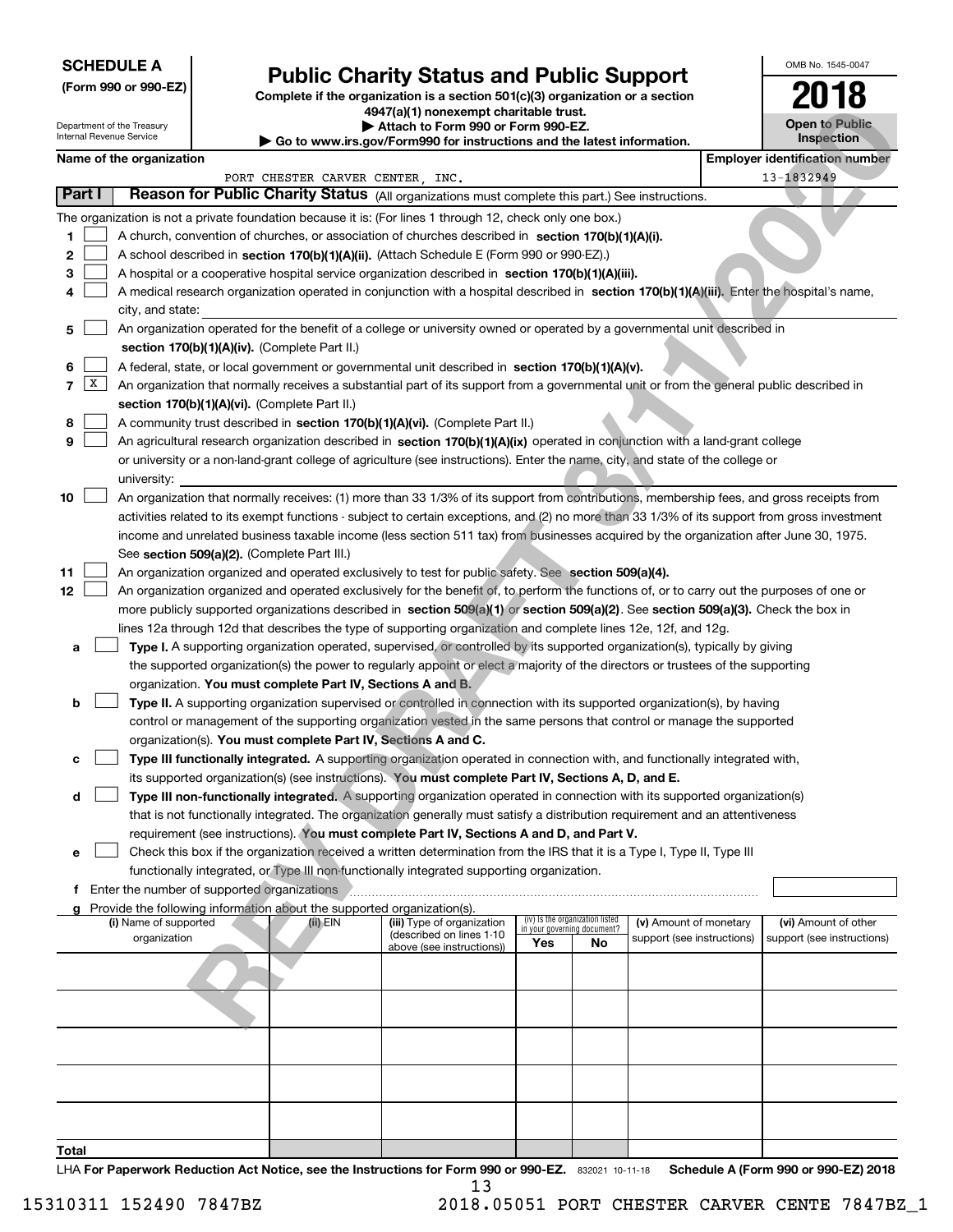**SCHEDULE A**
**(Form 990 or 990-EZ)**

Department of the Treasury
Internal Revenue Service

# Public Charity Status and Public Support

**Complete if the organization is a section 501(c)(3) organization or a section 4947(a)(1) nonexempt charitable trust.**
**▶ Attach to Form 990 or Form 990-EZ.**
**▶ Go to www.irs.gov/Form990 for instructions and the latest information.**

OMB No. 1545-0047
**2018**
**Open to Public Inspection**

**Name of the organization:** PORT CHESTER CARVER CENTER, INC.
**Employer identification number:** 13-1832949

## Part I — Reason for Public Charity Status (All organizations must complete this part.) See instructions.

The organization is not a private foundation because it is: (For lines 1 through 12, check only one box.)

1. [ ] A church, convention of churches, or association of churches described in **section 170(b)(1)(A)(i).**
2. [ ] A school described in **section 170(b)(1)(A)(ii).** (Attach Schedule E (Form 990 or 990-EZ).)
3. [ ] A hospital or a cooperative hospital service organization described in **section 170(b)(1)(A)(iii).**
4. [ ] A medical research organization operated in conjunction with a hospital described in **section 170(b)(1)(A)(iii).** Enter the hospital's name, city, and state: ______
5. [ ] An organization operated for the benefit of a college or university owned or operated by a governmental unit described in **section 170(b)(1)(A)(iv).** (Complete Part II.)
6. [ ] A federal, state, or local government or governmental unit described in **section 170(b)(1)(A)(v).**
7. [X] An organization that normally receives a substantial part of its support from a governmental unit or from the general public described in **section 170(b)(1)(A)(vi).** (Complete Part II.)
8. [ ] A community trust described in **section 170(b)(1)(A)(vi).** (Complete Part II.)
9. [ ] An agricultural research organization described in **section 170(b)(1)(A)(ix)** operated in conjunction with a land-grant college or university or a non-land-grant college of agriculture (see instructions). Enter the name, city, and state of the college or university: ______
10. [ ] An organization that normally receives: (1) more than 33 1/3% of its support from contributions, membership fees, and gross receipts from activities related to its exempt functions - subject to certain exceptions, and (2) no more than 33 1/3% of its support from gross investment income and unrelated business taxable income (less section 511 tax) from businesses acquired by the organization after June 30, 1975. See **section 509(a)(2).** (Complete Part III.)
11. [ ] An organization organized and operated exclusively to test for public safety. See **section 509(a)(4).**
12. [ ] An organization organized and operated exclusively for the benefit of, to perform the functions of, or to carry out the purposes of one or more publicly supported organizations described in **section 509(a)(1)** or **section 509(a)(2).** See **section 509(a)(3).** Check the box in lines 12a through 12d that describes the type of supporting organization and complete lines 12e, 12f, and 12g.
   - **a** [ ] **Type I.** A supporting organization operated, supervised, or controlled by its supported organization(s), typically by giving the supported organization(s) the power to regularly appoint or elect a majority of the directors or trustees of the supporting organization. **You must complete Part IV, Sections A and B.**
   - **b** [ ] **Type II.** A supporting organization supervised or controlled in connection with its supported organization(s), by having control or management of the supporting organization vested in the same persons that control or manage the supported organization(s). **You must complete Part IV, Sections A and C.**
   - **c** [ ] **Type III functionally integrated.** A supporting organization operated in connection with, and functionally integrated with, its supported organization(s) (see instructions). **You must complete Part IV, Sections A, D, and E.**
   - **d** [ ] **Type III non-functionally integrated.** A supporting organization operated in connection with its supported organization(s) that is not functionally integrated. The organization generally must satisfy a distribution requirement and an attentiveness requirement (see instructions). **You must complete Part IV, Sections A and D, and Part V.**
   - **e** [ ] Check this box if the organization received a written determination from the IRS that it is a Type I, Type II, Type III functionally integrated, or Type III non-functionally integrated supporting organization.
   - **f** Enter the number of supported organizations ______
   - **g** Provide the following information about the supported organization(s).

| (i) Name of supported organization | (ii) EIN | (iii) Type of organization (described on lines 1-10 above (see instructions)) | (iv) Is the organization listed in your governing document? Yes | No | (v) Amount of monetary support (see instructions) | (vi) Amount of other support (see instructions) |
|---|---|---|---|---|---|---|
| | | | | | | |
| | | | | | | |
| | | | | | | |
| | | | | | | |
| | | | | | | |
| **Total** | | | | | | |

LHA **For Paperwork Reduction Act Notice, see the Instructions for Form 990 or 990-EZ.** 832021 10-11-18 **Schedule A (Form 990 or 990-EZ) 2018**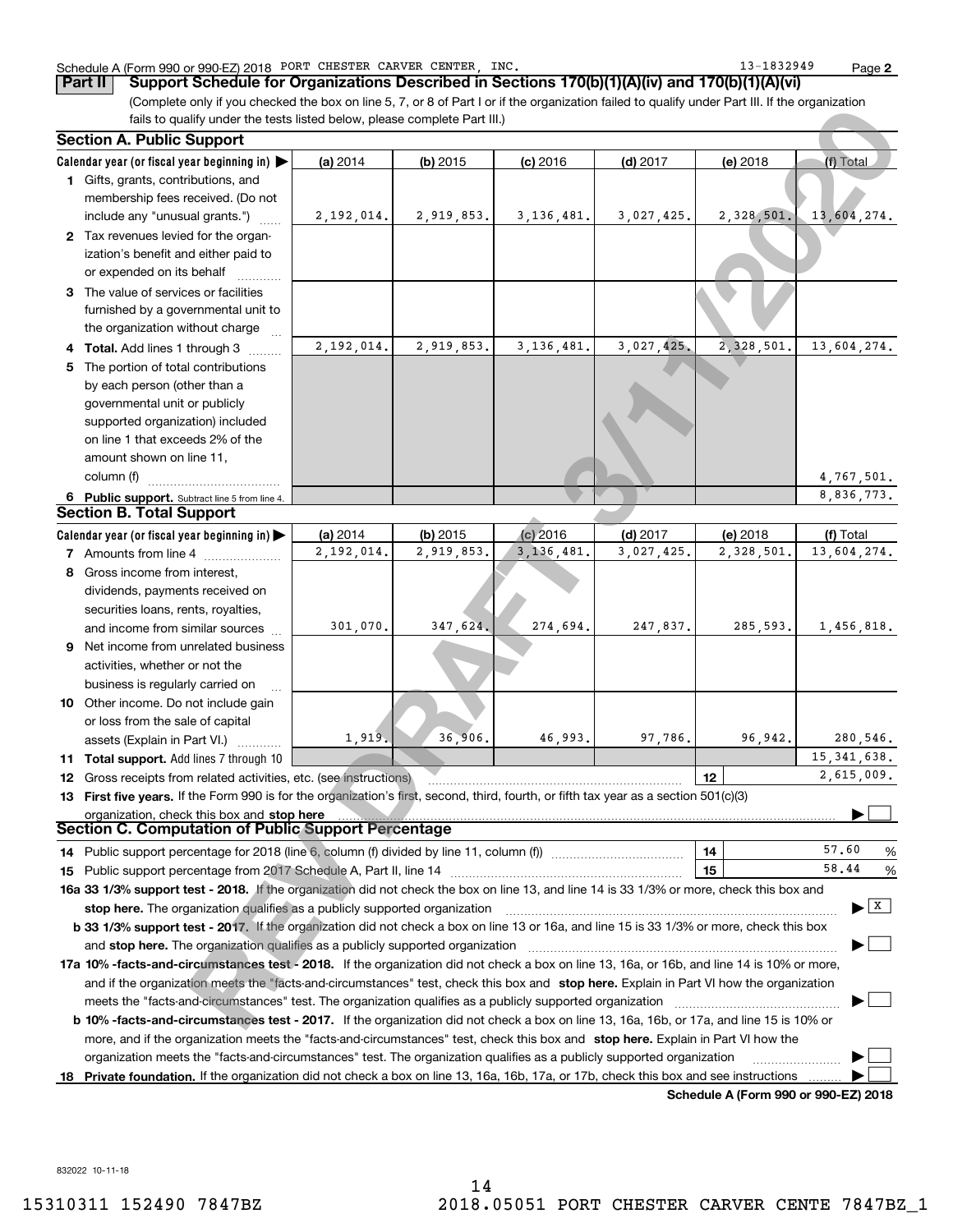Schedule A (Form 990 or 990-EZ) 2018 PORT CHESTER CARVER CENTER, INC. 13-1832949

## Part II Support Schedule for Organizations Described in Sections 170(b)(1)(A)(iv) and 170(b)(1)(A)(vi)

(Complete only if you checked the box on line 5, 7, or 8 of Part I or if the organization failed to qualify under Part III. If the organization fails to qualify under the tests listed below, please complete Part III.)

### Section A. Public Support

| Calendar year (or fiscal year beginning in) ▶ | (a) 2014 | (b) 2015 | (c) 2016 | (d) 2017 | (e) 2018 | (f) Total |
|---|---|---|---|---|---|---|
| **1** Gifts, grants, contributions, and membership fees received. (Do not include any "unusual grants.") | 2,192,014. | 2,919,853. | 3,136,481. | 3,027,425. | 2,328,501. | 13,604,274. |
| **2** Tax revenues levied for the organization's benefit and either paid to or expended on its behalf | | | | | | |
| **3** The value of services or facilities furnished by a governmental unit to the organization without charge | | | | | | |
| **4 Total.** Add lines 1 through 3 | 2,192,014. | 2,919,853. | 3,136,481. | 3,027,425. | 2,328,501. | 13,604,274. |
| **5** The portion of total contributions by each person (other than a governmental unit or publicly supported organization) included on line 1 that exceeds 2% of the amount shown on line 11, column (f) | | | | | | 4,767,501. |
| **6 Public support.** Subtract line 5 from line 4. | | | | | | 8,836,773. |

### Section B. Total Support

| Calendar year (or fiscal year beginning in) ▶ | (a) 2014 | (b) 2015 | (c) 2016 | (d) 2017 | (e) 2018 | (f) Total |
|---|---|---|---|---|---|---|
| **7** Amounts from line 4 | 2,192,014. | 2,919,853. | 3,136,481. | 3,027,425. | 2,328,501. | 13,604,274. |
| **8** Gross income from interest, dividends, payments received on securities loans, rents, royalties, and income from similar sources | 301,070. | 347,624. | 274,694. | 247,837. | 285,593. | 1,456,818. |
| **9** Net income from unrelated business activities, whether or not the business is regularly carried on | | | | | | |
| **10** Other income. Do not include gain or loss from the sale of capital assets (Explain in Part VI.) | 1,919. | 36,906. | 46,993. | 97,786. | 96,942. | 280,546. |
| **11 Total support.** Add lines 7 through 10 | | | | | | 15,341,638. |
| **12** Gross receipts from related activities, etc. (see instructions) | | | | | 12 | 2,615,009. |

**13 First five years.** If the Form 990 is for the organization's first, second, third, fourth, or fifth tax year as a section 501(c)(3) organization, check this box and **stop here** ▶ ☐

### Section C. Computation of Public Support Percentage

**14** Public support percentage for 2018 (line 6, column (f) divided by line 11, column (f)) — 14 — 57.60 %

**15** Public support percentage from 2017 Schedule A, Part II, line 14 — 15 — 58.44 %

**16a 33 1/3% support test - 2018.** If the organization did not check the box on line 13, and line 14 is 33 1/3% or more, check this box and **stop here.** The organization qualifies as a publicly supported organization ▶ ☒

**b 33 1/3% support test - 2017.** If the organization did not check a box on line 13 or 16a, and line 15 is 33 1/3% or more, check this box and **stop here.** The organization qualifies as a publicly supported organization ▶ ☐

**17a 10% -facts-and-circumstances test - 2018.** If the organization did not check a box on line 13, 16a, or 16b, and line 14 is 10% or more, and if the organization meets the "facts-and-circumstances" test, check this box and **stop here.** Explain in Part VI how the organization meets the "facts-and-circumstances" test. The organization qualifies as a publicly supported organization ▶ ☐

**b 10% -facts-and-circumstances test - 2017.** If the organization did not check a box on line 13, 16a, 16b, or 17a, and line 15 is 10% or more, and if the organization meets the "facts-and-circumstances" test, check this box and **stop here.** Explain in Part VI how the organization meets the "facts-and-circumstances" test. The organization qualifies as a publicly supported organization ▶ ☐

**18 Private foundation.** If the organization did not check a box on line 13, 16a, 16b, 17a, or 17b, check this box and see instructions ▶ ☐

**Schedule A (Form 990 or 990-EZ) 2018**

832022 10-11-18

15310311 152490 7847BZ 2018.05051 PORT CHESTER CARVER CENTE 7847BZ_1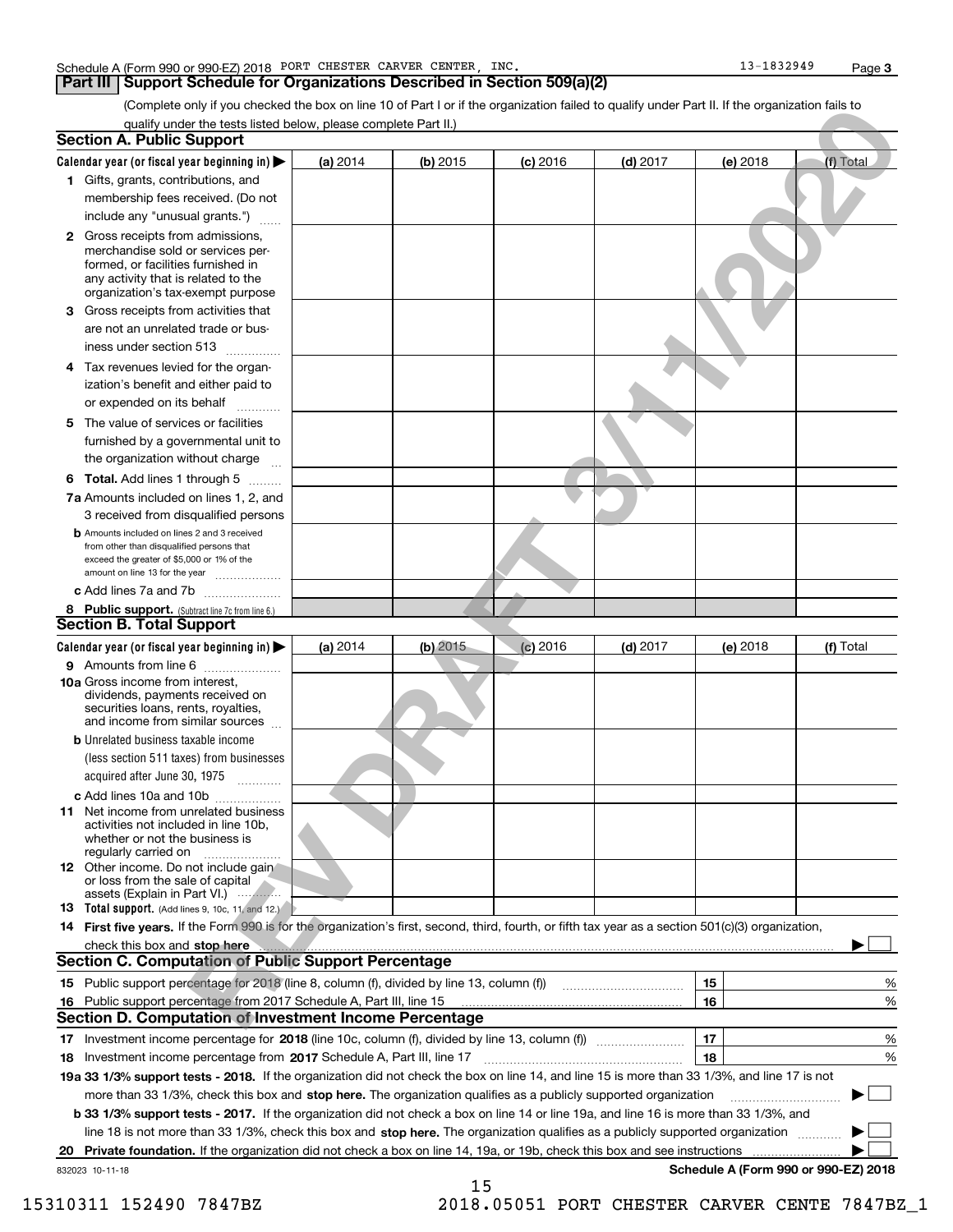Schedule A (Form 990 or 990-EZ) 2018 PORT CHESTER CARVER CENTER, INC. 13-1832949 Page 3

## Part III Support Schedule for Organizations Described in Section 509(a)(2)

(Complete only if you checked the box on line 10 of Part I or if the organization failed to qualify under Part II. If the organization fails to qualify under the tests listed below, please complete Part II.)

### Section A. Public Support

| Calendar year (or fiscal year beginning in) ▶ | (a) 2014 | (b) 2015 | (c) 2016 | (d) 2017 | (e) 2018 | (f) Total |
|---|---|---|---|---|---|---|
| **1** Gifts, grants, contributions, and membership fees received. (Do not include any "unusual grants.") | | | | | | |
| **2** Gross receipts from admissions, merchandise sold or services performed, or facilities furnished in any activity that is related to the organization's tax-exempt purpose | | | | | | |
| **3** Gross receipts from activities that are not an unrelated trade or business under section 513 | | | | | | |
| **4** Tax revenues levied for the organization's benefit and either paid to or expended on its behalf | | | | | | |
| **5** The value of services or facilities furnished by a governmental unit to the organization without charge | | | | | | |
| **6 Total.** Add lines 1 through 5 | | | | | | |
| **7a** Amounts included on lines 1, 2, and 3 received from disqualified persons | | | | | | |
| **b** Amounts included on lines 2 and 3 received from other than disqualified persons that exceed the greater of $5,000 or 1% of the amount on line 13 for the year | | | | | | |
| **c** Add lines 7a and 7b | | | | | | |
| **8 Public support.** (Subtract line 7c from line 6.) | | | | | | |

### Section B. Total Support

| Calendar year (or fiscal year beginning in) ▶ | (a) 2014 | (b) 2015 | (c) 2016 | (d) 2017 | (e) 2018 | (f) Total |
|---|---|---|---|---|---|---|
| **9** Amounts from line 6 | | | | | | |
| **10a** Gross income from interest, dividends, payments received on securities loans, rents, royalties, and income from similar sources | | | | | | |
| **b** Unrelated business taxable income (less section 511 taxes) from businesses acquired after June 30, 1975 | | | | | | |
| **c** Add lines 10a and 10b | | | | | | |
| **11** Net income from unrelated business activities not included in line 10b, whether or not the business is regularly carried on | | | | | | |
| **12** Other income. Do not include gain or loss from the sale of capital assets (Explain in Part VI.) | | | | | | |
| **13 Total support.** (Add lines 9, 10c, 11, and 12.) | | | | | | |

**14 First five years.** If the Form 990 is for the organization's first, second, third, fourth, or fifth tax year as a section 501(c)(3) organization, check this box and **stop here** ▶ ☐

### Section C. Computation of Public Support Percentage

| | | | |
|---|---|---|---|
| **15** | Public support percentage for 2018 (line 8, column (f), divided by line 13, column (f)) | 15 | % |
| **16** | Public support percentage from 2017 Schedule A, Part III, line 15 | 16 | % |

### Section D. Computation of Investment Income Percentage

| | | | |
|---|---|---|---|
| **17** | Investment income percentage for **2018** (line 10c, column (f), divided by line 13, column (f)) | 17 | % |
| **18** | Investment income percentage from **2017** Schedule A, Part III, line 17 | 18 | % |

**19a 33 1/3% support tests - 2018.** If the organization did not check the box on line 14, and line 15 is more than 33 1/3%, and line 17 is not more than 33 1/3%, check this box and **stop here.** The organization qualifies as a publicly supported organization ▶ ☐

**b 33 1/3% support tests - 2017.** If the organization did not check a box on line 14 or line 19a, and line 16 is more than 33 1/3%, and line 18 is not more than 33 1/3%, check this box and **stop here.** The organization qualifies as a publicly supported organization ▶ ☐

**20 Private foundation.** If the organization did not check a box on line 14, 19a, or 19b, check this box and see instructions ▶ ☐

832023 10-11-18 **Schedule A (Form 990 or 990-EZ) 2018**

15310311 152490 7847BZ 2018.05051 PORT CHESTER CARVER CENTE 7847BZ_1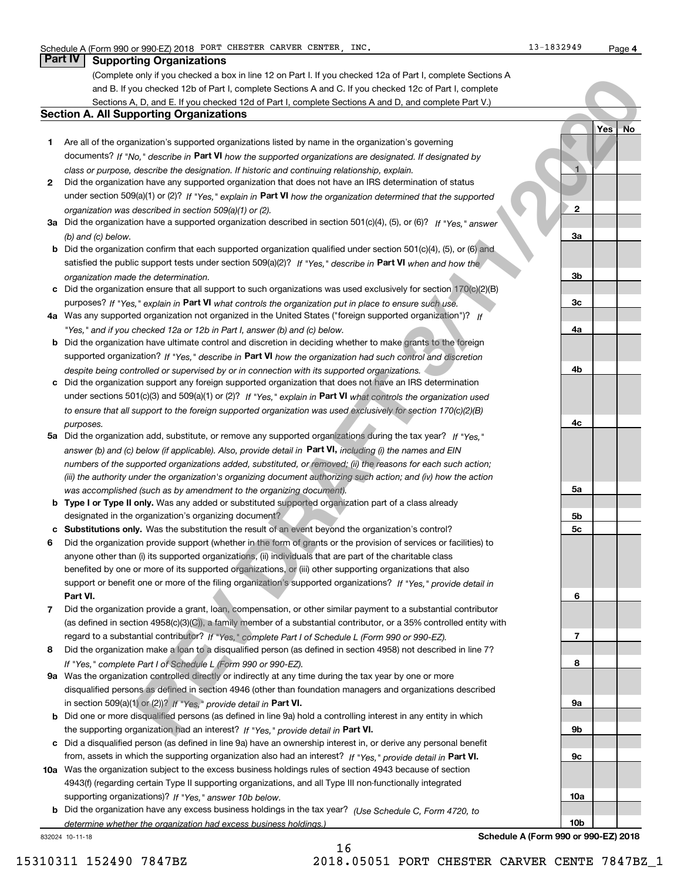Schedule A (Form 990 or 990-EZ) 2018 PORT CHESTER CARVER CENTER, INC. 13-1832949

## Part IV Supporting Organizations

(Complete only if you checked a box in line 12 on Part I. If you checked 12a of Part I, complete Sections A and B. If you checked 12b of Part I, complete Sections A and C. If you checked 12c of Part I, complete Sections A, D, and E. If you checked 12d of Part I, complete Sections A and D, and complete Part V.)

### Section A. All Supporting Organizations

| | | | Yes | No |
|---|---|---|---|---|
| **1** | Are all of the organization's supported organizations listed by name in the organization's governing documents? *If "No," describe in* **Part VI** *how the supported organizations are designated. If designated by class or purpose, describe the designation. If historic and continuing relationship, explain.* | 1 | | |
| **2** | Did the organization have any supported organization that does not have an IRS determination of status under section 509(a)(1) or (2)? *If "Yes," explain in* **Part VI** *how the organization determined that the supported organization was described in section 509(a)(1) or (2).* | 2 | | |
| **3a** | Did the organization have a supported organization described in section 501(c)(4), (5), or (6)? *If "Yes," answer (b) and (c) below.* | 3a | | |
| **b** | Did the organization confirm that each supported organization qualified under section 501(c)(4), (5), or (6) and satisfied the public support tests under section 509(a)(2)? *If "Yes," describe in* **Part VI** *when and how the organization made the determination.* | 3b | | |
| **c** | Did the organization ensure that all support to such organizations was used exclusively for section 170(c)(2)(B) purposes? *If "Yes," explain in* **Part VI** *what controls the organization put in place to ensure such use.* | 3c | | |
| **4a** | Was any supported organization not organized in the United States ("foreign supported organization")? *If "Yes," and if you checked 12a or 12b in Part I, answer (b) and (c) below.* | 4a | | |
| **b** | Did the organization have ultimate control and discretion in deciding whether to make grants to the foreign supported organization? *If "Yes," describe in* **Part VI** *how the organization had such control and discretion despite being controlled or supervised by or in connection with its supported organizations.* | 4b | | |
| **c** | Did the organization support any foreign supported organization that does not have an IRS determination under sections 501(c)(3) and 509(a)(1) or (2)? *If "Yes," explain in* **Part VI** *what controls the organization used to ensure that all support to the foreign supported organization was used exclusively for section 170(c)(2)(B) purposes.* | 4c | | |
| **5a** | Did the organization add, substitute, or remove any supported organizations during the tax year? *If "Yes," answer (b) and (c) below (if applicable). Also, provide detail in* **Part VI,** *including (i) the names and EIN numbers of the supported organizations added, substituted, or removed; (ii) the reasons for each such action; (iii) the authority under the organization's organizing document authorizing such action; and (iv) how the action was accomplished (such as by amendment to the organizing document).* | 5a | | |
| **b** | **Type I or Type II only.** Was any added or substituted supported organization part of a class already designated in the organization's organizing document? | 5b | | |
| **c** | **Substitutions only.** Was the substitution the result of an event beyond the organization's control? | 5c | | |
| **6** | Did the organization provide support (whether in the form of grants or the provision of services or facilities) to anyone other than (i) its supported organizations, (ii) individuals that are part of the charitable class benefited by one or more of its supported organizations, or (iii) other supporting organizations that also support or benefit one or more of the filing organization's supported organizations? *If "Yes," provide detail in* **Part VI.** | 6 | | |
| **7** | Did the organization provide a grant, loan, compensation, or other similar payment to a substantial contributor (as defined in section 4958(c)(3)(C)), a family member of a substantial contributor, or a 35% controlled entity with regard to a substantial contributor? *If "Yes," complete Part I of Schedule L (Form 990 or 990-EZ).* | 7 | | |
| **8** | Did the organization make a loan to a disqualified person (as defined in section 4958) not described in line 7? *If "Yes," complete Part I of Schedule L (Form 990 or 990-EZ).* | 8 | | |
| **9a** | Was the organization controlled directly or indirectly at any time during the tax year by one or more disqualified persons as defined in section 4946 (other than foundation managers and organizations described in section 509(a)(1) or (2))? *If "Yes," provide detail in* **Part VI.** | 9a | | |
| **b** | Did one or more disqualified persons (as defined in line 9a) hold a controlling interest in any entity in which the supporting organization had an interest? *If "Yes," provide detail in* **Part VI.** | 9b | | |
| **c** | Did a disqualified person (as defined in line 9a) have an ownership interest in, or derive any personal benefit from, assets in which the supporting organization also had an interest? *If "Yes," provide detail in* **Part VI.** | 9c | | |
| **10a** | Was the organization subject to the excess business holdings rules of section 4943 because of section 4943(f) (regarding certain Type II supporting organizations, and all Type III non-functionally integrated supporting organizations)? *If "Yes," answer 10b below.* | 10a | | |
| **b** | Did the organization have any excess business holdings in the tax year? *(Use Schedule C, Form 4720, to determine whether the organization had excess business holdings.)* | 10b | | |

832024 10-11-18 **Schedule A (Form 990 or 990-EZ) 2018**

15310311 152490 7847BZ 2018.05051 PORT CHESTER CARVER CENTE 7847BZ_1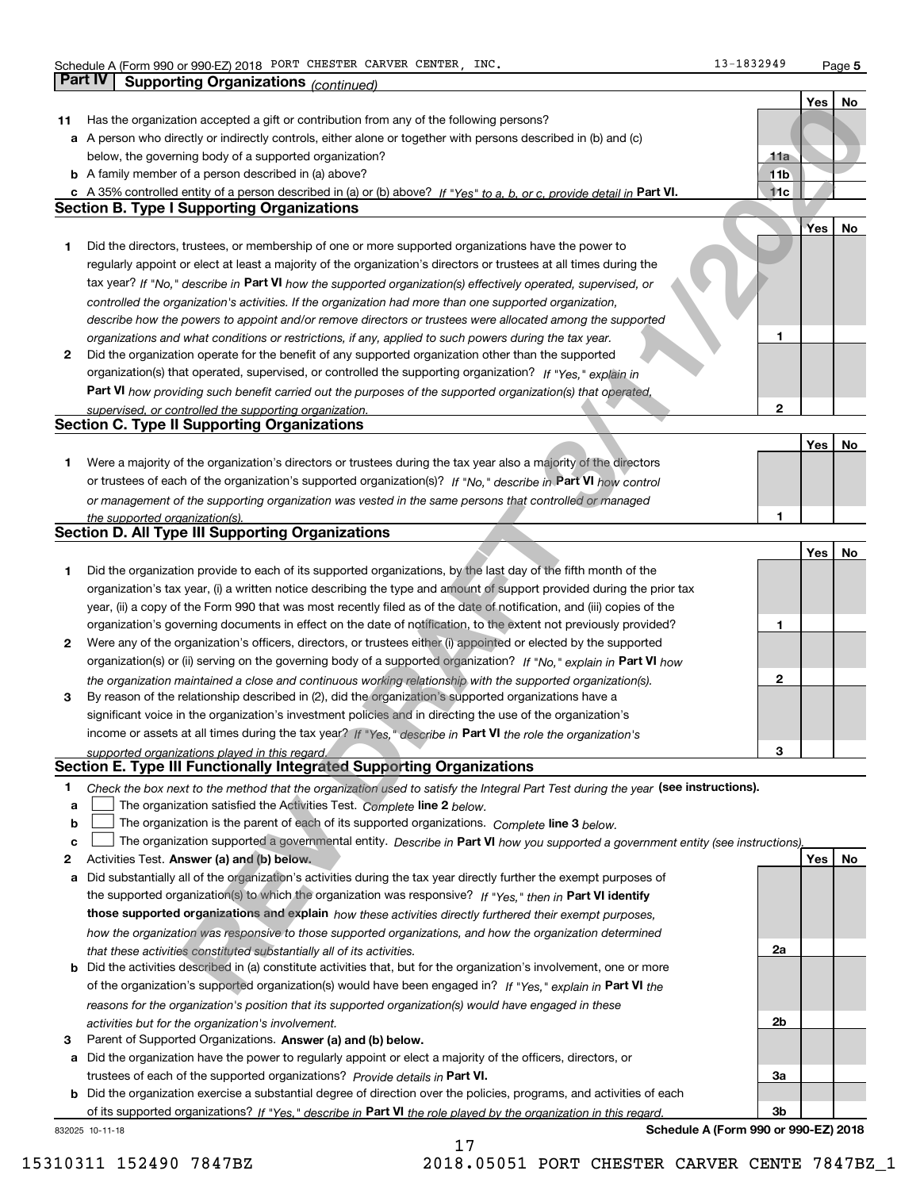Schedule A (Form 990 or 990-EZ) 2018 PORT CHESTER CARVER CENTER, INC. 13-1832949 Page 5

## Part IV Supporting Organizations *(continued)*

| | | | Yes | No |
|---|---|---|---|---|
| **11** | Has the organization accepted a gift or contribution from any of the following persons? | | | |
| **a** | A person who directly or indirectly controls, either alone or together with persons described in (b) and (c) below, the governing body of a supported organization? | 11a | | |
| **b** | A family member of a person described in (a) above? | 11b | | |
| **c** | A 35% controlled entity of a person described in (a) or (b) above? *If "Yes" to a, b, or c, provide detail in* **Part VI.** | 11c | | |

### Section B. Type I Supporting Organizations

| | | | Yes | No |
|---|---|---|---|---|
| **1** | Did the directors, trustees, or membership of one or more supported organizations have the power to regularly appoint or elect at least a majority of the organization's directors or trustees at all times during the tax year? *If "No," describe in* **Part VI** *how the supported organization(s) effectively operated, supervised, or controlled the organization's activities. If the organization had more than one supported organization, describe how the powers to appoint and/or remove directors or trustees were allocated among the supported organizations and what conditions or restrictions, if any, applied to such powers during the tax year.* | 1 | | |
| **2** | Did the organization operate for the benefit of any supported organization other than the supported organization(s) that operated, supervised, or controlled the supporting organization? *If "Yes," explain in* **Part VI** *how providing such benefit carried out the purposes of the supported organization(s) that operated, supervised, or controlled the supporting organization.* | 2 | | |

### Section C. Type II Supporting Organizations

| | | | Yes | No |
|---|---|---|---|---|
| **1** | Were a majority of the organization's directors or trustees during the tax year also a majority of the directors or trustees of each of the organization's supported organization(s)? *If "No," describe in* **Part VI** *how control or management of the supporting organization was vested in the same persons that controlled or managed the supported organization(s).* | 1 | | |

### Section D. All Type III Supporting Organizations

| | | | Yes | No |
|---|---|---|---|---|
| **1** | Did the organization provide to each of its supported organizations, by the last day of the fifth month of the organization's tax year, (i) a written notice describing the type and amount of support provided during the prior tax year, (ii) a copy of the Form 990 that was most recently filed as of the date of notification, and (iii) copies of the organization's governing documents in effect on the date of notification, to the extent not previously provided? | 1 | | |
| **2** | Were any of the organization's officers, directors, or trustees either (i) appointed or elected by the supported organization(s) or (ii) serving on the governing body of a supported organization? *If "No," explain in* **Part VI** *how the organization maintained a close and continuous working relationship with the supported organization(s).* | 2 | | |
| **3** | By reason of the relationship described in (2), did the organization's supported organizations have a significant voice in the organization's investment policies and in directing the use of the organization's income or assets at all times during the tax year? *If "Yes," describe in* **Part VI** *the role the organization's supported organizations played in this regard.* | 3 | | |

### Section E. Type III Functionally Integrated Supporting Organizations

**1** *Check the box next to the method that the organization used to satisfy the Integral Part Test during the year* **(see instructions).**

**a** ☐ The organization satisfied the Activities Test. *Complete* **line 2** *below.*

**b** ☐ The organization is the parent of each of its supported organizations. *Complete* **line 3** *below.*

**c** ☐ The organization supported a governmental entity. *Describe in* **Part VI** *how you supported a government entity (see instructions).*

| | | | Yes | No |
|---|---|---|---|---|
| **2** | Activities Test. **Answer (a) and (b) below.** | | | |
| **a** | Did substantially all of the organization's activities during the tax year directly further the exempt purposes of the supported organization(s) to which the organization was responsive? *If "Yes," then in* **Part VI identify those supported organizations and explain** *how these activities directly furthered their exempt purposes, how the organization was responsive to those supported organizations, and how the organization determined that these activities constituted substantially all of its activities.* | 2a | | |
| **b** | Did the activities described in (a) constitute activities that, but for the organization's involvement, one or more of the organization's supported organization(s) would have been engaged in? *If "Yes," explain in* **Part VI** *the reasons for the organization's position that its supported organization(s) would have engaged in these activities but for the organization's involvement.* | 2b | | |
| **3** | Parent of Supported Organizations. **Answer (a) and (b) below.** | | | |
| **a** | Did the organization have the power to regularly appoint or elect a majority of the officers, directors, or trustees of each of the supported organizations? *Provide details in* **Part VI.** | 3a | | |
| **b** | Did the organization exercise a substantial degree of direction over the policies, programs, and activities of each of its supported organizations? *If "Yes," describe in* **Part VI** *the role played by the organization in this regard.* | 3b | | |

832025 10-11-18 **Schedule A (Form 990 or 990-EZ) 2018**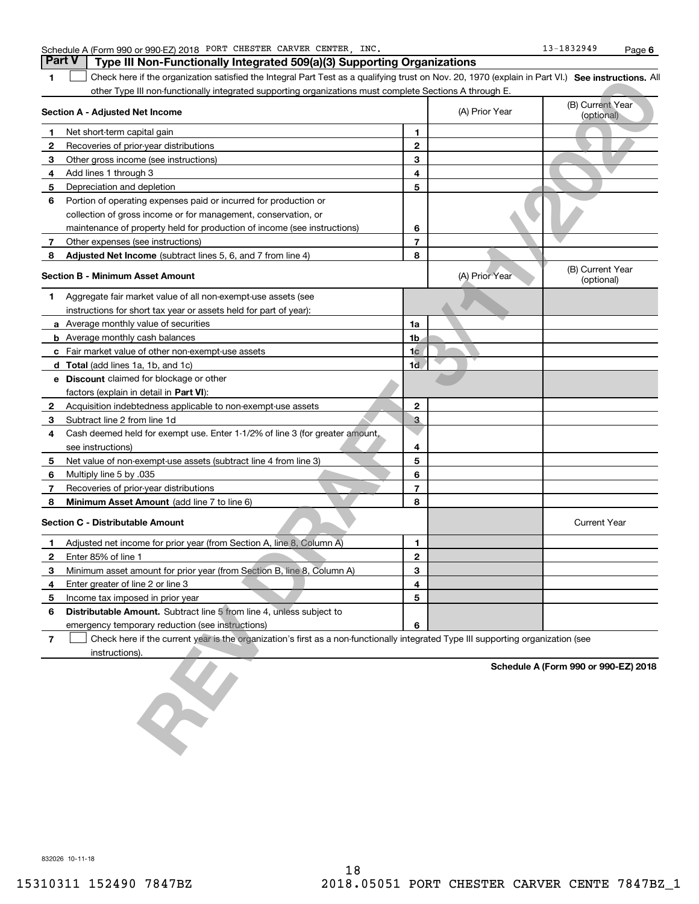Schedule A (Form 990 or 990-EZ) 2018 PORT CHESTER CARVER CENTER, INC. 13-1832949 Page 6

## Part V Type III Non-Functionally Integrated 509(a)(3) Supporting Organizations

1 ☐ Check here if the organization satisfied the Integral Part Test as a qualifying trust on Nov. 20, 1970 (explain in Part VI.) **See instructions.** All other Type III non-functionally integrated supporting organizations must complete Sections A through E.

| **Section A - Adjusted Net Income** | | | (A) Prior Year | (B) Current Year (optional) |
|---|---|---|---|---|
| 1 | Net short-term capital gain | 1 | | |
| 2 | Recoveries of prior-year distributions | 2 | | |
| 3 | Other gross income (see instructions) | 3 | | |
| 4 | Add lines 1 through 3 | 4 | | |
| 5 | Depreciation and depletion | 5 | | |
| 6 | Portion of operating expenses paid or incurred for production or collection of gross income or for management, conservation, or maintenance of property held for production of income (see instructions) | 6 | | |
| 7 | Other expenses (see instructions) | 7 | | |
| 8 | **Adjusted Net Income** (subtract lines 5, 6, and 7 from line 4) | 8 | | |

| **Section B - Minimum Asset Amount** | | | (A) Prior Year | (B) Current Year (optional) |
|---|---|---|---|---|
| 1 | Aggregate fair market value of all non-exempt-use assets (see instructions for short tax year or assets held for part of year): | | | |
| a | Average monthly value of securities | 1a | | |
| b | Average monthly cash balances | 1b | | |
| c | Fair market value of other non-exempt-use assets | 1c | | |
| d | **Total** (add lines 1a, 1b, and 1c) | 1d | | |
| e | **Discount** claimed for blockage or other factors (explain in detail in **Part VI**): | | | |
| 2 | Acquisition indebtedness applicable to non-exempt-use assets | 2 | | |
| 3 | Subtract line 2 from line 1d | 3 | | |
| 4 | Cash deemed held for exempt use. Enter 1-1/2% of line 3 (for greater amount, see instructions) | 4 | | |
| 5 | Net value of non-exempt-use assets (subtract line 4 from line 3) | 5 | | |
| 6 | Multiply line 5 by .035 | 6 | | |
| 7 | Recoveries of prior-year distributions | 7 | | |
| 8 | **Minimum Asset Amount** (add line 7 to line 6) | 8 | | |

| **Section C - Distributable Amount** | | | | Current Year |
|---|---|---|---|---|
| 1 | Adjusted net income for prior year (from Section A, line 8, Column A) | 1 | | |
| 2 | Enter 85% of line 1 | 2 | | |
| 3 | Minimum asset amount for prior year (from Section B, line 8, Column A) | 3 | | |
| 4 | Enter greater of line 2 or line 3 | 4 | | |
| 5 | Income tax imposed in prior year | 5 | | |
| 6 | **Distributable Amount.** Subtract line 5 from line 4, unless subject to emergency temporary reduction (see instructions) | 6 | | |

7 ☐ Check here if the current year is the organization's first as a non-functionally integrated Type III supporting organization (see instructions).

**Schedule A (Form 990 or 990-EZ) 2018**

832026 10-11-18

15310311 152490 7847BZ 2018.05051 PORT CHESTER CARVER CENTE 7847BZ_1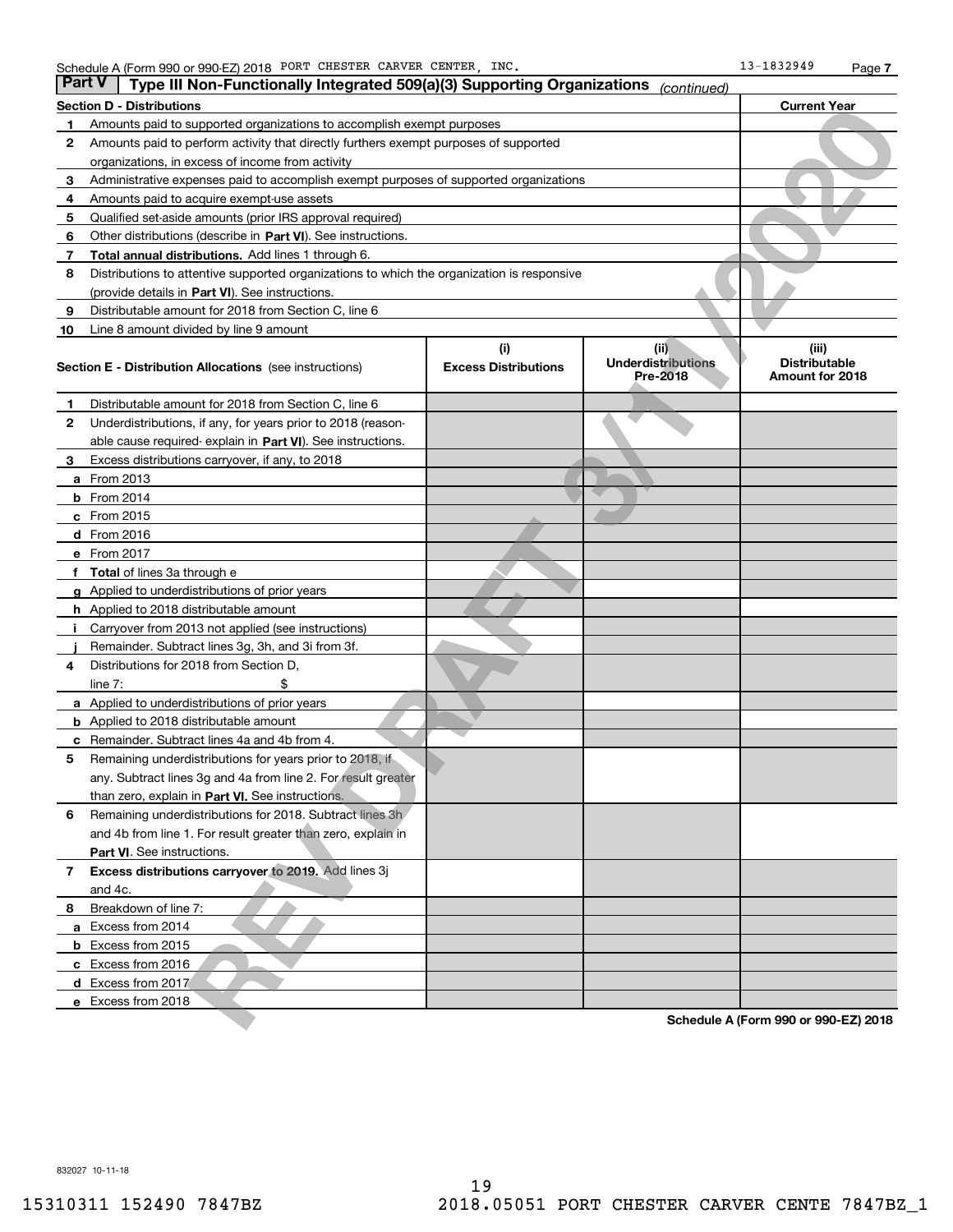Schedule A (Form 990 or 990-EZ) 2018 PORT CHESTER CARVER CENTER, INC. 13-1832949

## Part V Type III Non-Functionally Integrated 509(a)(3) Supporting Organizations *(continued)*

| Section D - Distributions | | Current Year |
|---|---|---|
| 1 | Amounts paid to supported organizations to accomplish exempt purposes | |
| 2 | Amounts paid to perform activity that directly furthers exempt purposes of supported organizations, in excess of income from activity | |
| 3 | Administrative expenses paid to accomplish exempt purposes of supported organizations | |
| 4 | Amounts paid to acquire exempt-use assets | |
| 5 | Qualified set-aside amounts (prior IRS approval required) | |
| 6 | Other distributions (describe in **Part VI**). See instructions. | |
| 7 | **Total annual distributions.** Add lines 1 through 6. | |
| 8 | Distributions to attentive supported organizations to which the organization is responsive (provide details in **Part VI**). See instructions. | |
| 9 | Distributable amount for 2018 from Section C, line 6 | |
| 10 | Line 8 amount divided by line 9 amount | |

| Section E - Distribution Allocations (see instructions) | (i) Excess Distributions | (ii) Underdistributions Pre-2018 | (iii) Distributable Amount for 2018 |
|---|---|---|---|
| **1** Distributable amount for 2018 from Section C, line 6 | | | |
| **2** Underdistributions, if any, for years prior to 2018 (reasonable cause required- explain in **Part VI**). See instructions. | | | |
| **3** Excess distributions carryover, if any, to 2018 | | | |
| **a** From 2013 | | | |
| **b** From 2014 | | | |
| **c** From 2015 | | | |
| **d** From 2016 | | | |
| **e** From 2017 | | | |
| **f** **Total** of lines 3a through e | | | |
| **g** Applied to underdistributions of prior years | | | |
| **h** Applied to 2018 distributable amount | | | |
| **i** Carryover from 2013 not applied (see instructions) | | | |
| **j** Remainder. Subtract lines 3g, 3h, and 3i from 3f. | | | |
| **4** Distributions for 2018 from Section D, line 7: $ | | | |
| **a** Applied to underdistributions of prior years | | | |
| **b** Applied to 2018 distributable amount | | | |
| **c** Remainder. Subtract lines 4a and 4b from 4. | | | |
| **5** Remaining underdistributions for years prior to 2018, if any. Subtract lines 3g and 4a from line 2. For result greater than zero, explain in **Part VI**. See instructions. | | | |
| **6** Remaining underdistributions for 2018. Subtract lines 3h and 4b from line 1. For result greater than zero, explain in **Part VI**. See instructions. | | | |
| **7** **Excess distributions carryover to 2019.** Add lines 3j and 4c. | | | |
| **8** Breakdown of line 7: | | | |
| **a** Excess from 2014 | | | |
| **b** Excess from 2015 | | | |
| **c** Excess from 2016 | | | |
| **d** Excess from 2017 | | | |
| **e** Excess from 2018 | | | |

REV DRAFT 3/11/2020

**Schedule A (Form 990 or 990-EZ) 2018**

832027 10-11-18

15310311 152490 7847BZ 2018.05051 PORT CHESTER CARVER CENTE 7847BZ_1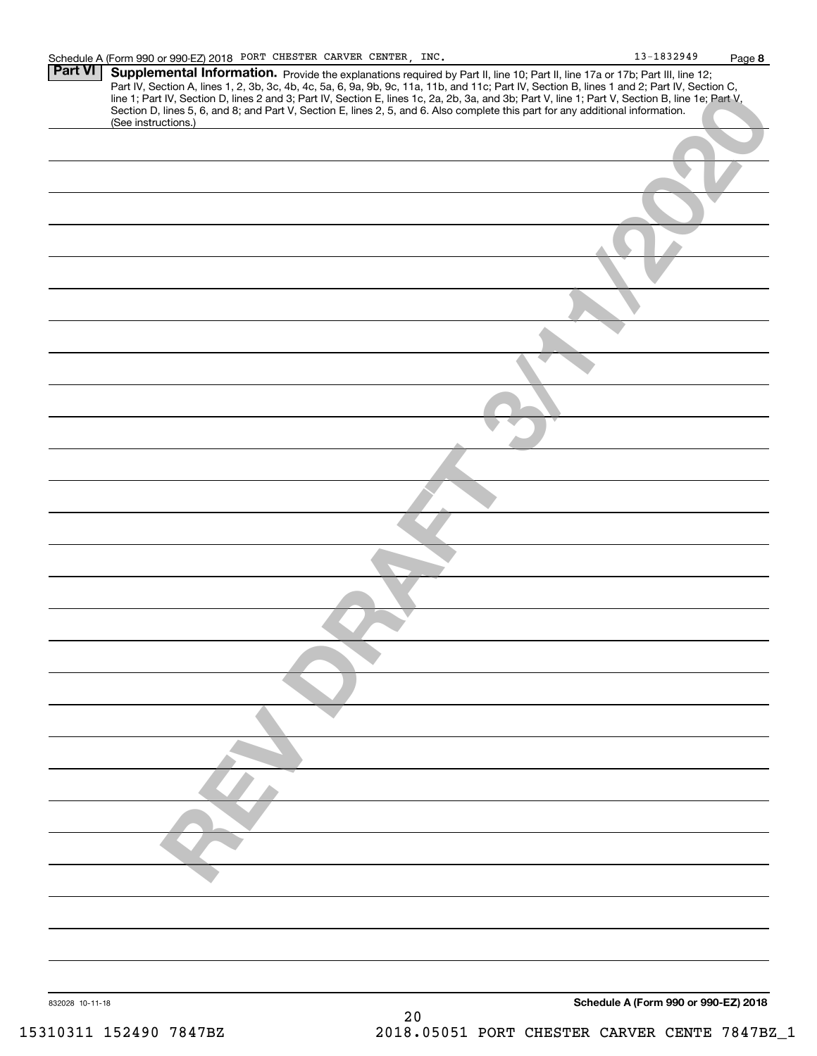Schedule A (Form 990 or 990-EZ) 2018 PORT CHESTER CARVER CENTER, INC. 13-1832949 Page 8

**Part VI** **Supplemental Information.** Provide the explanations required by Part II, line 10; Part II, line 17a or 17b; Part III, line 12; Part IV, Section A, lines 1, 2, 3b, 3c, 4b, 4c, 5a, 6, 9a, 9b, 9c, 11a, 11b, and 11c; Part IV, Section B, lines 1 and 2; Part IV, Section C, line 1; Part IV, Section D, lines 2 and 3; Part IV, Section E, lines 1c, 2a, 2b, 3a, and 3b; Part V, line 1; Part V, Section B, line 1e; Part V, Section D, lines 5, 6, and 8; and Part V, Section E, lines 2, 5, and 6. Also complete this part for any additional information. (See instructions.)

REV DRAFT 3/11/2020

832028 10-11-18 **Schedule A (Form 990 or 990-EZ) 2018**

15310311 152490 7847BZ 2018.05051 PORT CHESTER CARVER CENTE 7847BZ_1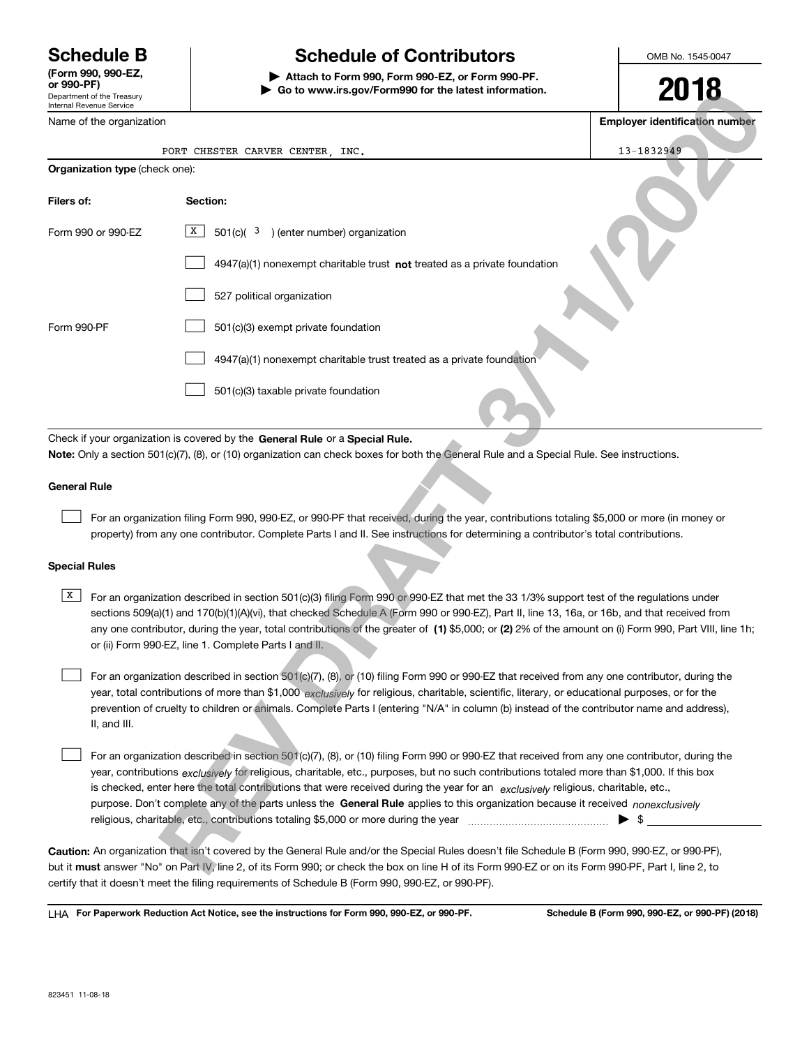# Schedule B

**(Form 990, 990-EZ, or 990-PF)**
Department of the Treasury
Internal Revenue Service

# Schedule of Contributors

▶ **Attach to Form 990, Form 990-EZ, or Form 990-PF.**
▶ **Go to www.irs.gov/Form990 for the latest information.**

OMB No. 1545-0047

**2018**

REV DRAFT 3/11/2020

| Name of the organization | **Employer identification number** |
|---|---|
| PORT CHESTER CARVER CENTER, INC. | 13-1832949 |

**Organization type** (check one):

| **Filers of:** | **Section:** |
|---|---|
| Form 990 or 990-EZ | [X] 501(c)( 3 ) (enter number) organization |
| | [ ] 4947(a)(1) nonexempt charitable trust **not** treated as a private foundation |
| | [ ] 527 political organization |
| Form 990-PF | [ ] 501(c)(3) exempt private foundation |
| | [ ] 4947(a)(1) nonexempt charitable trust treated as a private foundation |
| | [ ] 501(c)(3) taxable private foundation |

Check if your organization is covered by the **General Rule** or a **Special Rule.**
**Note:** Only a section 501(c)(7), (8), or (10) organization can check boxes for both the General Rule and a Special Rule. See instructions.

**General Rule**

[ ] For an organization filing Form 990, 990-EZ, or 990-PF that received, during the year, contributions totaling $5,000 or more (in money or property) from any one contributor. Complete Parts I and II. See instructions for determining a contributor's total contributions.

**Special Rules**

[X] For an organization described in section 501(c)(3) filing Form 990 or 990-EZ that met the 33 1/3% support test of the regulations under sections 509(a)(1) and 170(b)(1)(A)(vi), that checked Schedule A (Form 990 or 990-EZ), Part II, line 13, 16a, or 16b, and that received from any one contributor, during the year, total contributions of the greater of **(1)** $5,000; or **(2)** 2% of the amount on (i) Form 990, Part VIII, line 1h; or (ii) Form 990-EZ, line 1. Complete Parts I and II.

[ ] For an organization described in section 501(c)(7), (8), or (10) filing Form 990 or 990-EZ that received from any one contributor, during the year, total contributions of more than $1,000 *exclusively* for religious, charitable, scientific, literary, or educational purposes, or for the prevention of cruelty to children or animals. Complete Parts I (entering "N/A" in column (b) instead of the contributor name and address), II, and III.

[ ] For an organization described in section 501(c)(7), (8), or (10) filing Form 990 or 990-EZ that received from any one contributor, during the year, contributions *exclusively* for religious, charitable, etc., purposes, but no such contributions totaled more than $1,000. If this box is checked, enter here the total contributions that were received during the year for an *exclusively* religious, charitable, etc., purpose. Don't complete any of the parts unless the **General Rule** applies to this organization because it received *nonexclusively* religious, charitable, etc., contributions totaling $5,000 or more during the year ▶ $ ____________

**Caution:** An organization that isn't covered by the General Rule and/or the Special Rules doesn't file Schedule B (Form 990, 990-EZ, or 990-PF), but it **must** answer "No" on Part IV, line 2, of its Form 990; or check the box on line H of its Form 990-EZ or on its Form 990-PF, Part I, line 2, to certify that it doesn't meet the filing requirements of Schedule B (Form 990, 990-EZ, or 990-PF).

LHA **For Paperwork Reduction Act Notice, see the instructions for Form 990, 990-EZ, or 990-PF.** **Schedule B (Form 990, 990-EZ, or 990-PF) (2018)**

823451 11-08-18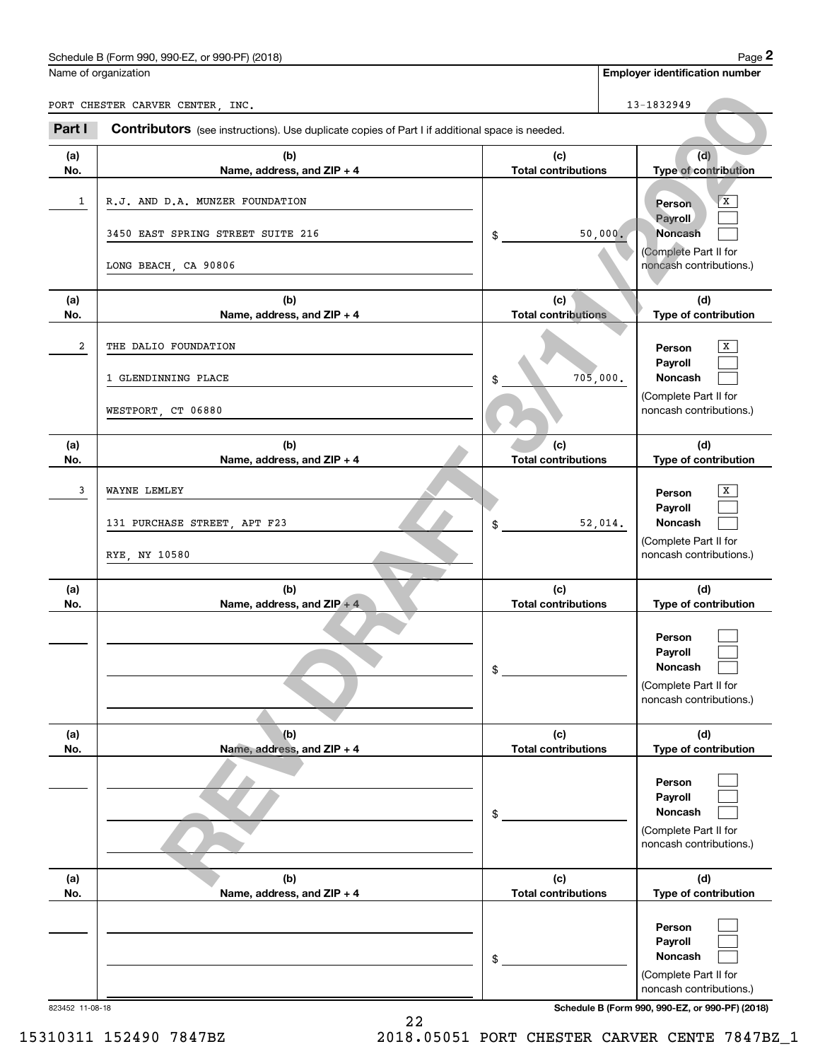Schedule B (Form 990, 990-EZ, or 990-PF) (2018)

| Name of organization | Employer identification number |
|---|---|
| PORT CHESTER CARVER CENTER, INC. | 13-1832949 |

## Part I Contributors (see instructions). Use duplicate copies of Part I if additional space is needed.

| (a) No. | (b) Name, address, and ZIP + 4 | (c) Total contributions | (d) Type of contribution |
|---|---|---|---|
| 1 | R.J. AND D.A. MUNZER FOUNDATION<br>3450 EAST SPRING STREET SUITE 216<br>LONG BEACH, CA 90806 | $ 50,000. | Person [X]<br>Payroll [ ]<br>Noncash [ ]<br>(Complete Part II for noncash contributions.) |
| 2 | THE DALIO FOUNDATION<br>1 GLENDINNING PLACE<br>WESTPORT, CT 06880 | $ 705,000. | Person [X]<br>Payroll [ ]<br>Noncash [ ]<br>(Complete Part II for noncash contributions.) |
| 3 | WAYNE LEMLEY<br>131 PURCHASE STREET, APT F23<br>RYE, NY 10580 | $ 52,014. | Person [X]<br>Payroll [ ]<br>Noncash [ ]<br>(Complete Part II for noncash contributions.) |
| | | $ | Person [ ]<br>Payroll [ ]<br>Noncash [ ]<br>(Complete Part II for noncash contributions.) |
| | | $ | Person [ ]<br>Payroll [ ]<br>Noncash [ ]<br>(Complete Part II for noncash contributions.) |
| | | $ | Person [ ]<br>Payroll [ ]<br>Noncash [ ]<br>(Complete Part II for noncash contributions.) |

REV DRAFT 3/11/2020

823452 11-08-18

Schedule B (Form 990, 990-EZ, or 990-PF) (2018)

15310311 152490 7847BZ 2018.05051 PORT CHESTER CARVER CENTE 7847BZ_1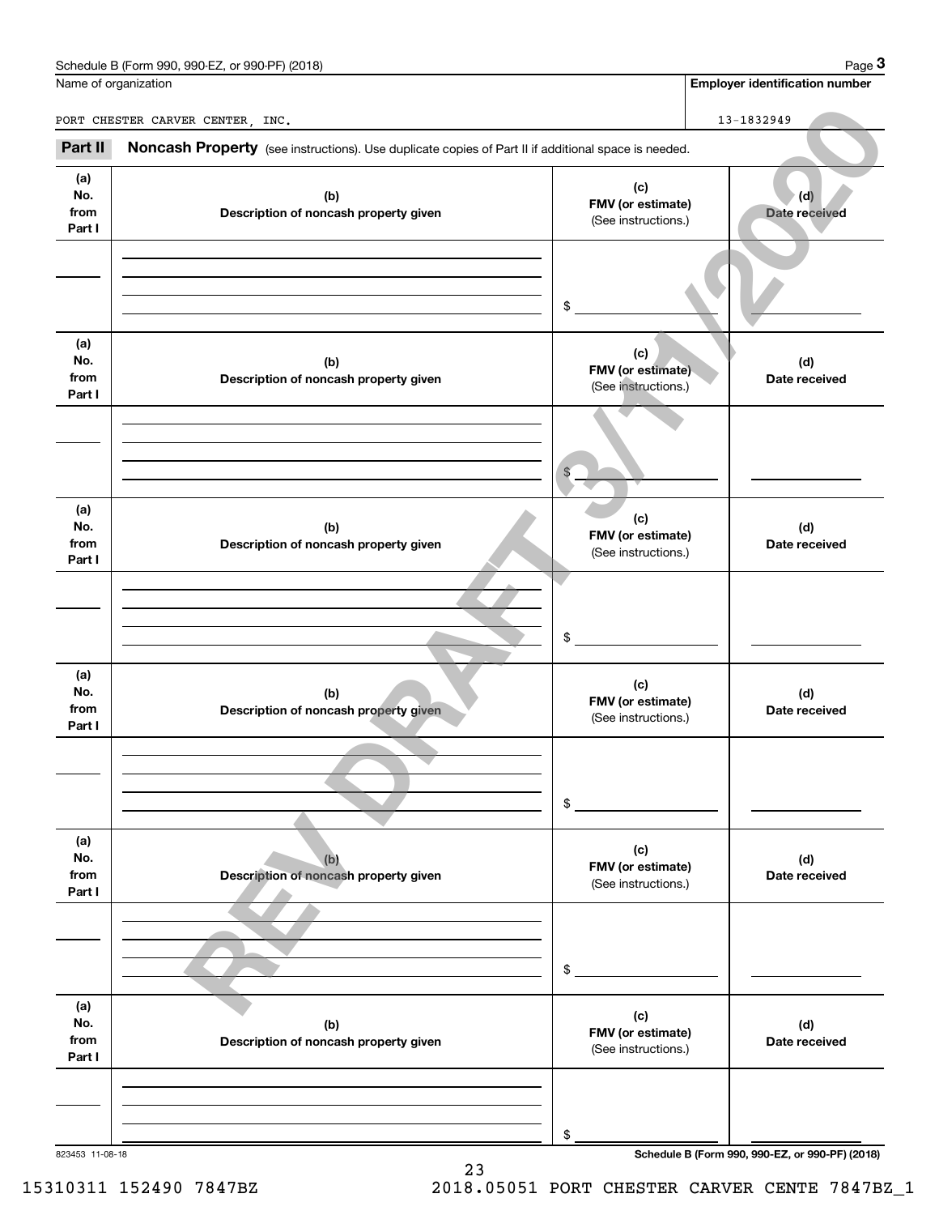Schedule B (Form 990, 990-EZ, or 990-PF) (2018) Page **3**

| Name of organization | Employer identification number |
| --- | --- |
| PORT CHESTER CARVER CENTER, INC. | 13-1832949 |

**Part II** **Noncash Property** (see instructions). Use duplicate copies of Part II if additional space is needed.

| (a) No. from Part I | (b) Description of noncash property given | (c) FMV (or estimate) (See instructions.) | (d) Date received |
| --- | --- | --- | --- |
| | | $ | |

| (a) No. from Part I | (b) Description of noncash property given | (c) FMV (or estimate) (See instructions.) | (d) Date received |
| --- | --- | --- | --- |
| | | $ | |

| (a) No. from Part I | (b) Description of noncash property given | (c) FMV (or estimate) (See instructions.) | (d) Date received |
| --- | --- | --- | --- |
| | | $ | |

| (a) No. from Part I | (b) Description of noncash property given | (c) FMV (or estimate) (See instructions.) | (d) Date received |
| --- | --- | --- | --- |
| | | $ | |

| (a) No. from Part I | (b) Description of noncash property given | (c) FMV (or estimate) (See instructions.) | (d) Date received |
| --- | --- | --- | --- |
| | | $ | |

| (a) No. from Part I | (b) Description of noncash property given | (c) FMV (or estimate) (See instructions.) | (d) Date received |
| --- | --- | --- | --- |
| | | $ | |

REV DRAFT 3/11/2020

823453 11-08-18 **Schedule B (Form 990, 990-EZ, or 990-PF) (2018)**

15310311 152490 7847BZ 2018.05051 PORT CHESTER CARVER CENTE 7847BZ_1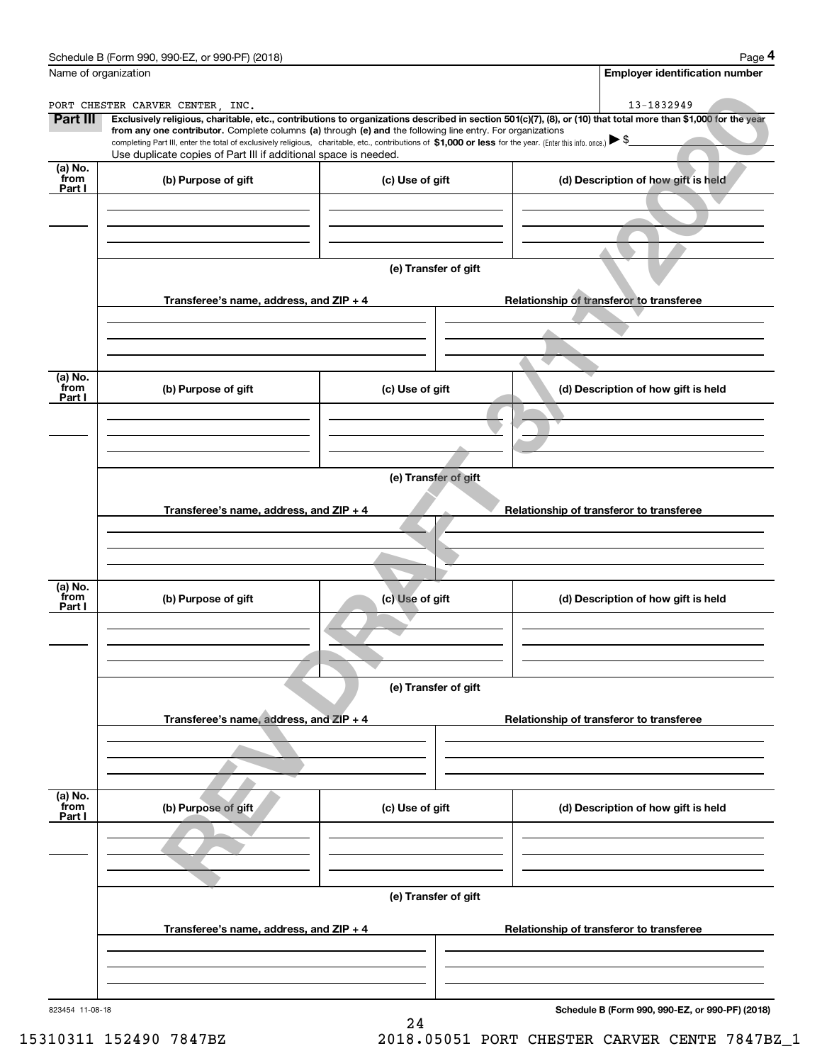Schedule B (Form 990, 990-EZ, or 990-PF) (2018)

| Name of organization | Employer identification number |
| --- | --- |
| PORT CHESTER CARVER CENTER, INC. | 13-1832949 |

**Part III** **Exclusively religious, charitable, etc., contributions to organizations described in section 501(c)(7), (8), or (10) that total more than $1,000 for the year from any one contributor.** Complete columns **(a)** through **(e) and** the following line entry. For organizations completing Part III, enter the total of exclusively religious, charitable, etc., contributions of **$1,000 or less** for the year. (Enter this info. once.) ▶ $

Use duplicate copies of Part III if additional space is needed.

| (a) No. from Part I | (b) Purpose of gift | (c) Use of gift | (d) Description of how gift is held |
| --- | --- | --- | --- |
| | | | |

**(e) Transfer of gift**

| Transferee's name, address, and ZIP + 4 | Relationship of transferor to transferee |
| --- | --- |
| | |

| (a) No. from Part I | (b) Purpose of gift | (c) Use of gift | (d) Description of how gift is held |
| --- | --- | --- | --- |
| | | | |

**(e) Transfer of gift**

| Transferee's name, address, and ZIP + 4 | Relationship of transferor to transferee |
| --- | --- |
| | |

| (a) No. from Part I | (b) Purpose of gift | (c) Use of gift | (d) Description of how gift is held |
| --- | --- | --- | --- |
| | | | |

**(e) Transfer of gift**

| Transferee's name, address, and ZIP + 4 | Relationship of transferor to transferee |
| --- | --- |
| | |

| (a) No. from Part I | (b) Purpose of gift | (c) Use of gift | (d) Description of how gift is held |
| --- | --- | --- | --- |
| | | | |

**(e) Transfer of gift**

| Transferee's name, address, and ZIP + 4 | Relationship of transferor to transferee |
| --- | --- |
| | |

REV DRAFT 3/11/2020

823454 11-08-18

**Schedule B (Form 990, 990-EZ, or 990-PF) (2018)**

15310311 152490 7847BZ 2018.05051 PORT CHESTER CARVER CENTE 7847BZ_1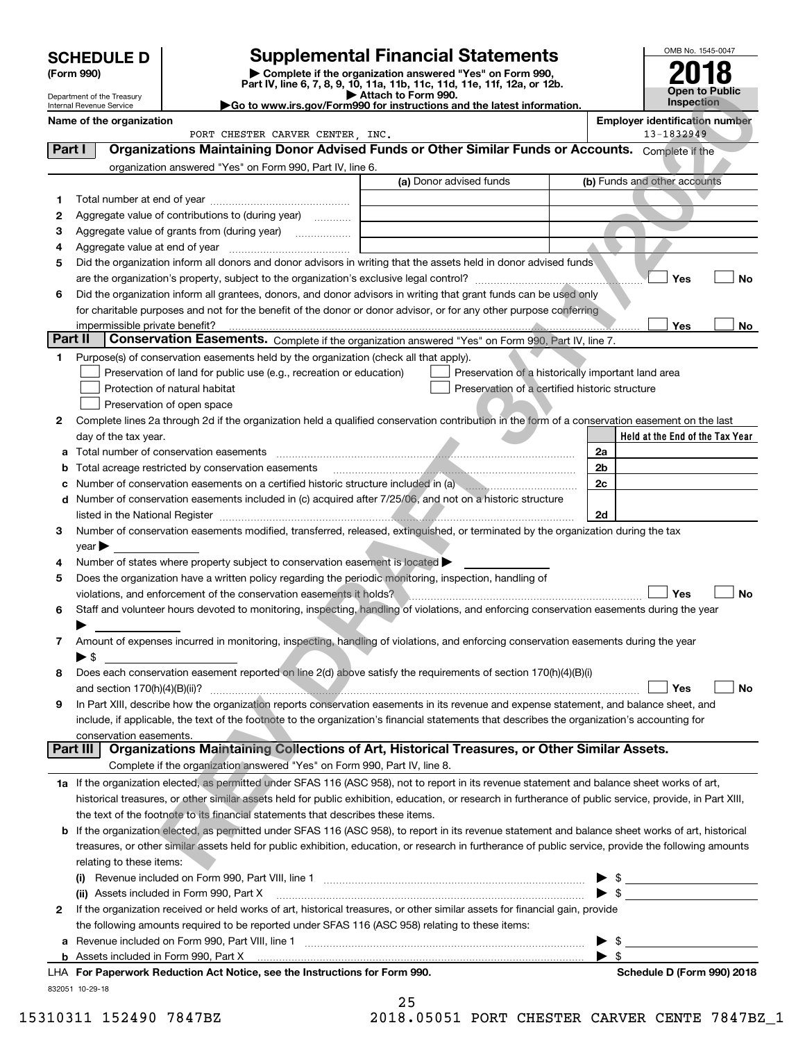# SCHEDULE D (Form 990)

Department of the Treasury
Internal Revenue Service

## Supplemental Financial Statements

▶ Complete if the organization answered "Yes" on Form 990, Part IV, line 6, 7, 8, 9, 10, 11a, 11b, 11c, 11d, 11e, 11f, 12a, or 12b.
▶ Attach to Form 990.
▶Go to www.irs.gov/Form990 for instructions and the latest information.

OMB No. 1545-0047
**2018**
**Open to Public Inspection**

**Name of the organization**
PORT CHESTER CARVER CENTER, INC.

**Employer identification number**
13-1832949

**Part I** **Organizations Maintaining Donor Advised Funds or Other Similar Funds or Accounts.** Complete if the organization answered "Yes" on Form 990, Part IV, line 6.

| | | (a) Donor advised funds | (b) Funds and other accounts |
|---|---|---|---|
| 1 | Total number at end of year | | |
| 2 | Aggregate value of contributions to (during year) | | |
| 3 | Aggregate value of grants from (during year) | | |
| 4 | Aggregate value at end of year | | |

5 Did the organization inform all donors and donor advisors in writing that the assets held in donor advised funds are the organization's property, subject to the organization's exclusive legal control? ☐ Yes ☐ No

6 Did the organization inform all grantees, donors, and donor advisors in writing that grant funds can be used only for charitable purposes and not for the benefit of the donor or donor advisor, or for any other purpose conferring impermissible private benefit? ☐ Yes ☐ No

**Part II** **Conservation Easements.** Complete if the organization answered "Yes" on Form 990, Part IV, line 7.

1 Purpose(s) of conservation easements held by the organization (check all that apply).
- ☐ Preservation of land for public use (e.g., recreation or education)
- ☐ Preservation of a historically important land area
- ☐ Protection of natural habitat
- ☐ Preservation of a certified historic structure
- ☐ Preservation of open space

2 Complete lines 2a through 2d if the organization held a qualified conservation contribution in the form of a conservation easement on the last day of the tax year.

| | | | Held at the End of the Tax Year |
|---|---|---|---|
| a | Total number of conservation easements | 2a | |
| b | Total acreage restricted by conservation easements | 2b | |
| c | Number of conservation easements on a certified historic structure included in (a) | 2c | |
| d | Number of conservation easements included in (c) acquired after 7/25/06, and not on a historic structure listed in the National Register | 2d | |

3 Number of conservation easements modified, transferred, released, extinguished, or terminated by the organization during the tax year ▶

4 Number of states where property subject to conservation easement is located ▶

5 Does the organization have a written policy regarding the periodic monitoring, inspection, handling of violations, and enforcement of the conservation easements it holds? ☐ Yes ☐ No

6 Staff and volunteer hours devoted to monitoring, inspecting, handling of violations, and enforcing conservation easements during the year ▶

7 Amount of expenses incurred in monitoring, inspecting, handling of violations, and enforcing conservation easements during the year ▶ $

8 Does each conservation easement reported on line 2(d) above satisfy the requirements of section 170(h)(4)(B)(i) and section 170(h)(4)(B)(ii)? ☐ Yes ☐ No

9 In Part XIII, describe how the organization reports conservation easements in its revenue and expense statement, and balance sheet, and include, if applicable, the text of the footnote to the organization's financial statements that describes the organization's accounting for conservation easements.

**Part III** **Organizations Maintaining Collections of Art, Historical Treasures, or Other Similar Assets.** Complete if the organization answered "Yes" on Form 990, Part IV, line 8.

1a If the organization elected, as permitted under SFAS 116 (ASC 958), not to report in its revenue statement and balance sheet works of art, historical treasures, or other similar assets held for public exhibition, education, or research in furtherance of public service, provide, in Part XIII, the text of the footnote to its financial statements that describes these items.

b If the organization elected, as permitted under SFAS 116 (ASC 958), to report in its revenue statement and balance sheet works of art, historical treasures, or other similar assets held for public exhibition, education, or research in furtherance of public service, provide the following amounts relating to these items:

(i) Revenue included on Form 990, Part VIII, line 1 ▶ $

(ii) Assets included in Form 990, Part X ▶ $

2 If the organization received or held works of art, historical treasures, or other similar assets for financial gain, provide the following amounts required to be reported under SFAS 116 (ASC 958) relating to these items:

a Revenue included on Form 990, Part VIII, line 1 ▶ $

b Assets included in Form 990, Part X ▶ $

LHA **For Paperwork Reduction Act Notice, see the Instructions for Form 990.** **Schedule D (Form 990) 2018**

832051 10-29-18

15310311 152490 7847BZ 2018.05051 PORT CHESTER CARVER CENTE 7847BZ_1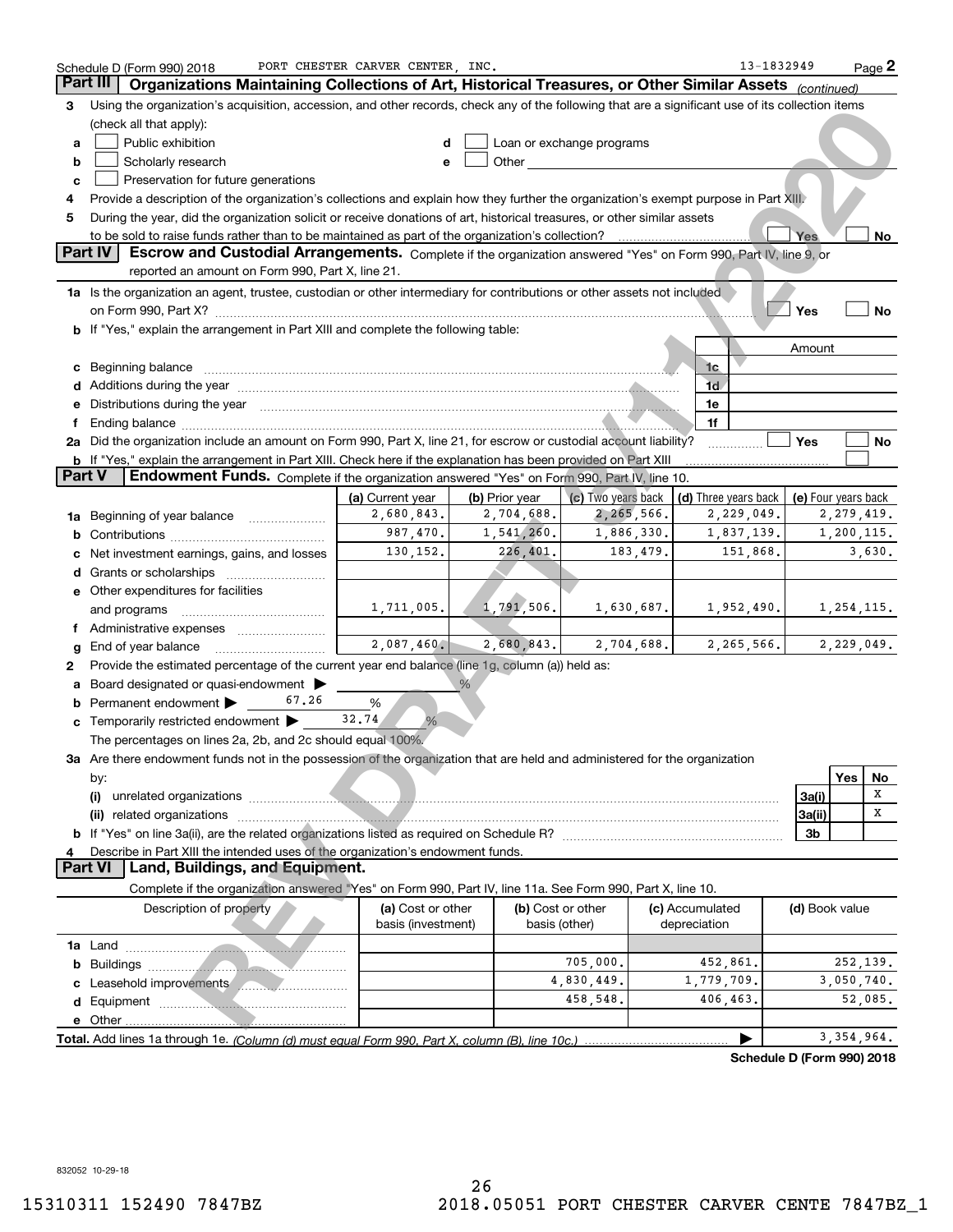Schedule D (Form 990) 2018 PORT CHESTER CARVER CENTER, INC. 13-1832949 Page 2

## Part III Organizations Maintaining Collections of Art, Historical Treasures, or Other Similar Assets *(continued)*

3 Using the organization's acquisition, accession, and other records, check any of the following that are a significant use of its collection items (check all that apply):

a ☐ Public exhibition
b ☐ Scholarly research
c ☐ Preservation for future generations
d ☐ Loan or exchange programs
e ☐ Other

4 Provide a description of the organization's collections and explain how they further the organization's exempt purpose in Part XIII.

5 During the year, did the organization solicit or receive donations of art, historical treasures, or other similar assets to be sold to raise funds rather than to be maintained as part of the organization's collection? ☐ Yes ☐ No

## Part IV Escrow and Custodial Arrangements.

Complete if the organization answered "Yes" on Form 990, Part IV, line 9, or reported an amount on Form 990, Part X, line 21.

1a Is the organization an agent, trustee, custodian or other intermediary for contributions or other assets not included on Form 990, Part X? ☐ Yes ☐ No

b If "Yes," explain the arrangement in Part XIII and complete the following table:

| | | Amount |
|---|---|---|
| c Beginning balance | 1c | |
| d Additions during the year | 1d | |
| e Distributions during the year | 1e | |
| f Ending balance | 1f | |

2a Did the organization include an amount on Form 990, Part X, line 21, for escrow or custodial account liability? ☐ Yes ☐ No

b If "Yes," explain the arrangement in Part XIII. Check here if the explanation has been provided on Part XIII ☐

## Part V Endowment Funds.

Complete if the organization answered "Yes" on Form 990, Part IV, line 10.

| | (a) Current year | (b) Prior year | (c) Two years back | (d) Three years back | (e) Four years back |
|---|---|---|---|---|---|
| 1a Beginning of year balance | 2,680,843. | 2,704,688. | 2,265,566. | 2,229,049. | 2,279,419. |
| b Contributions | 987,470. | 1,541,260. | 1,886,330. | 1,837,139. | 1,200,115. |
| c Net investment earnings, gains, and losses | 130,152. | 226,401. | 183,479. | 151,868. | 3,630. |
| d Grants or scholarships | | | | | |
| e Other expenditures for facilities and programs | 1,711,005. | 1,791,506. | 1,630,687. | 1,952,490. | 1,254,115. |
| f Administrative expenses | | | | | |
| g End of year balance | 2,087,460. | 2,680,843. | 2,704,688. | 2,265,566. | 2,229,049. |

2 Provide the estimated percentage of the current year end balance (line 1g, column (a)) held as:

a Board designated or quasi-endowment ▶ %

b Permanent endowment ▶ 67.26 %

c Temporarily restricted endowment ▶ 32.74 %

The percentages on lines 2a, 2b, and 2c should equal 100%.

3a Are there endowment funds not in the possession of the organization that are held and administered for the organization by:

| | | Yes | No |
|---|---|---|---|
| (i) unrelated organizations | 3a(i) | | X |
| (ii) related organizations | 3a(ii) | | X |
| b If "Yes" on line 3a(ii), are the related organizations listed as required on Schedule R? | 3b | | |

4 Describe in Part XIII the intended uses of the organization's endowment funds.

## Part VI Land, Buildings, and Equipment.

Complete if the organization answered "Yes" on Form 990, Part IV, line 11a. See Form 990, Part X, line 10.

| Description of property | (a) Cost or other basis (investment) | (b) Cost or other basis (other) | (c) Accumulated depreciation | (d) Book value |
|---|---|---|---|---|
| 1a Land | | | | |
| b Buildings | | 705,000. | 452,861. | 252,139. |
| c Leasehold improvements | | 4,830,449. | 1,779,709. | 3,050,740. |
| d Equipment | | 458,548. | 406,463. | 52,085. |
| e Other | | | | |
| **Total.** Add lines 1a through 1e. *(Column (d) must equal Form 990, Part X, column (B), line 10c.)* | | | ▶ | 3,354,964. |

**Schedule D (Form 990) 2018**

832052 10-29-18

15310311 152490 7847BZ 2018.05051 PORT CHESTER CARVER CENTE 7847BZ_1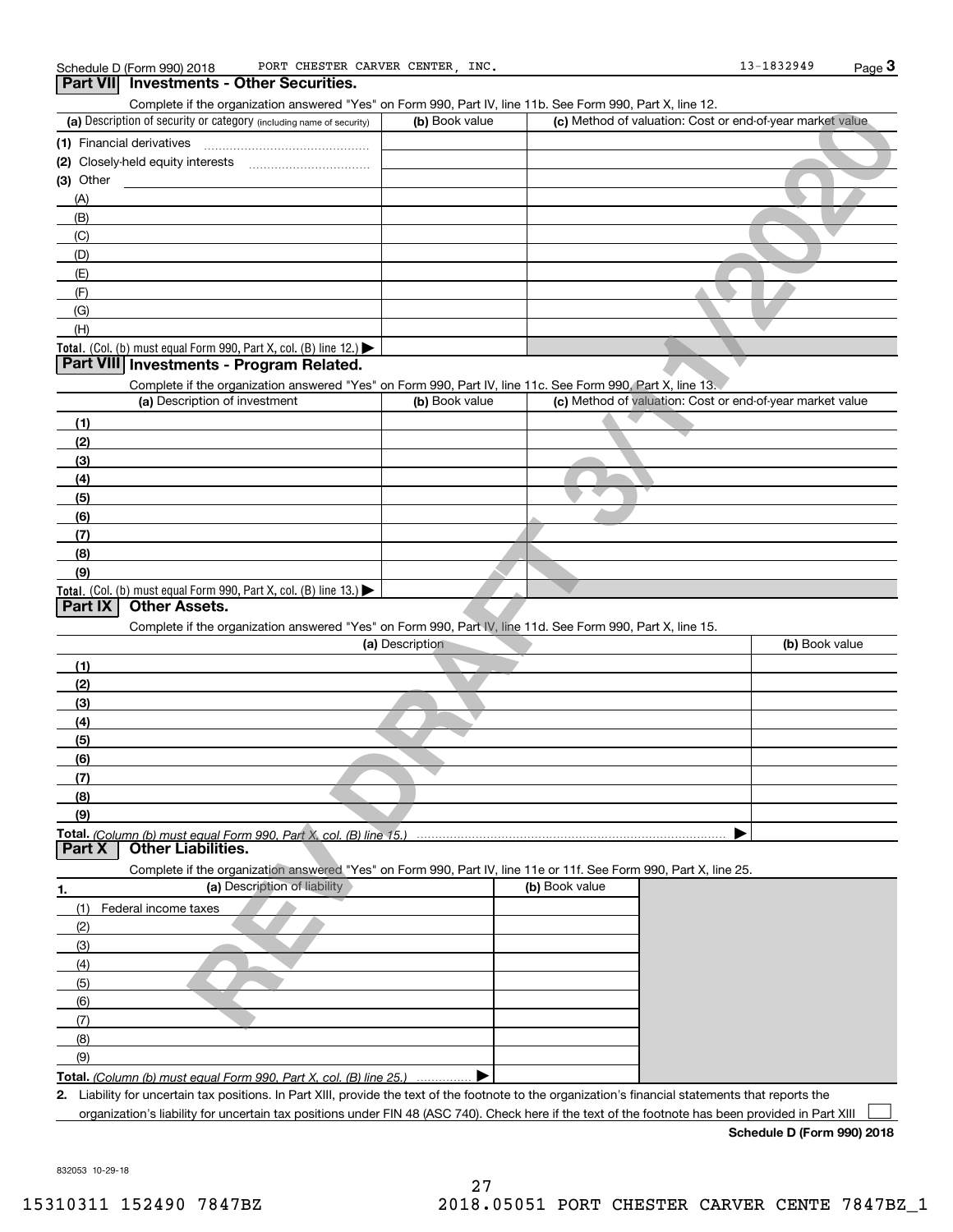Schedule D (Form 990) 2018 PORT CHESTER CARVER CENTER, INC. 13-1832949 Page 3

## Part VII Investments - Other Securities.

Complete if the organization answered "Yes" on Form 990, Part IV, line 11b. See Form 990, Part X, line 12.

| (a) Description of security or category (including name of security) | (b) Book value | (c) Method of valuation: Cost or end-of-year market value |
|---|---|---|
| (1) Financial derivatives | | |
| (2) Closely-held equity interests | | |
| (3) Other | | |
| (A) | | |
| (B) | | |
| (C) | | |
| (D) | | |
| (E) | | |
| (F) | | |
| (G) | | |
| (H) | | |
| **Total.** (Col. (b) must equal Form 990, Part X, col. (B) line 12.) ▶ | | |

## Part VIII Investments - Program Related.

Complete if the organization answered "Yes" on Form 990, Part IV, line 11c. See Form 990, Part X, line 13.

| (a) Description of investment | (b) Book value | (c) Method of valuation: Cost or end-of-year market value |
|---|---|---|
| (1) | | |
| (2) | | |
| (3) | | |
| (4) | | |
| (5) | | |
| (6) | | |
| (7) | | |
| (8) | | |
| (9) | | |
| **Total.** (Col. (b) must equal Form 990, Part X, col. (B) line 13.) ▶ | | |

## Part IX Other Assets.

Complete if the organization answered "Yes" on Form 990, Part IV, line 11d. See Form 990, Part X, line 15.

| (a) Description | (b) Book value |
|---|---|
| (1) | |
| (2) | |
| (3) | |
| (4) | |
| (5) | |
| (6) | |
| (7) | |
| (8) | |
| (9) | |
| **Total.** *(Column (b) must equal Form 990, Part X, col. (B) line 15.)* ▶ | |

## Part X Other Liabilities.

Complete if the organization answered "Yes" on Form 990, Part IV, line 11e or 11f. See Form 990, Part X, line 25.

| 1. (a) Description of liability | (b) Book value |
|---|---|
| (1) Federal income taxes | |
| (2) | |
| (3) | |
| (4) | |
| (5) | |
| (6) | |
| (7) | |
| (8) | |
| (9) | |
| **Total.** *(Column (b) must equal Form 990, Part X, col. (B) line 25.)* ▶ | |

**2.** Liability for uncertain tax positions. In Part XIII, provide the text of the footnote to the organization's financial statements that reports the organization's liability for uncertain tax positions under FIN 48 (ASC 740). Check here if the text of the footnote has been provided in Part XIII ☐

**Schedule D (Form 990) 2018**

832053 10-29-18

15310311 152490 7847BZ 2018.05051 PORT CHESTER CARVER CENTE 7847BZ_1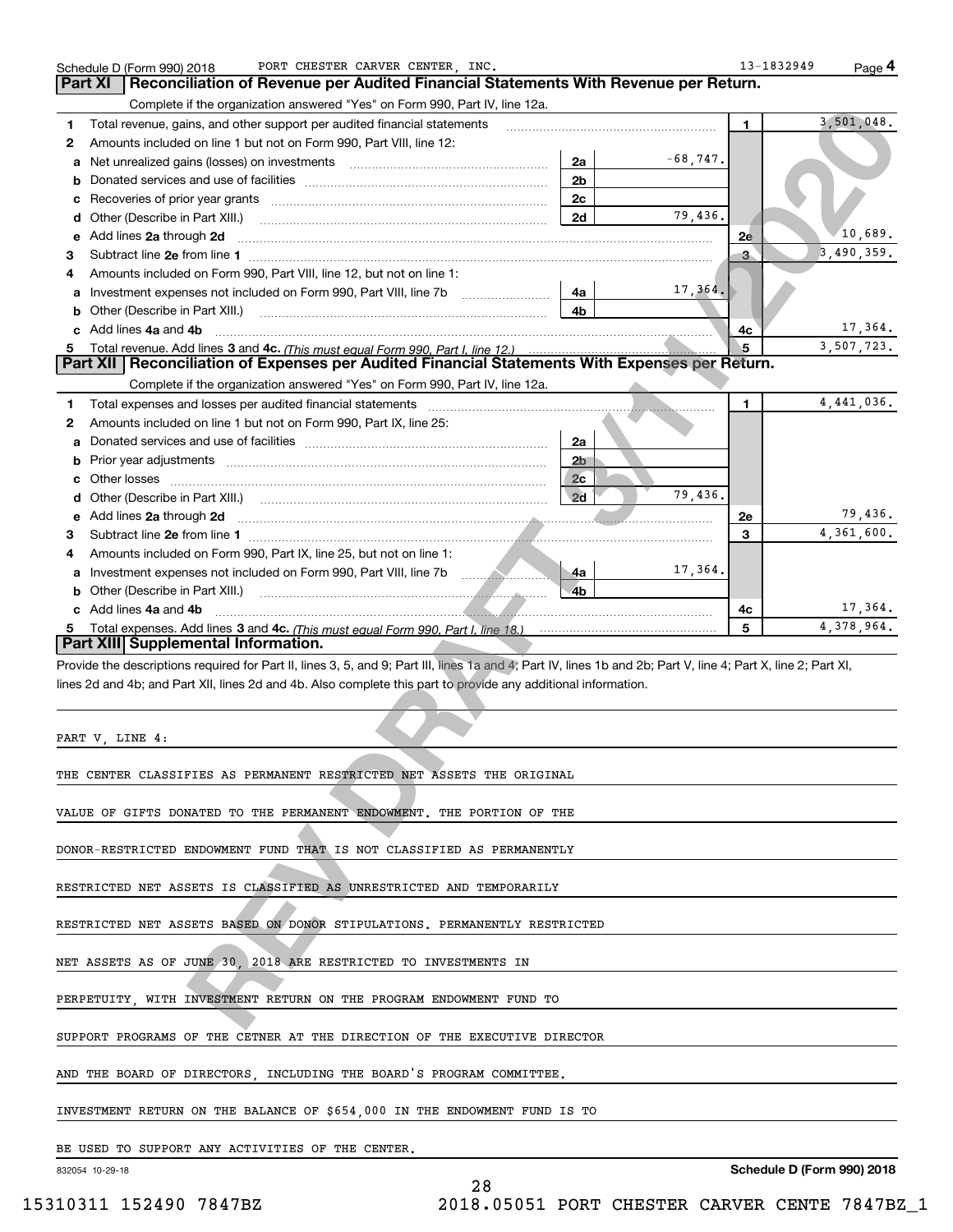Schedule D (Form 990) 2018 PORT CHESTER CARVER CENTER, INC. 13-1832949 Page **4**

## Part XI Reconciliation of Revenue per Audited Financial Statements With Revenue per Return.

Complete if the organization answered "Yes" on Form 990, Part IV, line 12a.

| | | | | | |
|---|---|---|---|---|---|
| **1** | Total revenue, gains, and other support per audited financial statements | | | **1** | 3,501,048. |
| **2** | Amounts included on line 1 but not on Form 990, Part VIII, line 12: | | | | |
| **a** | Net unrealized gains (losses) on investments | **2a** | -68,747. | | |
| **b** | Donated services and use of facilities | **2b** | | | |
| **c** | Recoveries of prior year grants | **2c** | | | |
| **d** | Other (Describe in Part XIII.) | **2d** | 79,436. | | |
| **e** | Add lines **2a** through **2d** | | | **2e** | 10,689. |
| **3** | Subtract line **2e** from line **1** | | | **3** | 3,490,359. |
| **4** | Amounts included on Form 990, Part VIII, line 12, but not on line 1: | | | | |
| **a** | Investment expenses not included on Form 990, Part VIII, line 7b | **4a** | 17,364. | | |
| **b** | Other (Describe in Part XIII.) | **4b** | | | |
| **c** | Add lines **4a** and **4b** | | | **4c** | 17,364. |
| **5** | Total revenue. Add lines **3** and **4c.** *(This must equal Form 990, Part I, line 12.)* | | | **5** | 3,507,723. |

## Part XII Reconciliation of Expenses per Audited Financial Statements With Expenses per Return.

Complete if the organization answered "Yes" on Form 990, Part IV, line 12a.

| | | | | | |
|---|---|---|---|---|---|
| **1** | Total expenses and losses per audited financial statements | | | **1** | 4,441,036. |
| **2** | Amounts included on line 1 but not on Form 990, Part IX, line 25: | | | | |
| **a** | Donated services and use of facilities | **2a** | | | |
| **b** | Prior year adjustments | **2b** | | | |
| **c** | Other losses | **2c** | | | |
| **d** | Other (Describe in Part XIII.) | **2d** | 79,436. | | |
| **e** | Add lines **2a** through **2d** | | | **2e** | 79,436. |
| **3** | Subtract line **2e** from line **1** | | | **3** | 4,361,600. |
| **4** | Amounts included on Form 990, Part IX, line 25, but not on line 1: | | | | |
| **a** | Investment expenses not included on Form 990, Part VIII, line 7b | **4a** | 17,364. | | |
| **b** | Other (Describe in Part XIII.) | **4b** | | | |
| **c** | Add lines **4a** and **4b** | | | **4c** | 17,364. |
| **5** | Total expenses. Add lines **3** and **4c.** *(This must equal Form 990, Part I, line 18.)* | | | **5** | 4,378,964. |

## Part XIII Supplemental Information.

Provide the descriptions required for Part II, lines 3, 5, and 9; Part III, lines 1a and 4; Part IV, lines 1b and 2b; Part V, line 4; Part X, line 2; Part XI, lines 2d and 4b; and Part XII, lines 2d and 4b. Also complete this part to provide any additional information.

PART V, LINE 4:

THE CENTER CLASSIFIES AS PERMANENT RESTRICTED NET ASSETS THE ORIGINAL VALUE OF GIFTS DONATED TO THE PERMANENT ENDOWMENT. THE PORTION OF THE DONOR-RESTRICTED ENDOWMENT FUND THAT IS NOT CLASSIFIED AS PERMANENTLY RESTRICTED NET ASSETS IS CLASSIFIED AS UNRESTRICTED AND TEMPORARILY RESTRICTED NET ASSETS BASED ON DONOR STIPULATIONS. PERMANENTLY RESTRICTED NET ASSETS AS OF JUNE 30, 2018 ARE RESTRICTED TO INVESTMENTS IN PERPETUITY, WITH INVESTMENT RETURN ON THE PROGRAM ENDOWMENT FUND TO SUPPORT PROGRAMS OF THE CETNER AT THE DIRECTION OF THE EXECUTIVE DIRECTOR AND THE BOARD OF DIRECTORS, INCLUDING THE BOARD'S PROGRAM COMMITTEE. INVESTMENT RETURN ON THE BALANCE OF $654,000 IN THE ENDOWMENT FUND IS TO BE USED TO SUPPORT ANY ACTIVITIES OF THE CENTER.

832054 10-29-18 **Schedule D (Form 990) 2018**

15310311 152490 7847BZ 2018.05051 PORT CHESTER CARVER CENTE 7847BZ_1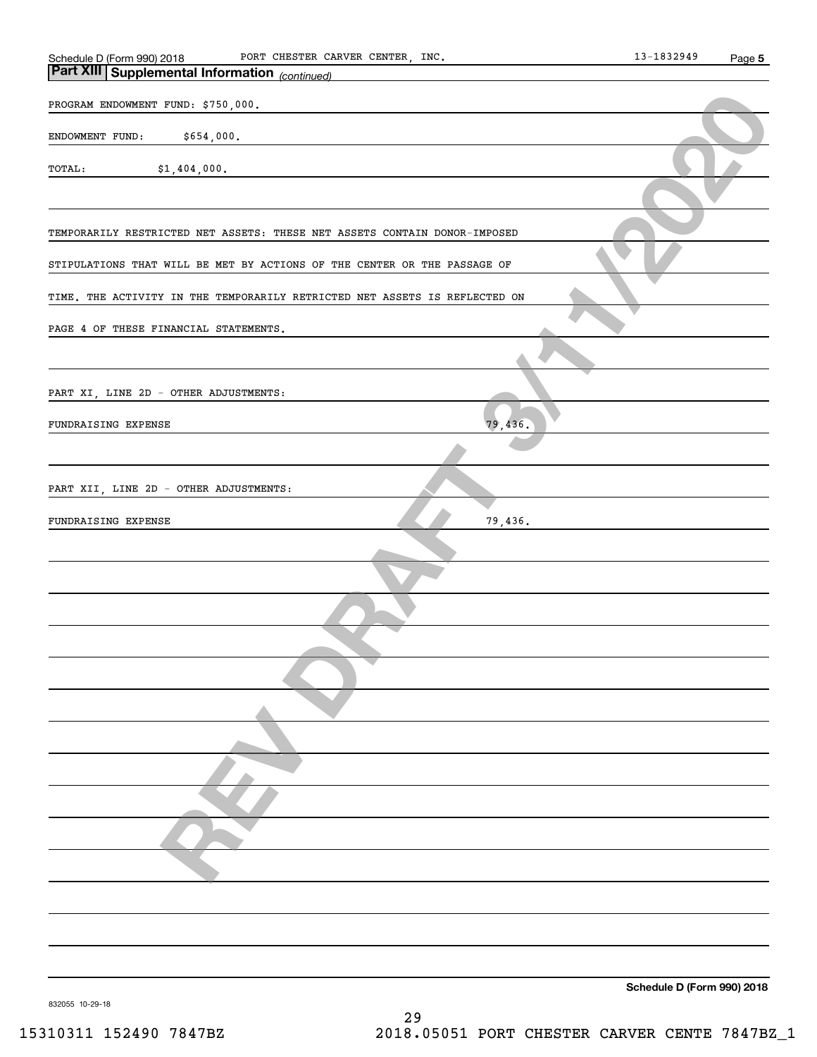## Part XIII | Supplemental Information *(continued)*

PROGRAM ENDOWMENT FUND: $750,000.

ENDOWMENT FUND: $654,000.

TOTAL: $1,404,000.

TEMPORARILY RESTRICTED NET ASSETS: THESE NET ASSETS CONTAIN DONOR-IMPOSED STIPULATIONS THAT WILL BE MET BY ACTIONS OF THE CENTER OR THE PASSAGE OF TIME. THE ACTIVITY IN THE TEMPORARILY RETRICTED NET ASSETS IS REFLECTED ON PAGE 4 OF THESE FINANCIAL STATEMENTS.

PART XI, LINE 2D - OTHER ADJUSTMENTS:

FUNDRAISING EXPENSE 79,436.

PART XII, LINE 2D - OTHER ADJUSTMENTS:

FUNDRAISING EXPENSE 79,436.

REV DRAFT 3/11/2020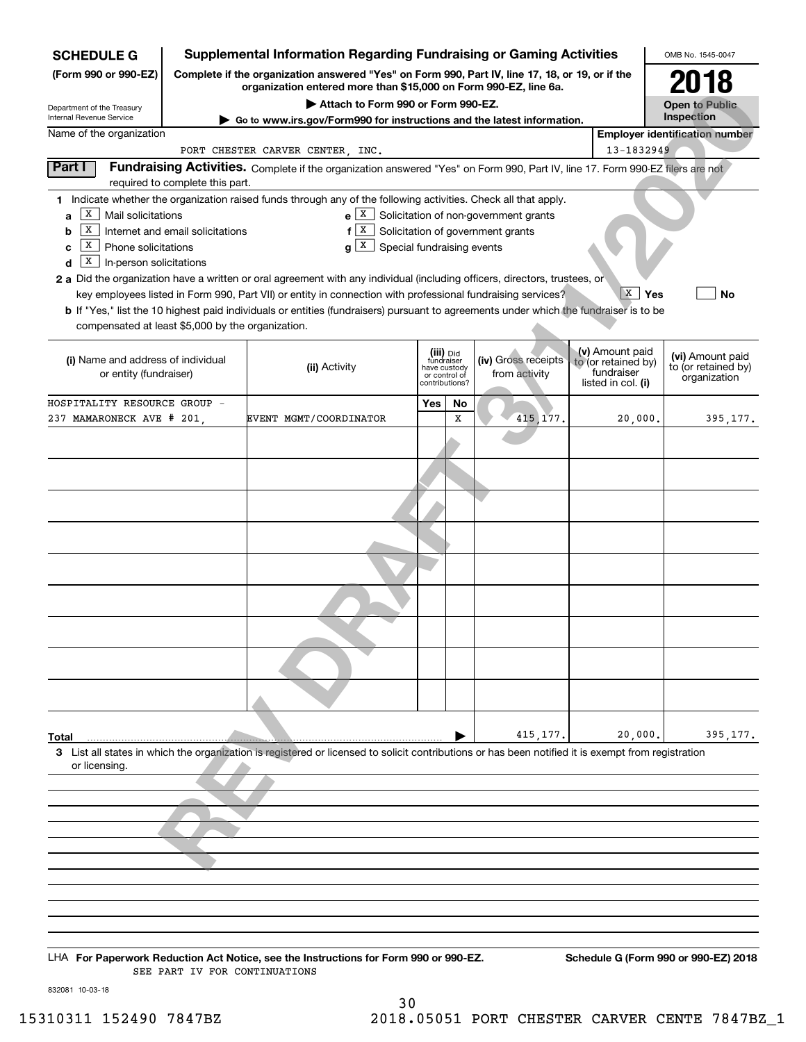**SCHEDULE G** **(Form 990 or 990-EZ)**

Department of the Treasury
Internal Revenue Service

# Supplemental Information Regarding Fundraising or Gaming Activities

**Complete if the organization answered "Yes" on Form 990, Part IV, line 17, 18, or 19, or if the organization entered more than $15,000 on Form 990-EZ, line 6a.**

**▶ Attach to Form 990 or Form 990-EZ.**

**▶ Go to www.irs.gov/Form990 for instructions and the latest information.**

OMB No. 1545-0047

**2018**

**Open to Public Inspection**

Name of the organization: PORT CHESTER CARVER CENTER, INC.

Employer identification number: 13-1832949

**Part I** **Fundraising Activities.** Complete if the organization answered "Yes" on Form 990, Part IV, line 17. Form 990-EZ filers are not required to complete this part.

**1** Indicate whether the organization raised funds through any of the following activities. Check all that apply.

- **a** [X] Mail solicitations
- **b** [X] Internet and email solicitations
- **c** [X] Phone solicitations
- **d** [X] In-person solicitations
- **e** [X] Solicitation of non-government grants
- **f** [X] Solicitation of government grants
- **g** [X] Special fundraising events

**2 a** Did the organization have a written or oral agreement with any individual (including officers, directors, trustees, or key employees listed in Form 990, Part VII) or entity in connection with professional fundraising services? [X] **Yes** [ ] **No**

**b** If "Yes," list the 10 highest paid individuals or entities (fundraisers) pursuant to agreements under which the fundraiser is to be compensated at least $5,000 by the organization.

| (i) Name and address of individual or entity (fundraiser) | (ii) Activity | (iii) Did fundraiser have custody or control of contributions? Yes | No | (iv) Gross receipts from activity | (v) Amount paid to (or retained by) fundraiser listed in col. (i) | (vi) Amount paid to (or retained by) organization |
|---|---|---|---|---|---|---|
| HOSPITALITY RESOURCE GROUP - 237 MAMARONECK AVE # 201, | EVENT MGMT/COORDINATOR | | X | 415,177. | 20,000. | 395,177. |
| | | | | | | |
| | | | | | | |
| | | | | | | |
| | | | | | | |
| | | | | | | |
| | | | | | | |
| | | | | | | |
| | | | | | | |
| | | | | | | |
| **Total** ▶ | | | | 415,177. | 20,000. | 395,177. |

**3** List all states in which the organization is registered or licensed to solicit contributions or has been notified it is exempt from registration or licensing.

LHA **For Paperwork Reduction Act Notice, see the Instructions for Form 990 or 990-EZ.** **Schedule G (Form 990 or 990-EZ) 2018**

SEE PART IV FOR CONTINUATIONS

832081 10-03-18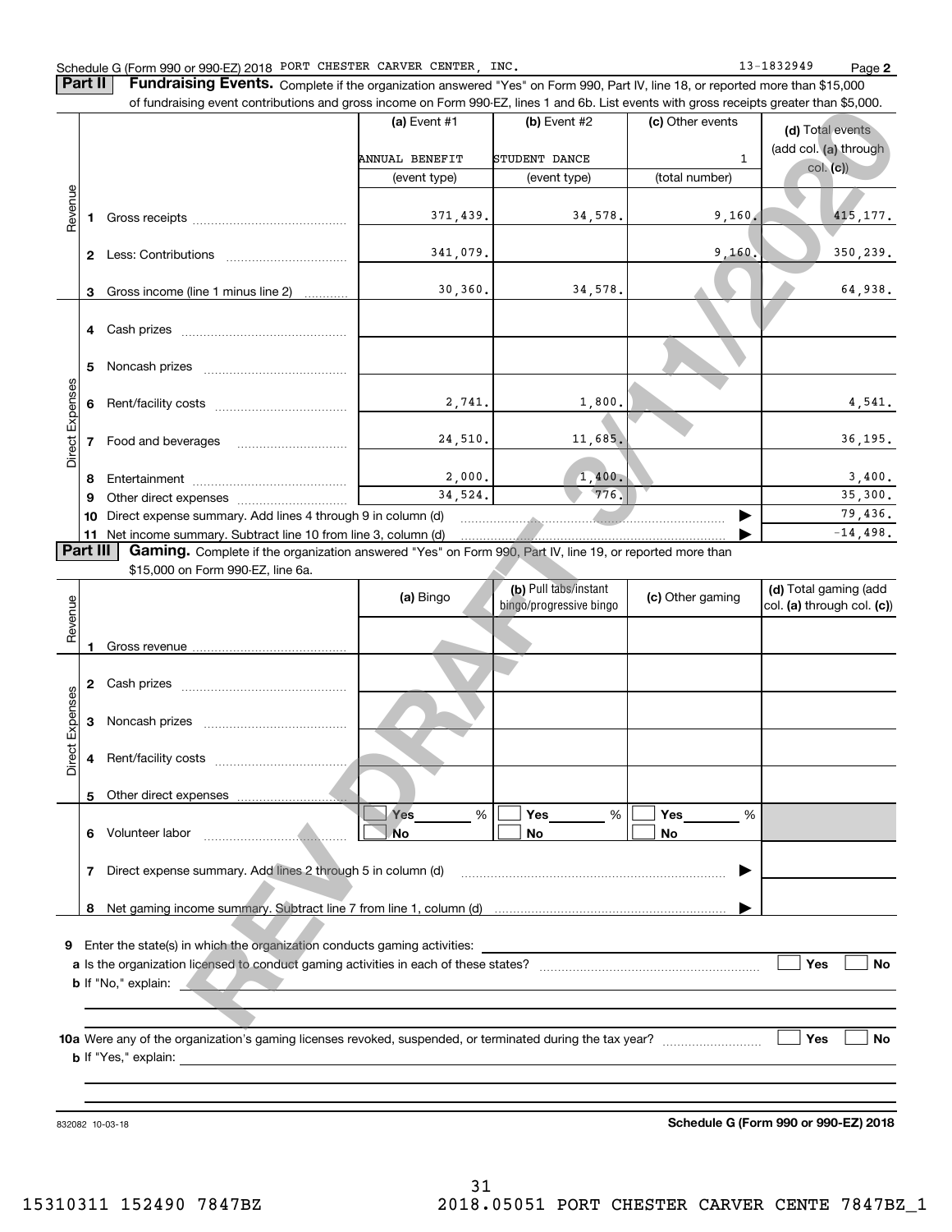Schedule G (Form 990 or 990-EZ) 2018 PORT CHESTER CARVER CENTER, INC. 13-1832949 Page **2**

**Part II** **Fundraising Events.** Complete if the organization answered "Yes" on Form 990, Part IV, line 18, or reported more than $15,000 of fundraising event contributions and gross income on Form 990-EZ, lines 1 and 6b. List events with gross receipts greater than $5,000.

| | | (a) Event #1 | (b) Event #2 | (c) Other events | (d) Total events (add col. (a) through col. (c)) |
|---|---|---|---|---|---|
| | | ANNUAL BENEFIT | STUDENT DANCE | 1 | |
| | | (event type) | (event type) | (total number) | |
| Revenue | 1 Gross receipts | 371,439. | 34,578. | 9,160. | 415,177. |
| | 2 Less: Contributions | 341,079. | | 9,160. | 350,239. |
| | 3 Gross income (line 1 minus line 2) | 30,360. | 34,578. | | 64,938. |
| Direct Expenses | 4 Cash prizes | | | | |
| | 5 Noncash prizes | | | | |
| | 6 Rent/facility costs | 2,741. | 1,800. | | 4,541. |
| | 7 Food and beverages | 24,510. | 11,685. | | 36,195. |
| | 8 Entertainment | 2,000. | 1,400. | | 3,400. |
| | 9 Other direct expenses | 34,524. | 776. | | 35,300. |
| | 10 Direct expense summary. Add lines 4 through 9 in column (d) | | | ▶ | 79,436. |
| | 11 Net income summary. Subtract line 10 from line 3, column (d) | | | ▶ | -14,498. |

**Part III** **Gaming.** Complete if the organization answered "Yes" on Form 990, Part IV, line 19, or reported more than $15,000 on Form 990-EZ, line 6a.

| | | (a) Bingo | (b) Pull tabs/instant bingo/progressive bingo | (c) Other gaming | (d) Total gaming (add col. (a) through col. (c)) |
|---|---|---|---|---|---|
| Revenue | 1 Gross revenue | | | | |
| Direct Expenses | 2 Cash prizes | | | | |
| | 3 Noncash prizes | | | | |
| | 4 Rent/facility costs | | | | |
| | 5 Other direct expenses | | | | |
| | 6 Volunteer labor | ☐ Yes ____ % ☐ No | ☐ Yes ____ % ☐ No | ☐ Yes ____ % ☐ No | |
| | 7 Direct expense summary. Add lines 2 through 5 in column (d) | | | ▶ | |
| | 8 Net gaming income summary. Subtract line 7 from line 1, column (d) | | | ▶ | |

**9** Enter the state(s) in which the organization conducts gaming activities: ____________

**a** Is the organization licensed to conduct gaming activities in each of these states? ☐ Yes ☐ No

**b** If "No," explain: ____________

**10a** Were any of the organization's gaming licenses revoked, suspended, or terminated during the tax year? ☐ Yes ☐ No

**b** If "Yes," explain: ____________

832082 10-03-18 **Schedule G (Form 990 or 990-EZ) 2018**

15310311 152490 7847BZ 2018.05051 PORT CHESTER CARVER CENTE 7847BZ_1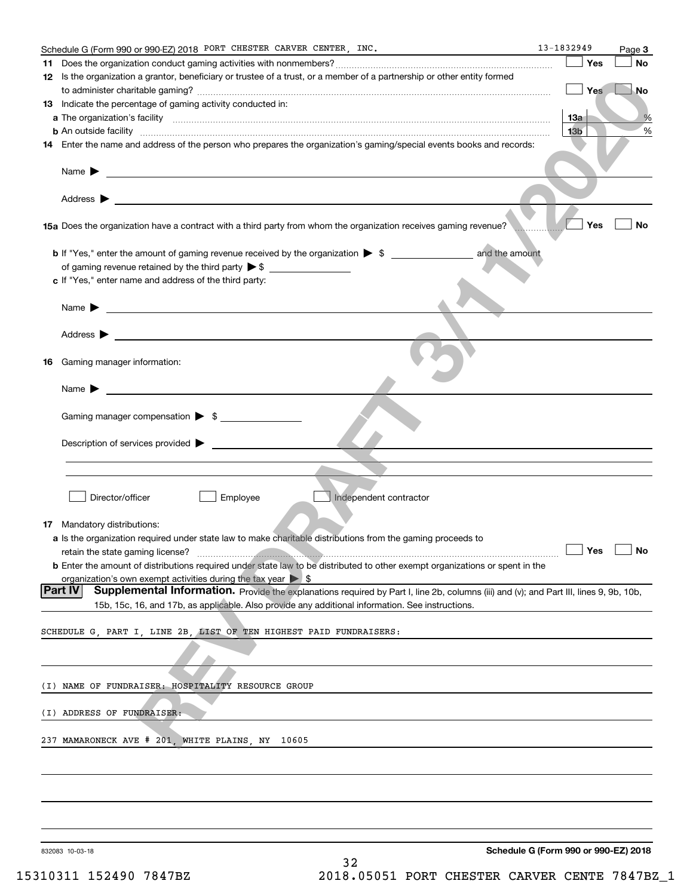Schedule G (Form 990 or 990-EZ) 2018 PORT CHESTER CARVER CENTER, INC. 13-1832949 Page **3**

**11** Does the organization conduct gaming activities with nonmembers? ☐ Yes ☐ No

**12** Is the organization a grantor, beneficiary or trustee of a trust, or a member of a partnership or other entity formed to administer charitable gaming? ☐ Yes ☐ No

**13** Indicate the percentage of gaming activity conducted in:

**a** The organization's facility **13a** %

**b** An outside facility **13b** %

**14** Enter the name and address of the person who prepares the organization's gaming/special events books and records:

Name ▶

Address ▶

**15a** Does the organization have a contract with a third party from whom the organization receives gaming revenue? ☐ Yes ☐ No

**b** If "Yes," enter the amount of gaming revenue received by the organization ▶ $ and the amount of gaming revenue retained by the third party ▶ $

**c** If "Yes," enter name and address of the third party:

Name ▶

Address ▶

**16** Gaming manager information:

Name ▶

Gaming manager compensation ▶ $

Description of services provided ▶

☐ Director/officer ☐ Employee ☐ Independent contractor

**17** Mandatory distributions:

**a** Is the organization required under state law to make charitable distributions from the gaming proceeds to retain the state gaming license? ☐ Yes ☐ No

**b** Enter the amount of distributions required under state law to be distributed to other exempt organizations or spent in the organization's own exempt activities during the tax year ▶ $

**Part IV** **Supplemental Information.** Provide the explanations required by Part I, line 2b, columns (iii) and (v); and Part III, lines 9, 9b, 10b, 15b, 15c, 16, and 17b, as applicable. Also provide any additional information. See instructions.

SCHEDULE G, PART I, LINE 2B, LIST OF TEN HIGHEST PAID FUNDRAISERS:

(I) NAME OF FUNDRAISER: HOSPITALITY RESOURCE GROUP

(I) ADDRESS OF FUNDRAISER:

237 MAMARONECK AVE # 201, WHITE PLAINS, NY 10605

832083 10-03-18

Schedule G (Form 990 or 990-EZ) 2018

15310311 152490 7847BZ 2018.05051 PORT CHESTER CARVER CENTE 7847BZ_1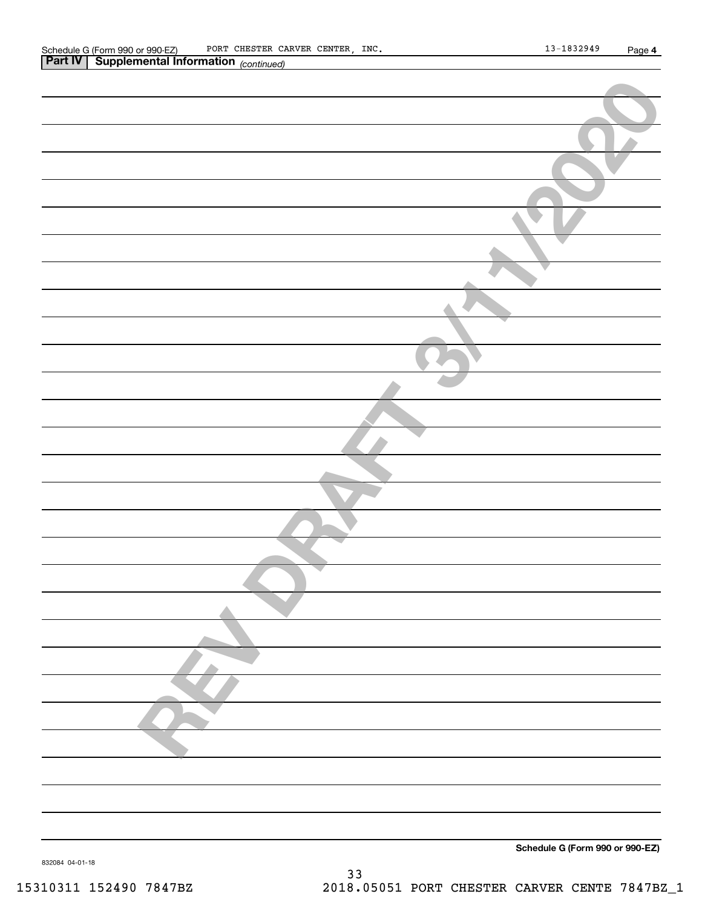Schedule G (Form 990 or 990-EZ) PORT CHESTER CARVER CENTER, INC. 13-1832949 Page 4

**Part IV | Supplemental Information** *(continued)*

REV DRAFT 3/11/2020

**Schedule G (Form 990 or 990-EZ)**

832084 04-01-18

15310311 152490 7847BZ 2018.05051 PORT CHESTER CARVER CENTE 7847BZ_1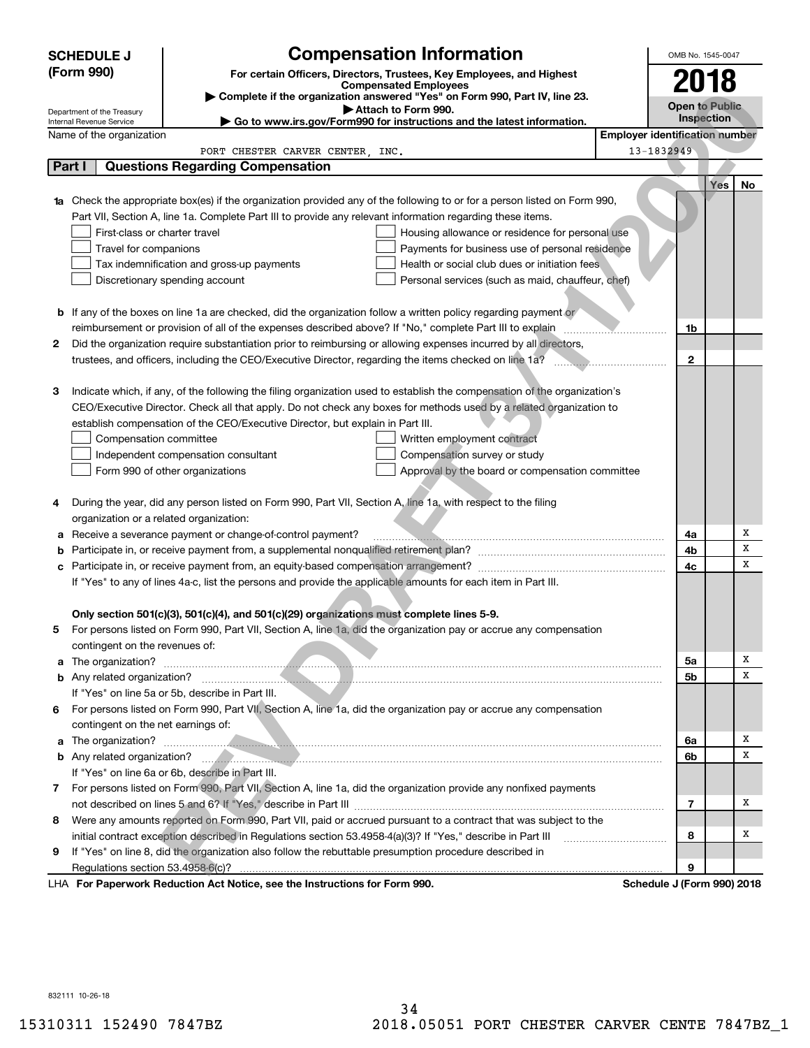# SCHEDULE J (Form 990)

## Compensation Information

**For certain Officers, Directors, Trustees, Key Employees, and Highest Compensated Employees**

▶ Complete if the organization answered "Yes" on Form 990, Part IV, line 23.

▶ Attach to Form 990.

▶ Go to www.irs.gov/Form990 for instructions and the latest information.

Department of the Treasury
Internal Revenue Service

OMB No. 1545-0047

**2018**

**Open to Public Inspection**

Name of the organization: PORT CHESTER CARVER CENTER, INC.

Employer identification number: 13-1832949

REV DRAFT 3/11/2020

## Part I Questions Regarding Compensation

| | | | Yes | No |
|---|---|---|---|---|
| **1a** | Check the appropriate box(es) if the organization provided any of the following to or for a person listed on Form 990, Part VII, Section A, line 1a. Complete Part III to provide any relevant information regarding these items.<br>☐ First-class or charter travel<br>☐ Travel for companions<br>☐ Tax indemnification and gross-up payments<br>☐ Discretionary spending account<br>☐ Housing allowance or residence for personal use<br>☐ Payments for business use of personal residence<br>☐ Health or social club dues or initiation fees<br>☐ Personal services (such as maid, chauffeur, chef) | | | |
| **b** | If any of the boxes on line 1a are checked, did the organization follow a written policy regarding payment or reimbursement or provision of all of the expenses described above? If "No," complete Part III to explain | 1b | | |
| **2** | Did the organization require substantiation prior to reimbursing or allowing expenses incurred by all directors, trustees, and officers, including the CEO/Executive Director, regarding the items checked on line 1a? | 2 | | |
| **3** | Indicate which, if any, of the following the filing organization used to establish the compensation of the organization's CEO/Executive Director. Check all that apply. Do not check any boxes for methods used by a related organization to establish compensation of the CEO/Executive Director, but explain in Part III.<br>☐ Compensation committee<br>☐ Independent compensation consultant<br>☐ Form 990 of other organizations<br>☐ Written employment contract<br>☐ Compensation survey or study<br>☐ Approval by the board or compensation committee | | | |
| **4** | During the year, did any person listed on Form 990, Part VII, Section A, line 1a, with respect to the filing organization or a related organization: | | | |
| **a** | Receive a severance payment or change-of-control payment? | 4a | | X |
| **b** | Participate in, or receive payment from, a supplemental nonqualified retirement plan? | 4b | | X |
| **c** | Participate in, or receive payment from, an equity-based compensation arrangement? | 4c | | X |
| | If "Yes" to any of lines 4a-c, list the persons and provide the applicable amounts for each item in Part III. | | | |
| | **Only section 501(c)(3), 501(c)(4), and 501(c)(29) organizations must complete lines 5-9.** | | | |
| **5** | For persons listed on Form 990, Part VII, Section A, line 1a, did the organization pay or accrue any compensation contingent on the revenues of: | | | |
| **a** | The organization? | 5a | | X |
| **b** | Any related organization? | 5b | | X |
| | If "Yes" on line 5a or 5b, describe in Part III. | | | |
| **6** | For persons listed on Form 990, Part VII, Section A, line 1a, did the organization pay or accrue any compensation contingent on the net earnings of: | | | |
| **a** | The organization? | 6a | | X |
| **b** | Any related organization? | 6b | | X |
| | If "Yes" on line 6a or 6b, describe in Part III. | | | |
| **7** | For persons listed on Form 990, Part VII, Section A, line 1a, did the organization provide any nonfixed payments not described on lines 5 and 6? If "Yes," describe in Part III | 7 | | X |
| **8** | Were any amounts reported on Form 990, Part VII, paid or accrued pursuant to a contract that was subject to the initial contract exception described in Regulations section 53.4958-4(a)(3)? If "Yes," describe in Part III | 8 | | X |
| **9** | If "Yes" on line 8, did the organization also follow the rebuttable presumption procedure described in Regulations section 53.4958-6(c)? | 9 | | |

LHA **For Paperwork Reduction Act Notice, see the Instructions for Form 990.** **Schedule J (Form 990) 2018**

832111 10-26-18

15310311 152490 7847BZ 2018.05051 PORT CHESTER CARVER CENTE 7847BZ_1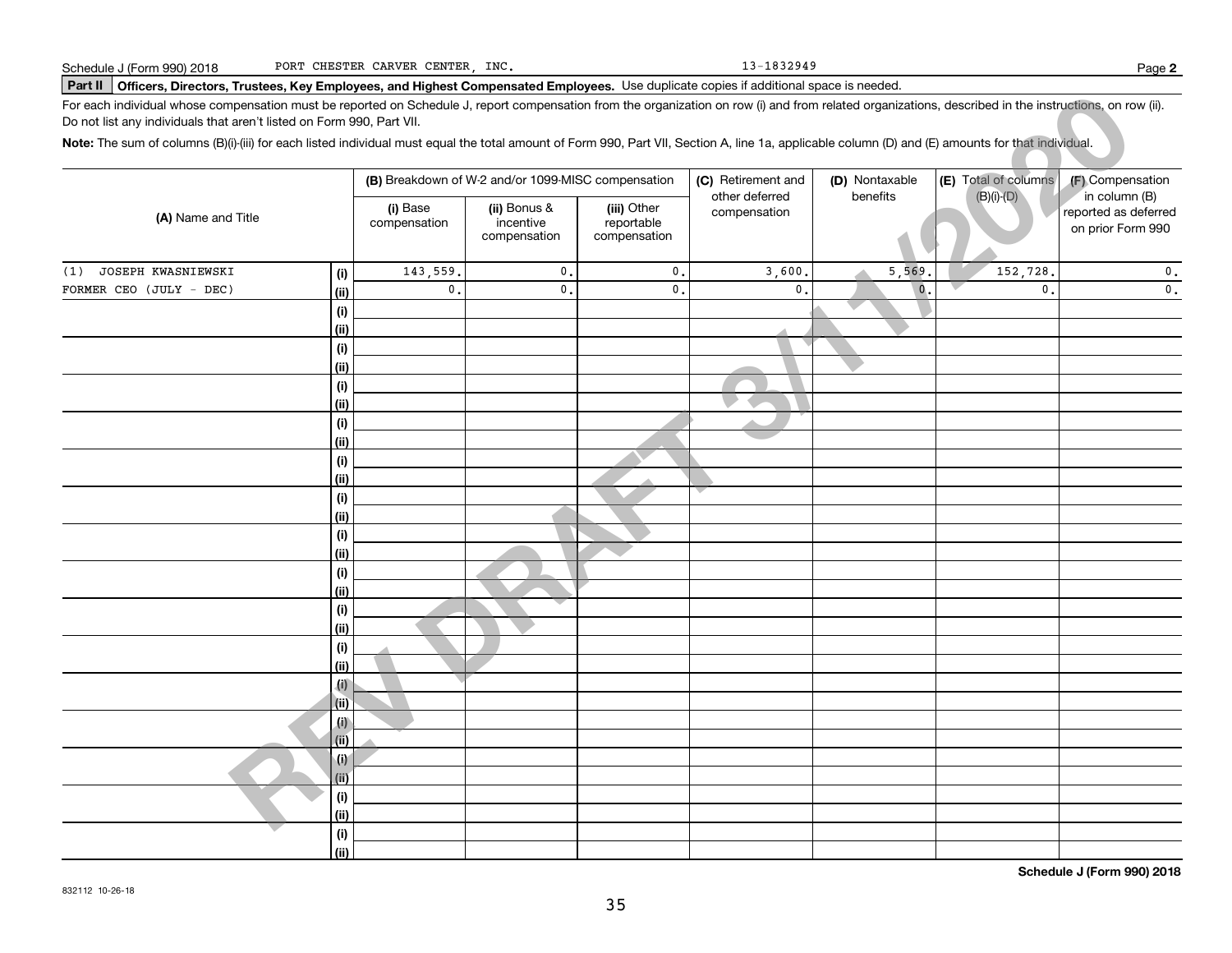Schedule J (Form 990) 2018 PORT CHESTER CARVER CENTER, INC. 13-1832949

**Part II** **Officers, Directors, Trustees, Key Employees, and Highest Compensated Employees.** Use duplicate copies if additional space is needed.

For each individual whose compensation must be reported on Schedule J, report compensation from the organization on row (i) and from related organizations, described in the instructions, on row (ii). Do not list any individuals that aren't listed on Form 990, Part VII.

**Note:** The sum of columns (B)(i)-(iii) for each listed individual must equal the total amount of Form 990, Part VII, Section A, line 1a, applicable column (D) and (E) amounts for that individual.

| (A) Name and Title | | (B) Breakdown of W-2 and/or 1099-MISC compensation | | | (C) Retirement and other deferred compensation | (D) Nontaxable benefits | (E) Total of columns (B)(i)-(D) | (F) Compensation in column (B) reported as deferred on prior Form 990 |
|---|---|---|---|---|---|---|---|---|
| | | (i) Base compensation | (ii) Bonus & incentive compensation | (iii) Other reportable compensation | | | | |
| (1) JOSEPH KWASNIEWSKI | (i) | 143,559. | 0. | 0. | 3,600. | 5,569. | 152,728. | 0. |
| FORMER CEO (JULY - DEC) | (ii) | 0. | 0. | 0. | 0. | 0. | 0. | 0. |
| | (i) | | | | | | | |
| | (ii) | | | | | | | |
| | (i) | | | | | | | |
| | (ii) | | | | | | | |
| | (i) | | | | | | | |
| | (ii) | | | | | | | |
| | (i) | | | | | | | |
| | (ii) | | | | | | | |
| | (i) | | | | | | | |
| | (ii) | | | | | | | |
| | (i) | | | | | | | |
| | (ii) | | | | | | | |
| | (i) | | | | | | | |
| | (ii) | | | | | | | |
| | (i) | | | | | | | |
| | (ii) | | | | | | | |
| | (i) | | | | | | | |
| | (ii) | | | | | | | |
| | (i) | | | | | | | |
| | (ii) | | | | | | | |
| | (i) | | | | | | | |
| | (ii) | | | | | | | |
| | (i) | | | | | | | |
| | (ii) | | | | | | | |
| | (i) | | | | | | | |
| | (ii) | | | | | | | |
| | (i) | | | | | | | |
| | (ii) | | | | | | | |
| | (i) | | | | | | | |
| | (ii) | | | | | | | |

REV DRAFT 3/11/2020

832112 10-26-18

**Schedule J (Form 990) 2018**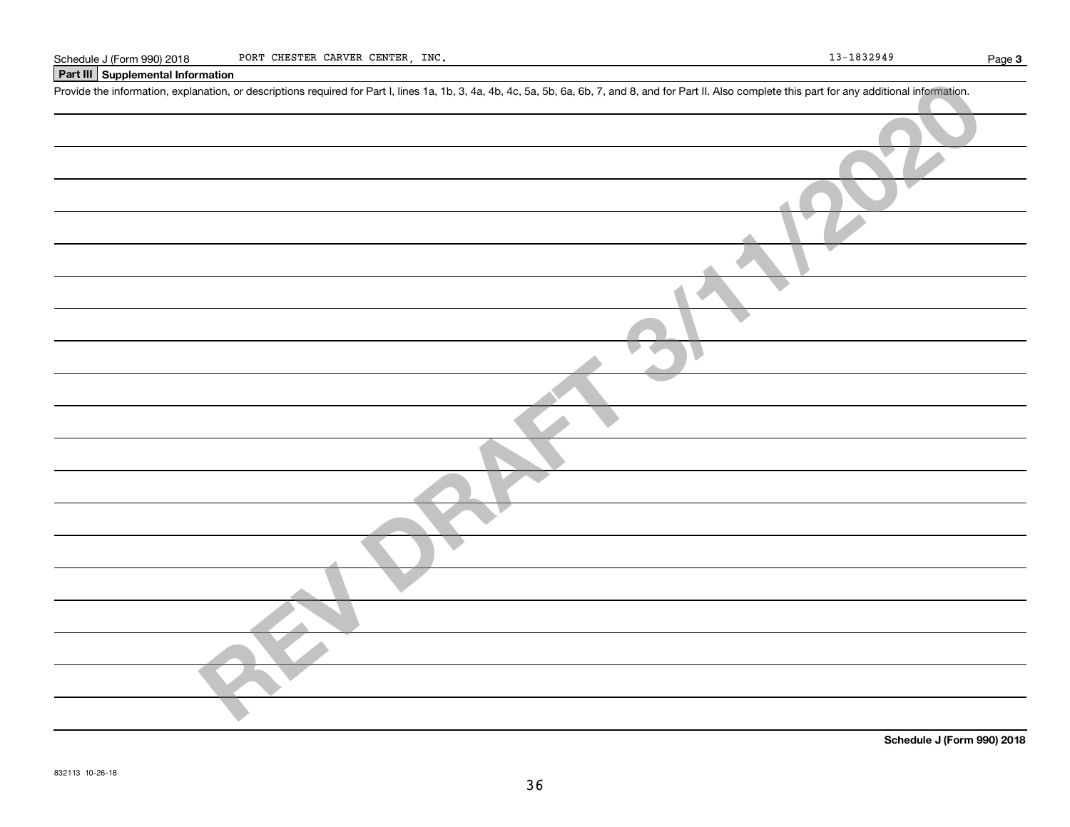## Part III Supplemental Information

Provide the information, explanation, or descriptions required for Part I, lines 1a, 1b, 3, 4a, 4b, 4c, 5a, 5b, 6a, 6b, 7, and 8, and for Part II. Also complete this part for any additional information.

REV DRAFT 3/11/2020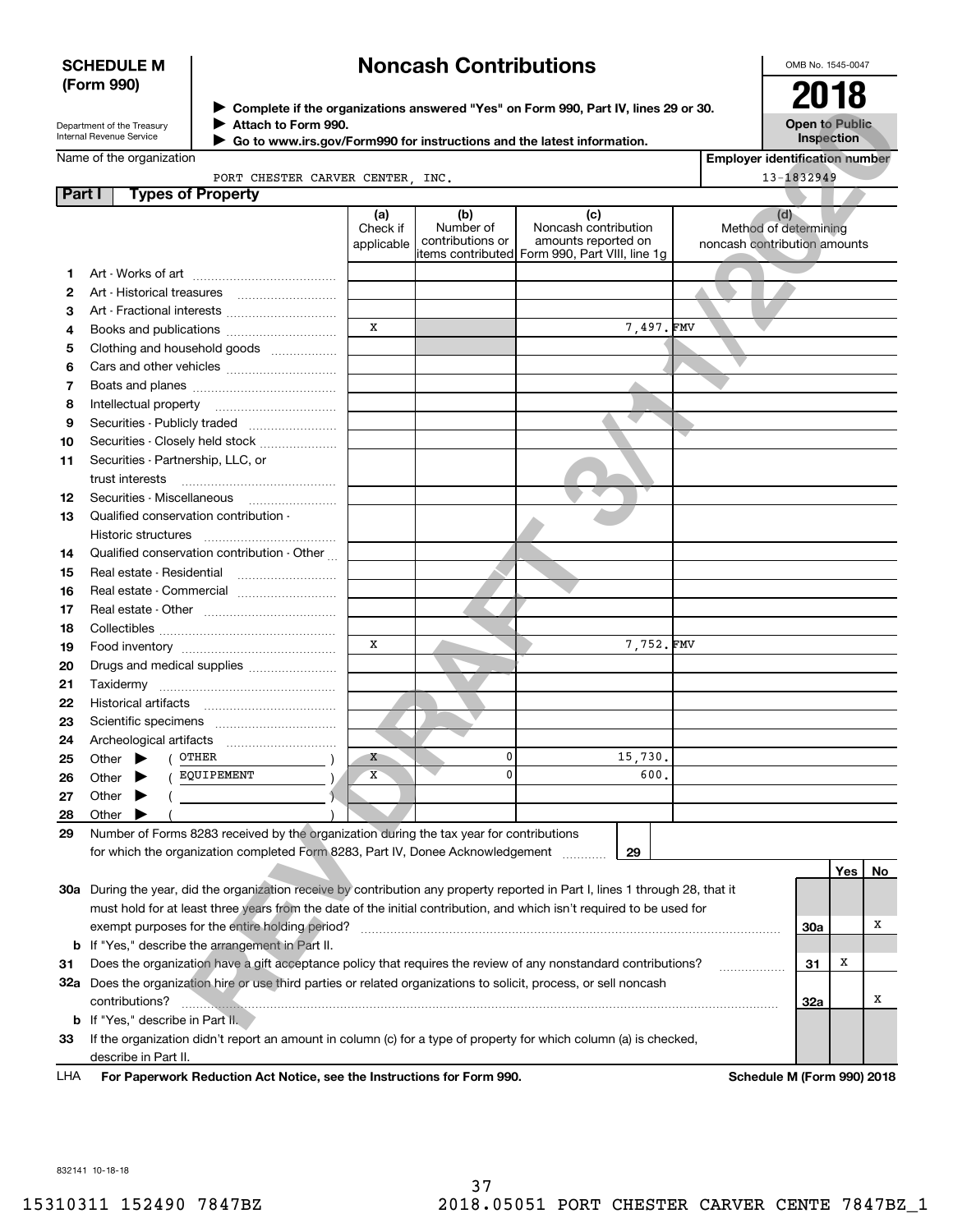**SCHEDULE M (Form 990)**

Department of the Treasury
Internal Revenue Service

# Noncash Contributions

▶ Complete if the organizations answered "Yes" on Form 990, Part IV, lines 29 or 30.
▶ Attach to Form 990.
▶ Go to www.irs.gov/Form990 for instructions and the latest information.

OMB No. 1545-0047

**2018**

**Open to Public Inspection**

Name of the organization: PORT CHESTER CARVER CENTER, INC.

Employer identification number: 13-1832949

REV DRAFT 3/11/2020

## Part I Types of Property

| | | (a) Check if applicable | (b) Number of contributions or items contributed | (c) Noncash contribution amounts reported on Form 990, Part VIII, line 1g | (d) Method of determining noncash contribution amounts |
|---|---|---|---|---|---|
| 1 | Art - Works of art | | | | |
| 2 | Art - Historical treasures | | | | |
| 3 | Art - Fractional interests | | | | |
| 4 | Books and publications | X | | 7,497. | FMV |
| 5 | Clothing and household goods | | | | |
| 6 | Cars and other vehicles | | | | |
| 7 | Boats and planes | | | | |
| 8 | Intellectual property | | | | |
| 9 | Securities - Publicly traded | | | | |
| 10 | Securities - Closely held stock | | | | |
| 11 | Securities - Partnership, LLC, or trust interests | | | | |
| 12 | Securities - Miscellaneous | | | | |
| 13 | Qualified conservation contribution - Historic structures | | | | |
| 14 | Qualified conservation contribution - Other | | | | |
| 15 | Real estate - Residential | | | | |
| 16 | Real estate - Commercial | | | | |
| 17 | Real estate - Other | | | | |
| 18 | Collectibles | | | | |
| 19 | Food inventory | X | | 7,752. | FMV |
| 20 | Drugs and medical supplies | | | | |
| 21 | Taxidermy | | | | |
| 22 | Historical artifacts | | | | |
| 23 | Scientific specimens | | | | |
| 24 | Archeological artifacts | | | | |
| 25 | Other ▶ ( OTHER ) | X | 0 | 15,730. | |
| 26 | Other ▶ ( EQUIPEMENT ) | X | 0 | 600. | |
| 27 | Other ▶ ( ) | | | | |
| 28 | Other ▶ ( ) | | | | |

**29** Number of Forms 8283 received by the organization during the tax year for contributions for which the organization completed Form 8283, Part IV, Donee Acknowledgement ..... **29**

| | | | Yes | No |
|---|---|---|---|---|
| **30a** | During the year, did the organization receive by contribution any property reported in Part I, lines 1 through 28, that it must hold for at least three years from the date of the initial contribution, and which isn't required to be used for exempt purposes for the entire holding period? | 30a | | X |
| **b** | If "Yes," describe the arrangement in Part II. | | | |
| **31** | Does the organization have a gift acceptance policy that requires the review of any nonstandard contributions? | 31 | X | |
| **32a** | Does the organization hire or use third parties or related organizations to solicit, process, or sell noncash contributions? | 32a | | X |
| **b** | If "Yes," describe in Part II. | | | |
| **33** | If the organization didn't report an amount in column (c) for a type of property for which column (a) is checked, describe in Part II. | | | |

LHA **For Paperwork Reduction Act Notice, see the Instructions for Form 990.** **Schedule M (Form 990) 2018**

832141 10-18-18

15310311 152490 7847BZ 2018.05051 PORT CHESTER CARVER CENTE 7847BZ_1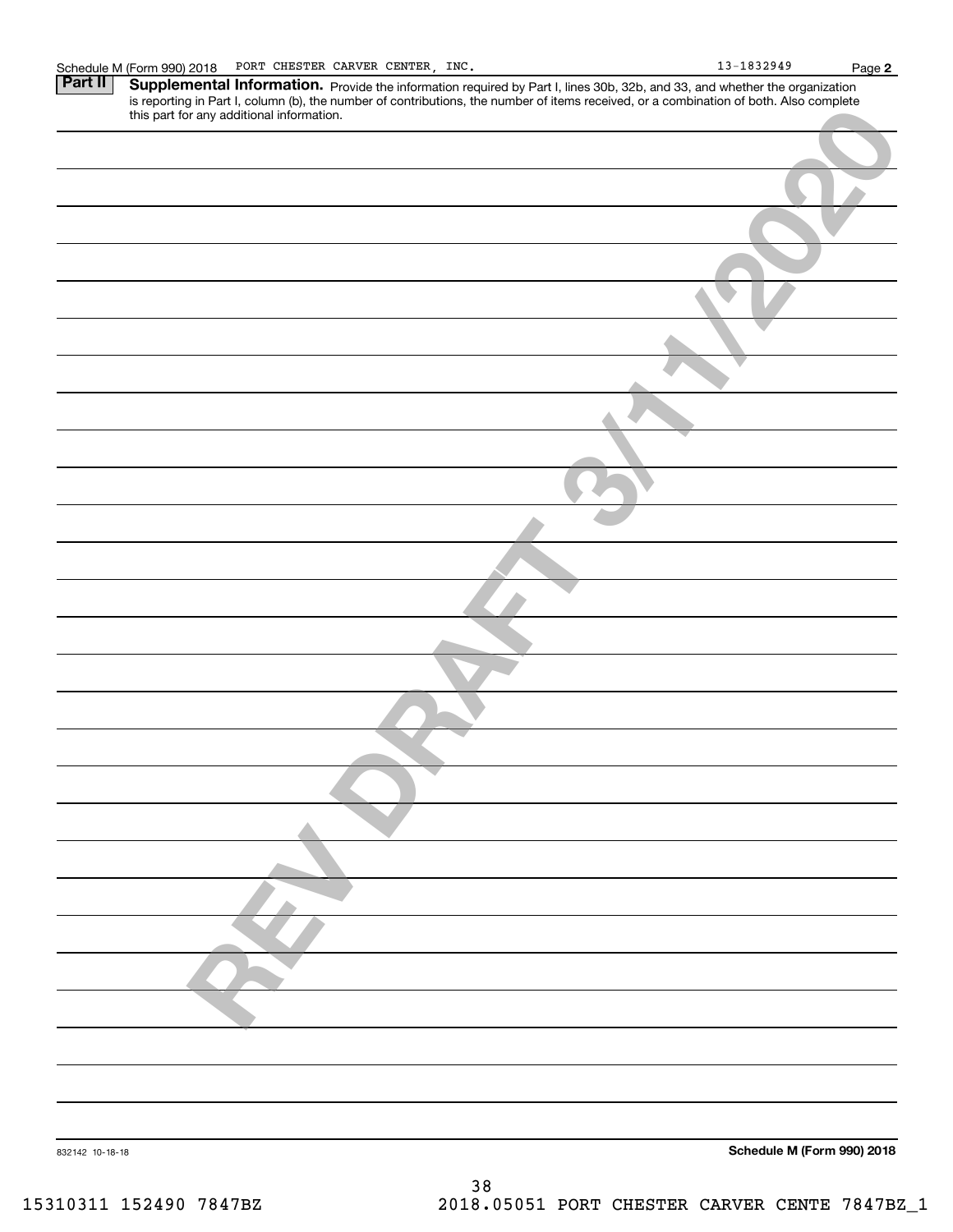Schedule M (Form 990) 2018 PORT CHESTER CARVER CENTER, INC. 13-1832949 Page **2**

**Part II** **Supplemental Information.** Provide the information required by Part I, lines 30b, 32b, and 33, and whether the organization is reporting in Part I, column (b), the number of contributions, the number of items received, or a combination of both. Also complete this part for any additional information.

REV DRAFT 3/11/2020

832142 10-18-18

**Schedule M (Form 990) 2018**

15310311 152490 7847BZ 2018.05051 PORT CHESTER CARVER CENTE 7847BZ_1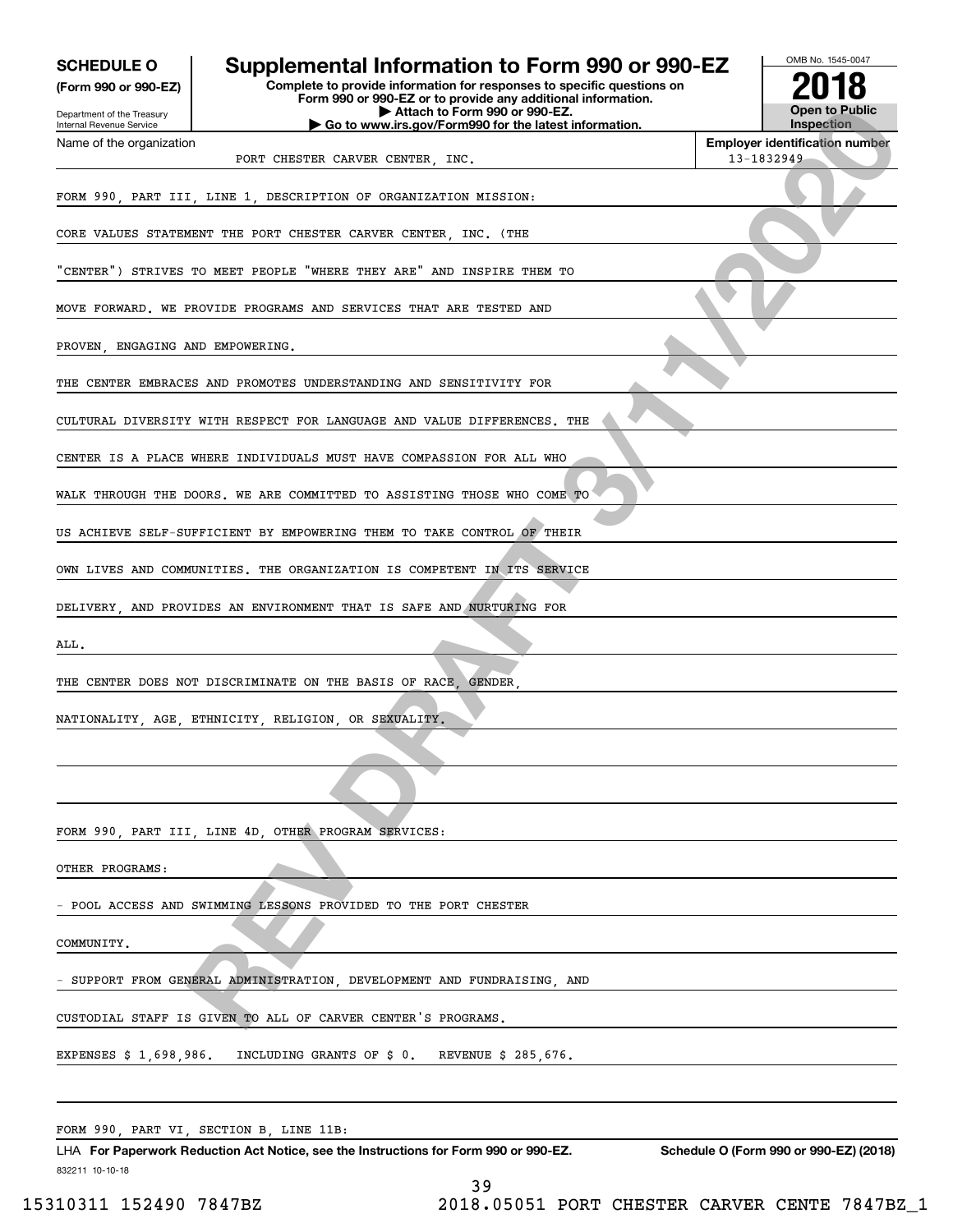**SCHEDULE O**
**(Form 990 or 990-EZ)**

Department of the Treasury
Internal Revenue Service

# Supplemental Information to Form 990 or 990-EZ

**Complete to provide information for responses to specific questions on Form 990 or 990-EZ or to provide any additional information.**
**▶ Attach to Form 990 or 990-EZ.**
**▶ Go to www.irs.gov/Form990 for the latest information.**

OMB No. 1545-0047

**2018**

**Open to Public Inspection**

Name of the organization: PORT CHESTER CARVER CENTER, INC.

**Employer identification number:** 13-1832949

FORM 990, PART III, LINE 1, DESCRIPTION OF ORGANIZATION MISSION:

CORE VALUES STATEMENT THE PORT CHESTER CARVER CENTER, INC. (THE "CENTER") STRIVES TO MEET PEOPLE "WHERE THEY ARE" AND INSPIRE THEM TO MOVE FORWARD. WE PROVIDE PROGRAMS AND SERVICES THAT ARE TESTED AND PROVEN, ENGAGING AND EMPOWERING.

THE CENTER EMBRACES AND PROMOTES UNDERSTANDING AND SENSITIVITY FOR CULTURAL DIVERSITY WITH RESPECT FOR LANGUAGE AND VALUE DIFFERENCES. THE CENTER IS A PLACE WHERE INDIVIDUALS MUST HAVE COMPASSION FOR ALL WHO WALK THROUGH THE DOORS. WE ARE COMMITTED TO ASSISTING THOSE WHO COME TO US ACHIEVE SELF-SUFFICIENT BY EMPOWERING THEM TO TAKE CONTROL OF THEIR OWN LIVES AND COMMUNITIES. THE ORGANIZATION IS COMPETENT IN ITS SERVICE DELIVERY, AND PROVIDES AN ENVIRONMENT THAT IS SAFE AND NURTURING FOR ALL.

THE CENTER DOES NOT DISCRIMINATE ON THE BASIS OF RACE, GENDER, NATIONALITY, AGE, ETHNICITY, RELIGION, OR SEXUALITY.

FORM 990, PART III, LINE 4D, OTHER PROGRAM SERVICES:

OTHER PROGRAMS:

- POOL ACCESS AND SWIMMING LESSONS PROVIDED TO THE PORT CHESTER COMMUNITY.

- SUPPORT FROM GENERAL ADMINISTRATION, DEVELOPMENT AND FUNDRAISING, AND CUSTODIAL STAFF IS GIVEN TO ALL OF CARVER CENTER'S PROGRAMS.

EXPENSES $ 1,698,986. INCLUDING GRANTS OF $ 0. REVENUE $ 285,676.

FORM 990, PART VI, SECTION B, LINE 11B:

LHA **For Paperwork Reduction Act Notice, see the Instructions for Form 990 or 990-EZ.** **Schedule O (Form 990 or 990-EZ) (2018)**

832211 10-10-18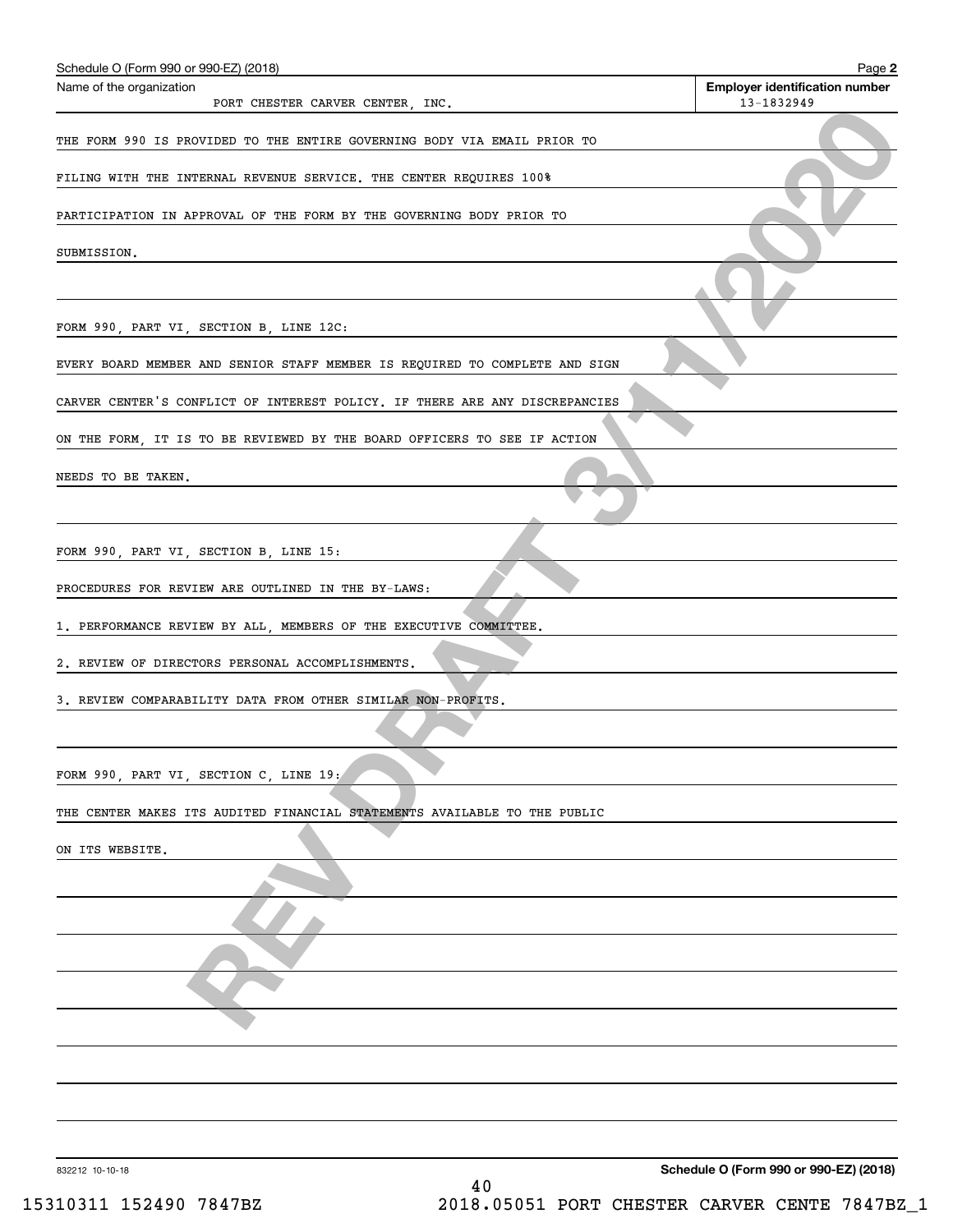Schedule O (Form 990 or 990-EZ) (2018) Page **2**

| Name of the organization | Employer identification number |
| --- | --- |
| PORT CHESTER CARVER CENTER, INC. | 13-1832949 |

THE FORM 990 IS PROVIDED TO THE ENTIRE GOVERNING BODY VIA EMAIL PRIOR TO FILING WITH THE INTERNAL REVENUE SERVICE. THE CENTER REQUIRES 100% PARTICIPATION IN APPROVAL OF THE FORM BY THE GOVERNING BODY PRIOR TO SUBMISSION.

FORM 990, PART VI, SECTION B, LINE 12C:

EVERY BOARD MEMBER AND SENIOR STAFF MEMBER IS REQUIRED TO COMPLETE AND SIGN CARVER CENTER'S CONFLICT OF INTEREST POLICY. IF THERE ARE ANY DISCREPANCIES ON THE FORM, IT IS TO BE REVIEWED BY THE BOARD OFFICERS TO SEE IF ACTION NEEDS TO BE TAKEN.

FORM 990, PART VI, SECTION B, LINE 15:

PROCEDURES FOR REVIEW ARE OUTLINED IN THE BY-LAWS:

1. PERFORMANCE REVIEW BY ALL, MEMBERS OF THE EXECUTIVE COMMITTEE.
2. REVIEW OF DIRECTORS PERSONAL ACCOMPLISHMENTS.
3. REVIEW COMPARABILITY DATA FROM OTHER SIMILAR NON-PROFITS.

FORM 990, PART VI, SECTION C, LINE 19:

THE CENTER MAKES ITS AUDITED FINANCIAL STATEMENTS AVAILABLE TO THE PUBLIC ON ITS WEBSITE.

REV DRAFT 3/11/2020

832212 10-10-18 **Schedule O (Form 990 or 990-EZ) (2018)**

15310311 152490 7847BZ 2018.05051 PORT CHESTER CARVER CENTE 7847BZ_1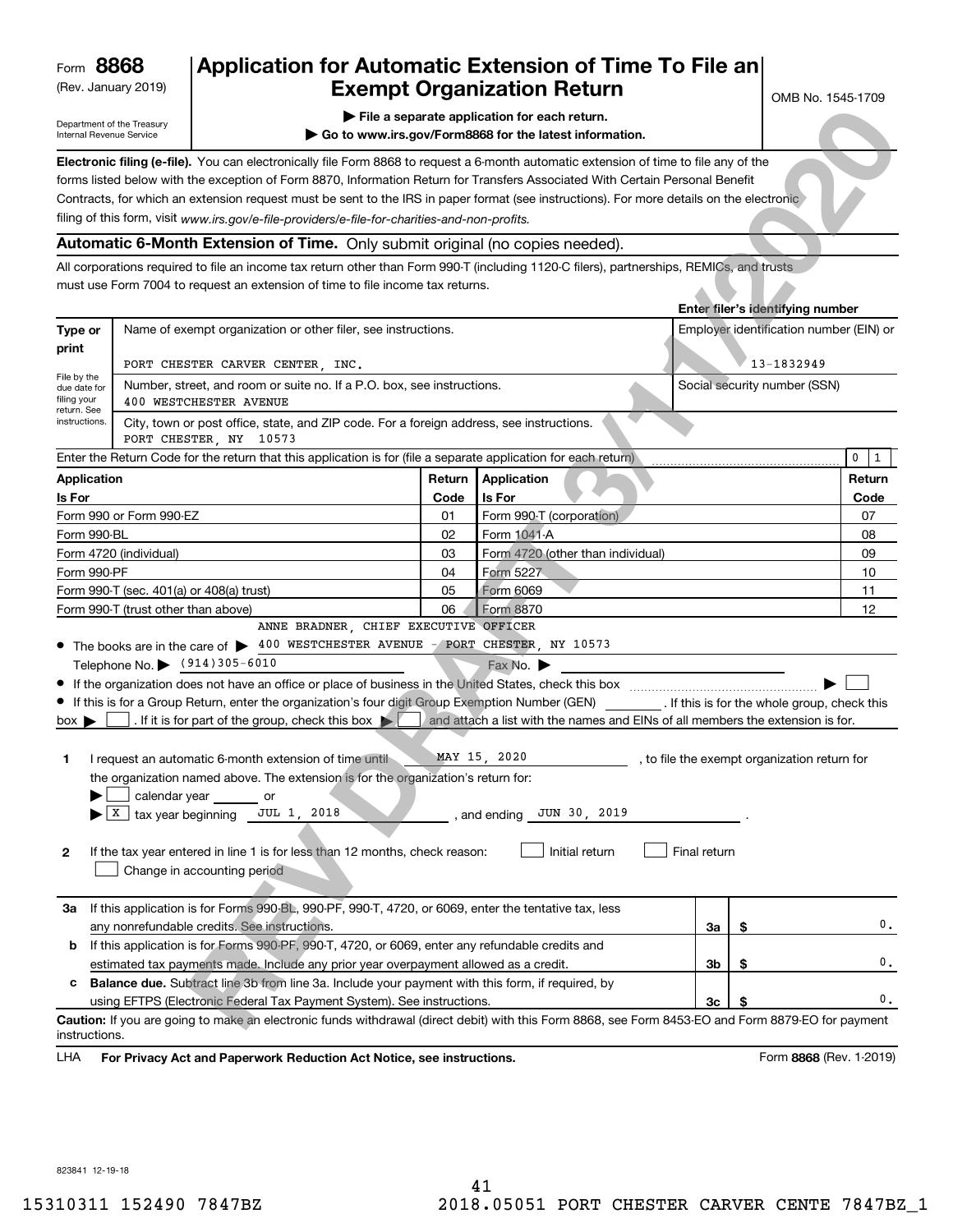Form **8868**
(Rev. January 2019)

Department of the Treasury
Internal Revenue Service

# Application for Automatic Extension of Time To File an Exempt Organization Return

▶ **File a separate application for each return.**
▶ **Go to www.irs.gov/Form8868 for the latest information.**

OMB No. 1545-1709

**Electronic filing (e-file).** You can electronically file Form 8868 to request a 6-month automatic extension of time to file any of the forms listed below with the exception of Form 8870, Information Return for Transfers Associated With Certain Personal Benefit Contracts, for which an extension request must be sent to the IRS in paper format (see instructions). For more details on the electronic filing of this form, visit *www.irs.gov/e-file-providers/e-file-for-charities-and-non-profits.*

## Automatic 6-Month Extension of Time. Only submit original (no copies needed).

All corporations required to file an income tax return other than Form 990-T (including 1120-C filers), partnerships, REMICs, and trusts must use Form 7004 to request an extension of time to file income tax returns.

| Type or print | Name of exempt organization or other filer, see instructions.<br>PORT CHESTER CARVER CENTER, INC. | **Enter filer's identifying number**<br>Employer identification number (EIN) or<br>13-1832949 |
|---|---|---|
| File by the due date for filing your return. See instructions. | Number, street, and room or suite no. If a P.O. box, see instructions.<br>400 WESTCHESTER AVENUE | Social security number (SSN) |
| | City, town or post office, state, and ZIP code. For a foreign address, see instructions.<br>PORT CHESTER, NY 10573 | |

Enter the Return Code for the return that this application is for (file a separate application for each return) ..... 0 1

| Application Is For | Return Code | Application Is For | Return Code |
|---|---|---|---|
| Form 990 or Form 990-EZ | 01 | Form 990-T (corporation) | 07 |
| Form 990-BL | 02 | Form 1041-A | 08 |
| Form 4720 (individual) | 03 | Form 4720 (other than individual) | 09 |
| Form 990-PF | 04 | Form 5227 | 10 |
| Form 990-T (sec. 401(a) or 408(a) trust) | 05 | Form 6069 | 11 |
| Form 990-T (trust other than above) | 06 | Form 8870 | 12 |

- The books are in the care of ▶ ANNE BRADNER, CHIEF EXECUTIVE OFFICER
  400 WESTCHESTER AVENUE - PORT CHESTER, NY 10573
  Telephone No. ▶ (914)305-6010   Fax No. ▶
- If the organization does not have an office or place of business in the United States, check this box ..... ▶ ☐
- If this is for a Group Return, enter the organization's four digit Group Exemption Number (GEN) ______. If this is for the whole group, check this box ▶ ☐. If it is for part of the group, check this box ▶ ☐ and attach a list with the names and EINs of all members the extension is for.

**1** I request an automatic 6-month extension of time until MAY 15, 2020, to file the exempt organization return for the organization named above. The extension is for the organization's return for:
▶ ☐ calendar year ______ or
▶ ☒ tax year beginning JUL 1, 2018, and ending JUN 30, 2019.

**2** If the tax year entered in line 1 is for less than 12 months, check reason: ☐ Initial return ☐ Final return
☐ Change in accounting period

| | | | |
|---|---|---|---|
| **3a** | If this application is for Forms 990-BL, 990-PF, 990-T, 4720, or 6069, enter the tentative tax, less any nonrefundable credits. See instructions. | 3a | $ 0. |
| **b** | If this application is for Forms 990-PF, 990-T, 4720, or 6069, enter any refundable credits and estimated tax payments made. Include any prior year overpayment allowed as a credit. | 3b | $ 0. |
| **c** | **Balance due.** Subtract line 3b from line 3a. Include your payment with this form, if required, by using EFTPS (Electronic Federal Tax Payment System). See instructions. | 3c | $ 0. |

**Caution:** If you are going to make an electronic funds withdrawal (direct debit) with this Form 8868, see Form 8453-EO and Form 8879-EO for payment instructions.

LHA **For Privacy Act and Paperwork Reduction Act Notice, see instructions.** Form **8868** (Rev. 1-2019)

823841 12-19-18

15310311 152490 7847BZ 2018.05051 PORT CHESTER CARVER CENTE 7847BZ_1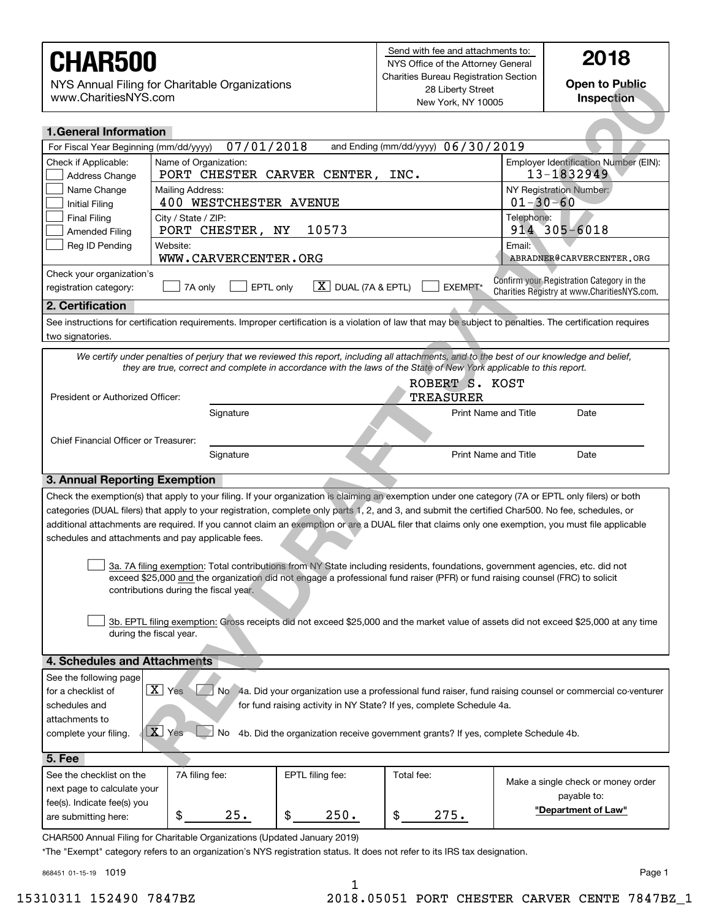# CHAR500

NYS Annual Filing for Charitable Organizations
www.CharitiesNYS.com

Send with fee and attachments to:
NYS Office of the Attorney General
Charities Bureau Registration Section
28 Liberty Street
New York, NY 10005

**2018**

**Open to Public Inspection**

REV DRAFT 8/17/20

## 1. General Information

For Fiscal Year Beginning (mm/dd/yyyy) 07/01/2018 and Ending (mm/dd/yyyy) 06/30/2019

| Check if Applicable: | | |
|---|---|---|
| ☐ Address Change | Name of Organization: PORT CHESTER CARVER CENTER, INC. | Employer Identification Number (EIN): 13-1832949 |
| ☐ Name Change / ☐ Initial Filing | Mailing Address: 400 WESTCHESTER AVENUE | NY Registration Number: 01-30-60 |
| ☐ Final Filing / ☐ Amended Filing | City / State / ZIP: PORT CHESTER, NY 10573 | Telephone: 914 305-6018 |
| ☐ Reg ID Pending | Website: WWW.CARVERCENTER.ORG | Email: ABRADNER@CARVERCENTER.ORG |

Check your organization's registration category: ☐ 7A only ☐ EPTL only ☒ DUAL (7A & EPTL) ☐ EXEMPT*

Confirm your Registration Category in the Charities Registry at www.CharitiesNYS.com.

## 2. Certification

See instructions for certification requirements. Improper certification is a violation of law that may be subject to penalties. The certification requires two signatories.

*We certify under penalties of perjury that we reviewed this report, including all attachments, and to the best of our knowledge and belief, they are true, correct and complete in accordance with the laws of the State of New York applicable to this report.*

President or Authorized Officer: ______________ Signature — ROBERT S. KOST, TREASURER — Print Name and Title — Date

Chief Financial Officer or Treasurer: ______________ Signature — Print Name and Title — Date

## 3. Annual Reporting Exemption

Check the exemption(s) that apply to your filing. If your organization is claiming an exemption under one category (7A or EPTL only filers) or both categories (DUAL filers) that apply to your registration, complete only parts 1, 2, and 3, and submit the certified Char500. No fee, schedules, or additional attachments are required. If you cannot claim an exemption or are a DUAL filer that claims only one exemption, you must file applicable schedules and attachments and pay applicable fees.

☐ 3a. 7A filing exemption: Total contributions from NY State including residents, foundations, government agencies, etc. did not exceed $25,000 and the organization did not engage a professional fund raiser (PFR) or fund raising counsel (FRC) to solicit contributions during the fiscal year.

☐ 3b. EPTL filing exemption: Gross receipts did not exceed $25,000 and the market value of assets did not exceed $25,000 at any time during the fiscal year.

## 4. Schedules and Attachments

See the following page for a checklist of schedules and attachments to complete your filing.

☒ Yes ☐ No 4a. Did your organization use a professional fund raiser, fund raising counsel or commercial co-venturer for fund raising activity in NY State? If yes, complete Schedule 4a.

☒ Yes ☐ No 4b. Did the organization receive government grants? If yes, complete Schedule 4b.

## 5. Fee

| See the checklist on the next page to calculate your fee(s). Indicate fee(s) you are submitting here: | 7A filing fee: | EPTL filing fee: | Total fee: | Make a single check or money order payable to: |
|---|---|---|---|---|
| | $ 25. | $ 250. | $ 275. | **"Department of Law"** |

CHAR500 Annual Filing for Charitable Organizations (Updated January 2019)

*The "Exempt" category refers to an organization's NYS registration status. It does not refer to its IRS tax designation.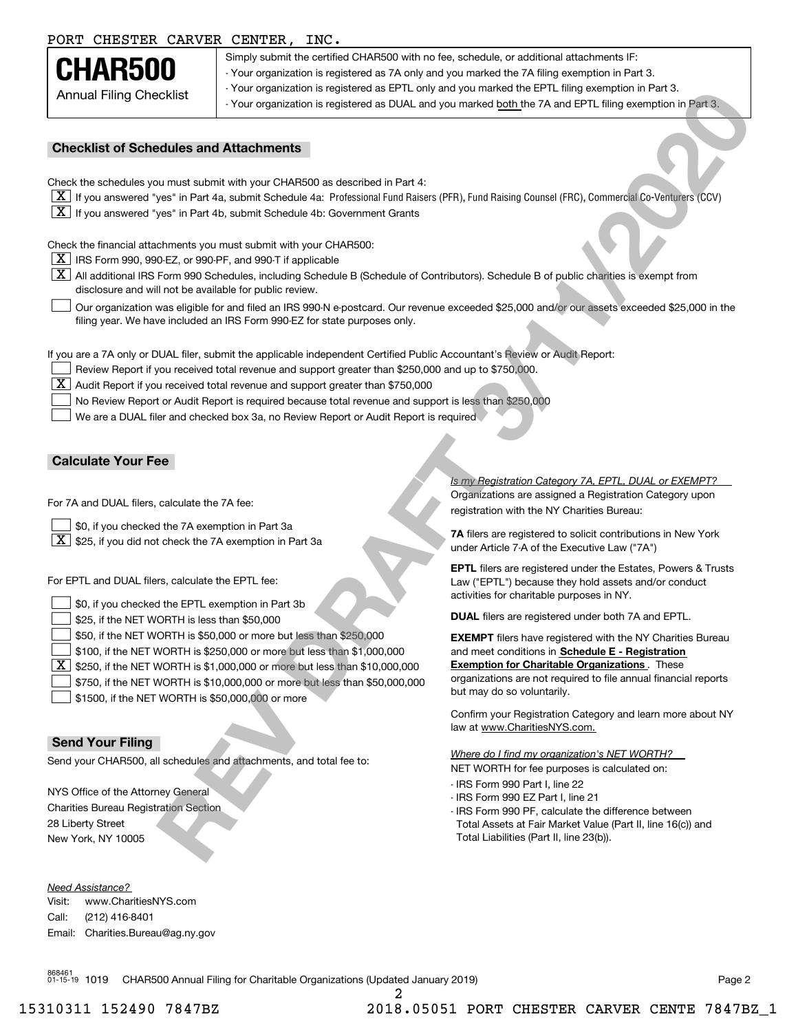PORT CHESTER CARVER CENTER, INC.

# CHAR500

Annual Filing Checklist

Simply submit the certified CHAR500 with no fee, schedule, or additional attachments IF:

- Your organization is registered as 7A only and you marked the 7A filing exemption in Part 3.
- Your organization is registered as EPTL only and you marked the EPTL filing exemption in Part 3.
- Your organization is registered as DUAL and you marked both the 7A and EPTL filing exemption in Part 3.

REV DRAFT 3/11/2020

## Checklist of Schedules and Attachments

Check the schedules you must submit with your CHAR500 as described in Part 4:

- [X] If you answered "yes" in Part 4a, submit Schedule 4a: Professional Fund Raisers (PFR), Fund Raising Counsel (FRC), Commercial Co-Venturers (CCV)
- [X] If you answered "yes" in Part 4b, submit Schedule 4b: Government Grants

Check the financial attachments you must submit with your CHAR500:

- [X] IRS Form 990, 990-EZ, or 990-PF, and 990-T if applicable
- [X] All additional IRS Form 990 Schedules, including Schedule B (Schedule of Contributors). Schedule B of public charities is exempt from disclosure and will not be available for public review.
- [ ] Our organization was eligible for and filed an IRS 990-N e-postcard. Our revenue exceeded $25,000 and/or our assets exceeded $25,000 in the filing year. We have included an IRS Form 990-EZ for state purposes only.

If you are a 7A only or DUAL filer, submit the applicable independent Certified Public Accountant's Review or Audit Report:

- [ ] Review Report if you received total revenue and support greater than $250,000 and up to $750,000.
- [X] Audit Report if you received total revenue and support greater than $750,000
- [ ] No Review Report or Audit Report is required because total revenue and support is less than $250,000
- [ ] We are a DUAL filer and checked box 3a, no Review Report or Audit Report is required

## Calculate Your Fee

For 7A and DUAL filers, calculate the 7A fee:

- [ ] $0, if you checked the 7A exemption in Part 3a
- [X] $25, if you did not check the 7A exemption in Part 3a

For EPTL and DUAL filers, calculate the EPTL fee:

- [ ] $0, if you checked the EPTL exemption in Part 3b
- [ ] $25, if the NET WORTH is less than $50,000
- [ ] $50, if the NET WORTH is $50,000 or more but less than $250,000
- [ ] $100, if the NET WORTH is $250,000 or more but less than $1,000,000
- [X] $250, if the NET WORTH is $1,000,000 or more but less than $10,000,000
- [ ] $750, if the NET WORTH is $10,000,000 or more but less than $50,000,000
- [ ] $1500, if the NET WORTH is $50,000,000 or more

*Is my Registration Category 7A, EPTL, DUAL or EXEMPT?*

Organizations are assigned a Registration Category upon registration with the NY Charities Bureau:

**7A** filers are registered to solicit contributions in New York under Article 7-A of the Executive Law ("7A")

**EPTL** filers are registered under the Estates, Powers & Trusts Law ("EPTL") because they hold assets and/or conduct activities for charitable purposes in NY.

**DUAL** filers are registered under both 7A and EPTL.

**EXEMPT** filers have registered with the NY Charities Bureau and meet conditions in **Schedule E - Registration Exemption for Charitable Organizations**. These organizations are not required to file annual financial reports but may do so voluntarily.

Confirm your Registration Category and learn more about NY law at www.CharitiesNYS.com.

*Where do I find my organization's NET WORTH?*

NET WORTH for fee purposes is calculated on:

- IRS Form 990 Part I, line 22
- IRS Form 990 EZ Part I, line 21
- IRS Form 990 PF, calculate the difference between Total Assets at Fair Market Value (Part II, line 16(c)) and Total Liabilities (Part II, line 23(b)).

## Send Your Filing

Send your CHAR500, all schedules and attachments, and total fee to:

NYS Office of the Attorney General
Charities Bureau Registration Section
28 Liberty Street
New York, NY 10005

*Need Assistance?*

Visit: www.CharitiesNYS.com
Call: (212) 416-8401
Email: Charities.Bureau@ag.ny.gov

868461 01-15-19 1019 CHAR500 Annual Filing for Charitable Organizations (Updated January 2019)

15310311 152490 7847BZ 2018.05051 PORT CHESTER CARVER CENTE 7847BZ_1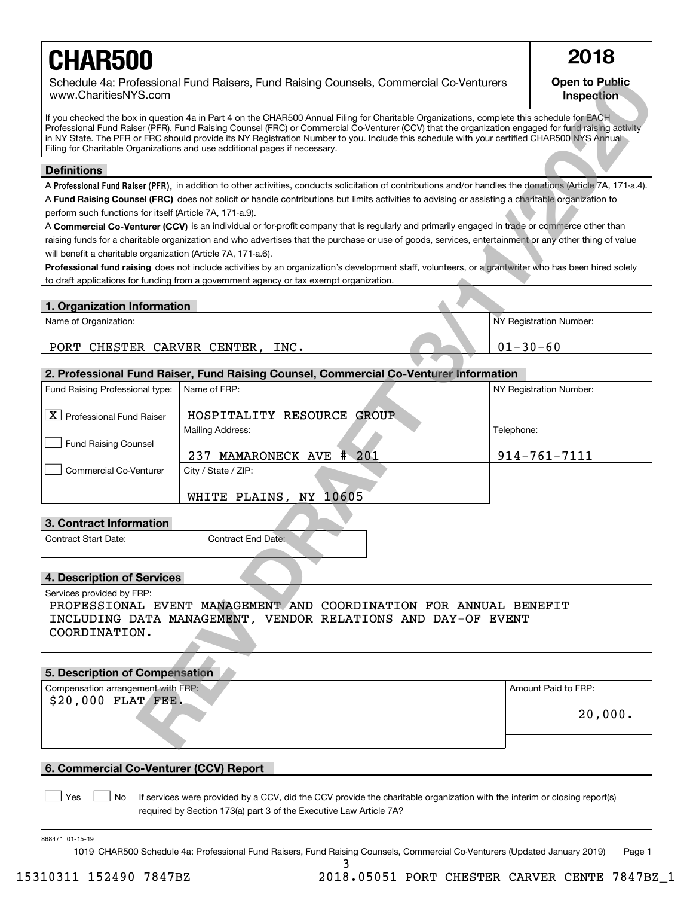# CHAR500

**2018**

Schedule 4a: Professional Fund Raisers, Fund Raising Counsels, Commercial Co-Venturers
www.CharitiesNYS.com

**Open to Public Inspection**

REV DRAFT 3/11/2020

If you checked the box in question 4a in Part 4 on the CHAR500 Annual Filing for Charitable Organizations, complete this schedule for EACH Professional Fund Raiser (PFR), Fund Raising Counsel (FRC) or Commercial Co-Venturer (CCV) that the organization engaged for fund raising activity in NY State. The PFR or FRC should provide its NY Registration Number to you. Include this schedule with your certified CHAR500 NYS Annual Filing for Charitable Organizations and use additional pages if necessary.

## Definitions

A **Professional Fund Raiser (PFR)**, in addition to other activities, conducts solicitation of contributions and/or handles the donations (Article 7A, 171-a.4).

A **Fund Raising Counsel (FRC)** does not solicit or handle contributions but limits activities to advising or assisting a charitable organization to perform such functions for itself (Article 7A, 171-a.9).

A **Commercial Co-Venturer (CCV)** is an individual or for-profit company that is regularly and primarily engaged in trade or commerce other than raising funds for a charitable organization and who advertises that the purchase or use of goods, services, entertainment or any other thing of value will benefit a charitable organization (Article 7A, 171-a.6).

**Professional fund raising** does not include activities by an organization's development staff, volunteers, or a grantwriter who has been hired solely to draft applications for funding from a government agency or tax exempt organization.

## 1. Organization Information

| Name of Organization: | NY Registration Number: |
|---|---|
| PORT CHESTER CARVER CENTER, INC. | 01-30-60 |

## 2. Professional Fund Raiser, Fund Raising Counsel, Commercial Co-Venturer Information

| Fund Raising Professional type: | Name of FRP: | NY Registration Number: |
|---|---|---|
| [X] Professional Fund Raiser | HOSPITALITY RESOURCE GROUP | |
| [ ] Fund Raising Counsel | Mailing Address: 237 MAMARONECK AVE # 201 | Telephone: 914-761-7111 |
| [ ] Commercial Co-Venturer | City / State / ZIP: WHITE PLAINS, NY 10605 | |

## 3. Contract Information

| Contract Start Date: | Contract End Date: |
|---|---|
| | |

## 4. Description of Services

Services provided by FRP:
PROFESSIONAL EVENT MANAGEMENT AND COORDINATION FOR ANNUAL BENEFIT INCLUDING DATA MANAGEMENT, VENDOR RELATIONS AND DAY-OF EVENT COORDINATION.

## 5. Description of Compensation

| Compensation arrangement with FRP: | Amount Paid to FRP: |
|---|---|
| $20,000 FLAT FEE. | 20,000. |

## 6. Commercial Co-Venturer (CCV) Report

[ ] Yes [ ] No If services were provided by a CCV, did the CCV provide the charitable organization with the interim or closing report(s) required by Section 173(a) part 3 of the Executive Law Article 7A?

868471 01-15-19

1019 CHAR500 Schedule 4a: Professional Fund Raisers, Fund Raising Counsels, Commercial Co-Venturers (Updated January 2019) Page 1

15310311 152490 7847BZ 2018.05051 PORT CHESTER CARVER CENTE 7847BZ_1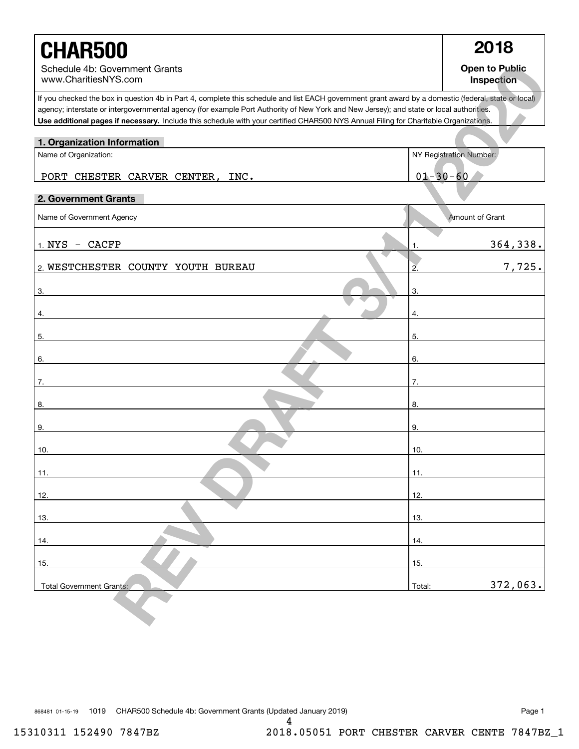# CHAR500

Schedule 4b: Government Grants
www.CharitiesNYS.com

**2018**

**Open to Public Inspection**

If you checked the box in question 4b in Part 4, complete this schedule and list EACH government grant award by a domestic (federal, state or local) agency; interstate or intergovernmental agency (for example Port Authority of New York and New Jersey); and state or local authorities.
**Use additional pages if necessary.** Include this schedule with your certified CHAR500 NYS Annual Filing for Charitable Organizations.

**REV DRAFT 3/11/2020**

## 1. Organization Information

| Name of Organization: | NY Registration Number: |
|---|---|
| PORT CHESTER CARVER CENTER, INC. | 01-30-60 |

## 2. Government Grants

| Name of Government Agency | Amount of Grant |
|---|---|
| 1. NYS - CACFP | 1. 364,338. |
| 2. WESTCHESTER COUNTY YOUTH BUREAU | 2. 7,725. |
| 3. | 3. |
| 4. | 4. |
| 5. | 5. |
| 6. | 6. |
| 7. | 7. |
| 8. | 8. |
| 9. | 9. |
| 10. | 10. |
| 11. | 11. |
| 12. | 12. |
| 13. | 13. |
| 14. | 14. |
| 15. | 15. |
| Total Government Grants: | Total: 372,063. |

868481 01-15-19 1019 CHAR500 Schedule 4b: Government Grants (Updated January 2019)

15310311 152490 7847BZ 2018.05051 PORT CHESTER CARVER CENTE 7847BZ_1